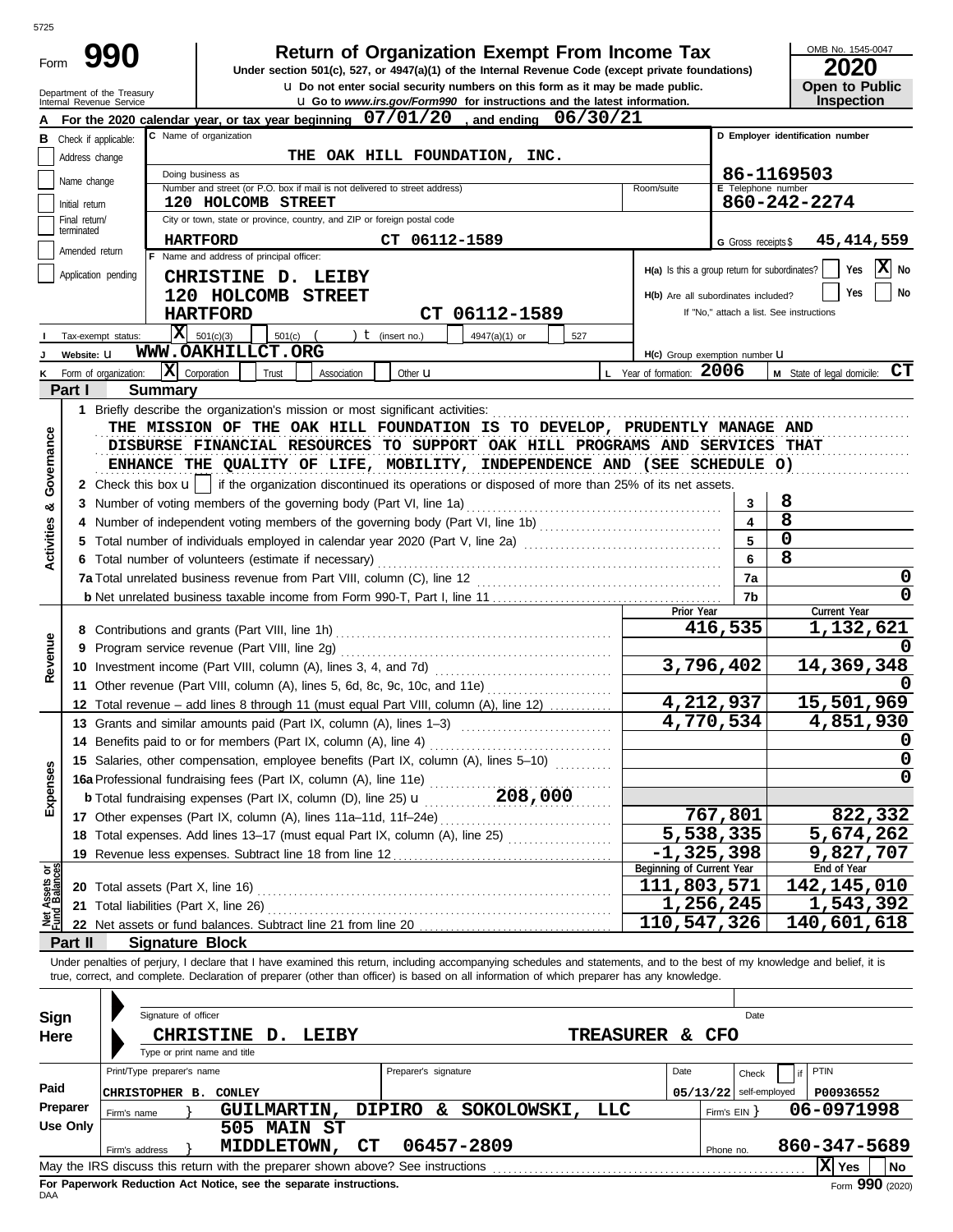5725

# Form 990

## Return of Organization Exempt From Income Tax

**Under section 501(c), 527, or 4947(a)(1) of the Internal Revenue Code (except private foundations)**

u Do not enter social security numbers on this form as it may be made public.

u Go to *www.irs.gov/Form990* for instructions and the latest information.

Department of the Treasury
Internal Revenue Service

OMB No. 1545-0047

**2020**

**Open to Public Inspection**

**A** For the 2020 calendar year, or tax year beginning 07/01/20 , and ending 06/30/21

**B** Check if applicable:
- Address change
- Name change
- Initial return
- Final return/terminated
- Amended return
- Application pending

**C** Name of organization: THE OAK HILL FOUNDATION, INC.

Doing business as

Number and street (or P.O. box if mail is not delivered to street address): 120 HOLCOMB STREET | Room/suite

City or town, state or province, country, and ZIP or foreign postal code: HARTFORD CT 06112-1589

**D** Employer identification number: 86-1169503

**E** Telephone number: 860-242-2274

**G** Gross receipts $ 45,414,559

**F** Name and address of principal officer:
CHRISTINE D. LEIBY
120 HOLCOMB STREET
HARTFORD CT 06112-1589

H(a) Is this a group return for subordinates? Yes [ ] No [X]

H(b) Are all subordinates included? Yes [ ] No [ ]
If "No," attach a list. See instructions

**I** Tax-exempt status: [X] 501(c)(3) [ ] 501(c) ( ) t (insert no.) [ ] 4947(a)(1) or [ ] 527

**J** Website: u WWW.OAKHILLCT.ORG

H(c) Group exemption number u

**K** Form of organization: [X] Corporation [ ] Trust [ ] Association [ ] Other u

**L** Year of formation: 2006

**M** State of legal domicile: CT

## Part I Summary

**Activities & Governance**

1 Briefly describe the organization's mission or most significant activities:
THE MISSION OF THE OAK HILL FOUNDATION IS TO DEVELOP, PRUDENTLY MANAGE AND DISBURSE FINANCIAL RESOURCES TO SUPPORT OAK HILL PROGRAMS AND SERVICES THAT ENHANCE THE QUALITY OF LIFE, MOBILITY, INDEPENDENCE AND (SEE SCHEDULE O)

2 Check this box u [ ] if the organization discontinued its operations or disposed of more than 25% of its net assets.

| | | | |
|---|---|---|---|
| 3 | Number of voting members of the governing body (Part VI, line 1a) | 3 | 8 |
| 4 | Number of independent voting members of the governing body (Part VI, line 1b) | 4 | 8 |
| 5 | Total number of individuals employed in calendar year 2020 (Part V, line 2a) | 5 | 0 |
| 6 | Total number of volunteers (estimate if necessary) | 6 | 8 |
| 7a | Total unrelated business revenue from Part VIII, column (C), line 12 | 7a | 0 |
| b | Net unrelated business taxable income from Form 990-T, Part I, line 11 | 7b | 0 |

| | | Prior Year | Current Year |
|---|---|---|---|
| **Revenue** | | | |
| 8 | Contributions and grants (Part VIII, line 1h) | 416,535 | 1,132,621 |
| 9 | Program service revenue (Part VIII, line 2g) | | 0 |
| 10 | Investment income (Part VIII, column (A), lines 3, 4, and 7d) | 3,796,402 | 14,369,348 |
| 11 | Other revenue (Part VIII, column (A), lines 5, 6d, 8c, 9c, 10c, and 11e) | | 0 |
| 12 | Total revenue – add lines 8 through 11 (must equal Part VIII, column (A), line 12) | 4,212,937 | 15,501,969 |
| **Expenses** | | | |
| 13 | Grants and similar amounts paid (Part IX, column (A), lines 1–3) | 4,770,534 | 4,851,930 |
| 14 | Benefits paid to or for members (Part IX, column (A), line 4) | | 0 |
| 15 | Salaries, other compensation, employee benefits (Part IX, column (A), lines 5–10) | | 0 |
| 16a | Professional fundraising fees (Part IX, column (A), line 11e) | | 0 |
| b | Total fundraising expenses (Part IX, column (D), line 25) u 208,000 | | |
| 17 | Other expenses (Part IX, column (A), lines 11a–11d, 11f–24e) | 767,801 | 822,332 |
| 18 | Total expenses. Add lines 13–17 (must equal Part IX, column (A), line 25) | 5,538,335 | 5,674,262 |
| 19 | Revenue less expenses. Subtract line 18 from line 12 | -1,325,398 | 9,827,707 |
| **Net Assets or Fund Balances** | | **Beginning of Current Year** | **End of Year** |
| 20 | Total assets (Part X, line 16) | 111,803,571 | 142,145,010 |
| 21 | Total liabilities (Part X, line 26) | 1,256,245 | 1,543,392 |
| 22 | Net assets or fund balances. Subtract line 21 from line 20 | 110,547,326 | 140,601,618 |

## Part II Signature Block

Under penalties of perjury, I declare that I have examined this return, including accompanying schedules and statements, and to the best of my knowledge and belief, it is true, correct, and complete. Declaration of preparer (other than officer) is based on all information of which preparer has any knowledge.

**Sign Here**

Signature of officer | Date

CHRISTINE D. LEIBY — TREASURER & CFO
Type or print name and title

**Paid Preparer Use Only**

| Print/Type preparer's name | Preparer's signature | Date | Check if self-employed | PTIN |
|---|---|---|---|---|
| CHRISTOPHER B. CONLEY | | 05/13/22 | | P00936552 |

Firm's name } GUILMARTIN, DIPIRO & SOKOLOWSKI, LLC — Firm's EIN } 06-0971998

Firm's address } 505 MAIN ST, MIDDLETOWN, CT 06457-2809 — Phone no. 860-347-5689

May the IRS discuss this return with the preparer shown above? See instructions [X] Yes [ ] No

**For Paperwork Reduction Act Notice, see the separate instructions.**

DAA

Form **990** (2020)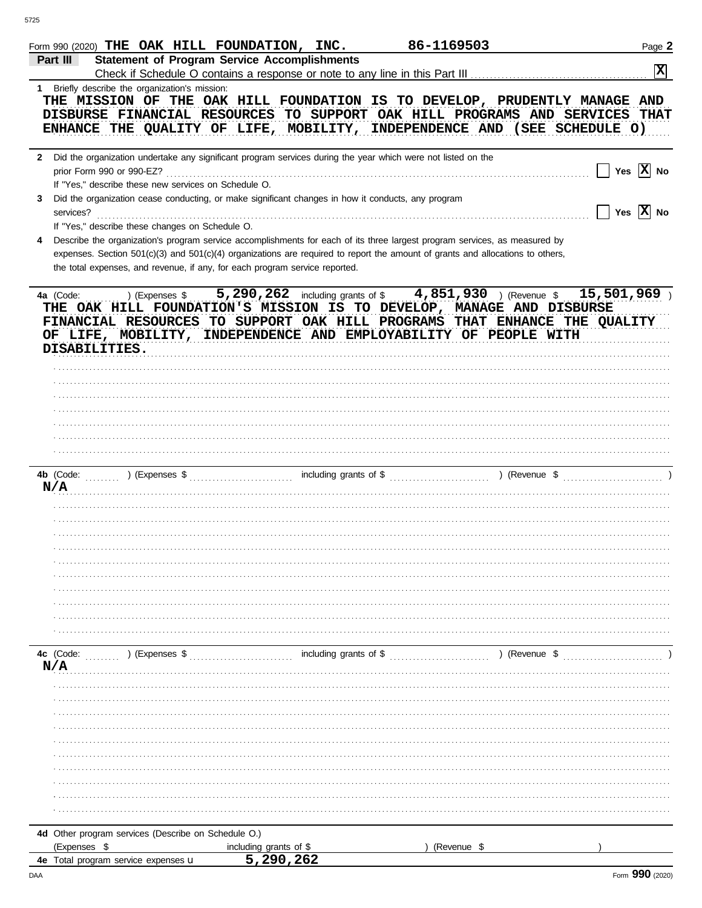Form 990 (2020) **THE OAK HILL FOUNDATION, INC.** **86-1169503** Page **2**

## Part III Statement of Program Service Accomplishments

Check if Schedule O contains a response or note to any line in this Part III . . . . . . . . . . . . . . . . . . . . . . . . . . . . . . . . **X**

**1** Briefly describe the organization's mission:

THE MISSION OF THE OAK HILL FOUNDATION IS TO DEVELOP, PRUDENTLY MANAGE AND DISBURSE FINANCIAL RESOURCES TO SUPPORT OAK HILL PROGRAMS AND SERVICES THAT ENHANCE THE QUALITY OF LIFE, MOBILITY, INDEPENDENCE AND (SEE SCHEDULE O)

**2** Did the organization undertake any significant program services during the year which were not listed on the prior Form 990 or 990-EZ? . . . . . . . . . . . . . . . . . . . . . . . . . . . . . . . . . . . . . . . . . . . . . . . . . . . . . . . . . . . . . . . . . . . . Yes **X** No

If "Yes," describe these new services on Schedule O.

**3** Did the organization cease conducting, or make significant changes in how it conducts, any program services? . . . . . . . . . . . . . . . . . . . . . . . . . . . . . . . . . . . . . . . . . . . . . . . . . . . . . . . . . . . . . . . . . . . . Yes **X** No

If "Yes," describe these changes on Schedule O.

**4** Describe the organization's program service accomplishments for each of its three largest program services, as measured by expenses. Section 501(c)(3) and 501(c)(4) organizations are required to report the amount of grants and allocations to others, the total expenses, and revenue, if any, for each program service reported.

**4a** (Code: ) (Expenses $ **5,290,262** including grants of $ **4,851,930** ) (Revenue $ **15,501,969** )

THE OAK HILL FOUNDATION'S MISSION IS TO DEVELOP, MANAGE AND DISBURSE FINANCIAL RESOURCES TO SUPPORT OAK HILL PROGRAMS THAT ENHANCE THE QUALITY OF LIFE, MOBILITY, INDEPENDENCE AND EMPLOYABILITY OF PEOPLE WITH DISABILITIES.

**4b** (Code: ) (Expenses $ including grants of $ ) (Revenue $ )

N/A

**4c** (Code: ) (Expenses $ including grants of $ ) (Revenue $ )

N/A

**4d** Other program services (Describe on Schedule O.)

(Expenses $ including grants of $ ) (Revenue $ )

**4e** Total program service expenses **5,290,262**

DAA Form **990** (2020)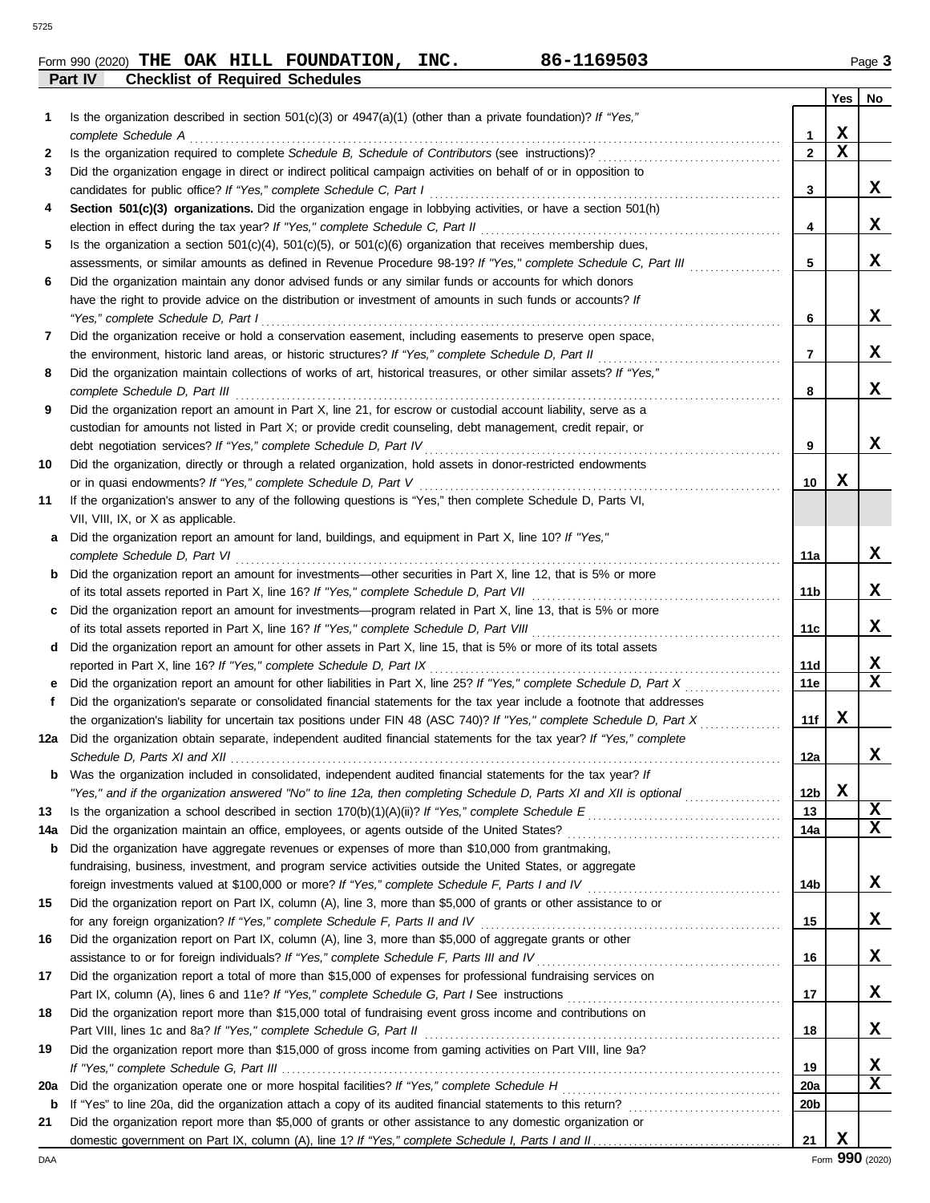Form 990 (2020) **THE OAK HILL FOUNDATION, INC.** **86-1169503** Page **3**

**Part IV Checklist of Required Schedules**

| | | | Yes | No |
|---|---|---|---|---|
| 1 | Is the organization described in section 501(c)(3) or 4947(a)(1) (other than a private foundation)? *If "Yes," complete Schedule A* | 1 | X | |
| 2 | Is the organization required to complete *Schedule B, Schedule of Contributors* (see instructions)? | 2 | X | |
| 3 | Did the organization engage in direct or indirect political campaign activities on behalf of or in opposition to candidates for public office? *If "Yes," complete Schedule C, Part I* | 3 | | X |
| 4 | **Section 501(c)(3) organizations.** Did the organization engage in lobbying activities, or have a section 501(h) election in effect during the tax year? *If "Yes," complete Schedule C, Part II* | 4 | | X |
| 5 | Is the organization a section 501(c)(4), 501(c)(5), or 501(c)(6) organization that receives membership dues, assessments, or similar amounts as defined in Revenue Procedure 98-19? *If "Yes," complete Schedule C, Part III* | 5 | | X |
| 6 | Did the organization maintain any donor advised funds or any similar funds or accounts for which donors have the right to provide advice on the distribution or investment of amounts in such funds or accounts? *If "Yes," complete Schedule D, Part I* | 6 | | X |
| 7 | Did the organization receive or hold a conservation easement, including easements to preserve open space, the environment, historic land areas, or historic structures? *If "Yes," complete Schedule D, Part II* | 7 | | X |
| 8 | Did the organization maintain collections of works of art, historical treasures, or other similar assets? *If "Yes," complete Schedule D, Part III* | 8 | | X |
| 9 | Did the organization report an amount in Part X, line 21, for escrow or custodial account liability, serve as a custodian for amounts not listed in Part X; or provide credit counseling, debt management, credit repair, or debt negotiation services? *If "Yes," complete Schedule D, Part IV* | 9 | | X |
| 10 | Did the organization, directly or through a related organization, hold assets in donor-restricted endowments or in quasi endowments? *If "Yes," complete Schedule D, Part V* | 10 | X | |
| 11 | If the organization's answer to any of the following questions is "Yes," then complete Schedule D, Parts VI, VII, VIII, IX, or X as applicable. | | | |
| a | Did the organization report an amount for land, buildings, and equipment in Part X, line 10? *If "Yes," complete Schedule D, Part VI* | 11a | | X |
| b | Did the organization report an amount for investments—other securities in Part X, line 12, that is 5% or more of its total assets reported in Part X, line 16? *If "Yes," complete Schedule D, Part VII* | 11b | | X |
| c | Did the organization report an amount for investments—program related in Part X, line 13, that is 5% or more of its total assets reported in Part X, line 16? *If "Yes," complete Schedule D, Part VIII* | 11c | | X |
| d | Did the organization report an amount for other assets in Part X, line 15, that is 5% or more of its total assets reported in Part X, line 16? *If "Yes," complete Schedule D, Part IX* | 11d | | X |
| e | Did the organization report an amount for other liabilities in Part X, line 25? *If "Yes," complete Schedule D, Part X* | 11e | | X |
| f | Did the organization's separate or consolidated financial statements for the tax year include a footnote that addresses the organization's liability for uncertain tax positions under FIN 48 (ASC 740)? *If "Yes," complete Schedule D, Part X* | 11f | X | |
| 12a | Did the organization obtain separate, independent audited financial statements for the tax year? *If "Yes," complete Schedule D, Parts XI and XII* | 12a | | X |
| b | Was the organization included in consolidated, independent audited financial statements for the tax year? *If "Yes," and if the organization answered "No" to line 12a, then completing Schedule D, Parts XI and XII is optional* | 12b | X | |
| 13 | Is the organization a school described in section 170(b)(1)(A)(ii)? *If "Yes," complete Schedule E* | 13 | | X |
| 14a | Did the organization maintain an office, employees, or agents outside of the United States? | 14a | | X |
| b | Did the organization have aggregate revenues or expenses of more than $10,000 from grantmaking, fundraising, business, investment, and program service activities outside the United States, or aggregate foreign investments valued at $100,000 or more? *If "Yes," complete Schedule F, Parts I and IV* | 14b | | X |
| 15 | Did the organization report on Part IX, column (A), line 3, more than $5,000 of grants or other assistance to or for any foreign organization? *If "Yes," complete Schedule F, Parts II and IV* | 15 | | X |
| 16 | Did the organization report on Part IX, column (A), line 3, more than $5,000 of aggregate grants or other assistance to or for foreign individuals? *If "Yes," complete Schedule F, Parts III and IV* | 16 | | X |
| 17 | Did the organization report a total of more than $15,000 of expenses for professional fundraising services on Part IX, column (A), lines 6 and 11e? *If "Yes," complete Schedule G, Part I* See instructions | 17 | | X |
| 18 | Did the organization report more than $15,000 total of fundraising event gross income and contributions on Part VIII, lines 1c and 8a? *If "Yes," complete Schedule G, Part II* | 18 | | X |
| 19 | Did the organization report more than $15,000 of gross income from gaming activities on Part VIII, line 9a? *If "Yes," complete Schedule G, Part III* | 19 | | X |
| 20a | Did the organization operate one or more hospital facilities? *If "Yes," complete Schedule H* | 20a | | X |
| b | If "Yes" to line 20a, did the organization attach a copy of its audited financial statements to this return? | 20b | | |
| 21 | Did the organization report more than $5,000 of grants or other assistance to any domestic organization or domestic government on Part IX, column (A), line 1? *If "Yes," complete Schedule I, Parts I and II* | 21 | X | |

Form **990** (2020)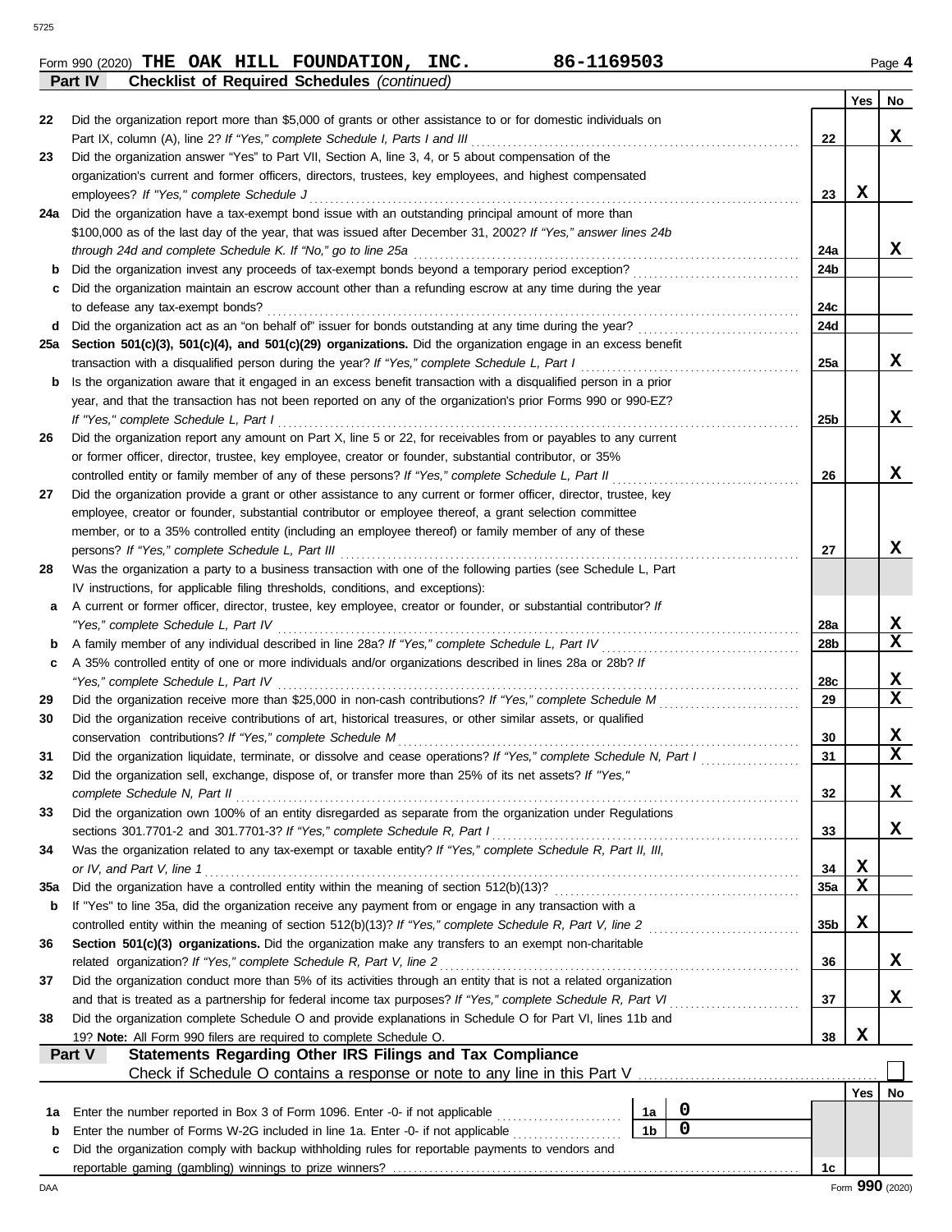Form 990 (2020) **THE OAK HILL FOUNDATION, INC.** **86-1169503** Page **4**

**Part IV** **Checklist of Required Schedules** *(continued)*

| | | | Yes | No |
|---|---|---|---|---|
| 22 | Did the organization report more than $5,000 of grants or other assistance to or for domestic individuals on Part IX, column (A), line 2? *If "Yes," complete Schedule I, Parts I and III* | 22 | | X |
| 23 | Did the organization answer "Yes" to Part VII, Section A, line 3, 4, or 5 about compensation of the organization's current and former officers, directors, trustees, key employees, and highest compensated employees? *If "Yes," complete Schedule J* | 23 | X | |
| 24a | Did the organization have a tax-exempt bond issue with an outstanding principal amount of more than $100,000 as of the last day of the year, that was issued after December 31, 2002? *If "Yes," answer lines 24b through 24d and complete Schedule K. If "No," go to line 25a* | 24a | | X |
| b | Did the organization invest any proceeds of tax-exempt bonds beyond a temporary period exception? | 24b | | |
| c | Did the organization maintain an escrow account other than a refunding escrow at any time during the year to defease any tax-exempt bonds? | 24c | | |
| d | Did the organization act as an "on behalf of" issuer for bonds outstanding at any time during the year? | 24d | | |
| 25a | **Section 501(c)(3), 501(c)(4), and 501(c)(29) organizations.** Did the organization engage in an excess benefit transaction with a disqualified person during the year? *If "Yes," complete Schedule L, Part I* | 25a | | X |
| b | Is the organization aware that it engaged in an excess benefit transaction with a disqualified person in a prior year, and that the transaction has not been reported on any of the organization's prior Forms 990 or 990-EZ? *If "Yes," complete Schedule L, Part I* | 25b | | X |
| 26 | Did the organization report any amount on Part X, line 5 or 22, for receivables from or payables to any current or former officer, director, trustee, key employee, creator or founder, substantial contributor, or 35% controlled entity or family member of any of these persons? *If "Yes," complete Schedule L, Part II* | 26 | | X |
| 27 | Did the organization provide a grant or other assistance to any current or former officer, director, trustee, key employee, creator or founder, substantial contributor or employee thereof, a grant selection committee member, or to a 35% controlled entity (including an employee thereof) or family member of any of these persons? *If "Yes," complete Schedule L, Part III* | 27 | | X |
| 28 | Was the organization a party to a business transaction with one of the following parties (see Schedule L, Part IV instructions, for applicable filing thresholds, conditions, and exceptions): | | | |
| a | A current or former officer, director, trustee, key employee, creator or founder, or substantial contributor? *If "Yes," complete Schedule L, Part IV* | 28a | | X |
| b | A family member of any individual described in line 28a? *If "Yes," complete Schedule L, Part IV* | 28b | | X |
| c | A 35% controlled entity of one or more individuals and/or organizations described in lines 28a or 28b? *If "Yes," complete Schedule L, Part IV* | 28c | | X |
| 29 | Did the organization receive more than $25,000 in non-cash contributions? *If "Yes," complete Schedule M* | 29 | | X |
| 30 | Did the organization receive contributions of art, historical treasures, or other similar assets, or qualified conservation contributions? *If "Yes," complete Schedule M* | 30 | | X |
| 31 | Did the organization liquidate, terminate, or dissolve and cease operations? *If "Yes," complete Schedule N, Part I* | 31 | | X |
| 32 | Did the organization sell, exchange, dispose of, or transfer more than 25% of its net assets? *If "Yes," complete Schedule N, Part II* | 32 | | X |
| 33 | Did the organization own 100% of an entity disregarded as separate from the organization under Regulations sections 301.7701-2 and 301.7701-3? *If "Yes," complete Schedule R, Part I* | 33 | | X |
| 34 | Was the organization related to any tax-exempt or taxable entity? *If "Yes," complete Schedule R, Part II, III, or IV, and Part V, line 1* | 34 | X | |
| 35a | Did the organization have a controlled entity within the meaning of section 512(b)(13)? | 35a | X | |
| b | If "Yes" to line 35a, did the organization receive any payment from or engage in any transaction with a controlled entity within the meaning of section 512(b)(13)? *If "Yes," complete Schedule R, Part V, line 2* | 35b | X | |
| 36 | **Section 501(c)(3) organizations.** Did the organization make any transfers to an exempt non-charitable related organization? *If "Yes," complete Schedule R, Part V, line 2* | 36 | | X |
| 37 | Did the organization conduct more than 5% of its activities through an entity that is not a related organization and that is treated as a partnership for federal income tax purposes? *If "Yes," complete Schedule R, Part VI* | 37 | | X |
| 38 | Did the organization complete Schedule O and provide explanations in Schedule O for Part VI, lines 11b and 19? **Note:** All Form 990 filers are required to complete Schedule O. | 38 | X | |

**Part V** **Statements Regarding Other IRS Filings and Tax Compliance**

Check if Schedule O contains a response or note to any line in this Part V ☐

| | | | | | Yes | No |
|---|---|---|---|---|---|---|
| 1a | Enter the number reported in Box 3 of Form 1096. Enter -0- if not applicable | 1a | 0 | | | |
| b | Enter the number of Forms W-2G included in line 1a. Enter -0- if not applicable | 1b | 0 | | | |
| c | Did the organization comply with backup withholding rules for reportable payments to vendors and reportable gaming (gambling) winnings to prize winners? | | | 1c | | |

Form **990** (2020)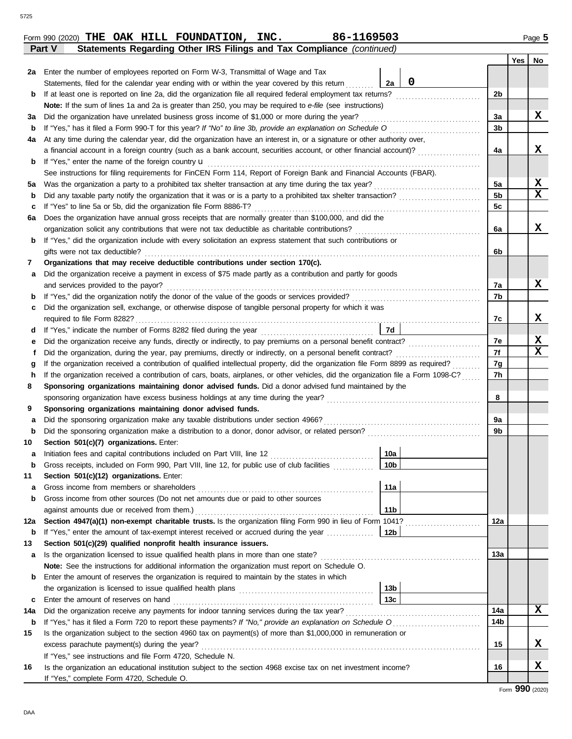Form 990 (2020) **THE OAK HILL FOUNDATION, INC.** **86-1169503** Page **5**

**Part V Statements Regarding Other IRS Filings and Tax Compliance** *(continued)*

| | | | | Yes | No |
|---|---|---|---|---|---|
| **2a** | Enter the number of employees reported on Form W-3, Transmittal of Wage and Tax Statements, filed for the calendar year ending with or within the year covered by this return | 2a: 0 | | | |
| **b** | If at least one is reported on line 2a, did the organization file all required federal employment tax returns? | | 2b | | |
| | **Note:** If the sum of lines 1a and 2a is greater than 250, you may be required to *e-file* (see instructions) | | | | |
| **3a** | Did the organization have unrelated business gross income of $1,000 or more during the year? | | 3a | | X |
| **b** | If "Yes," has it filed a Form 990-T for this year? *If "No" to line 3b, provide an explanation on Schedule O* | | 3b | | |
| **4a** | At any time during the calendar year, did the organization have an interest in, or a signature or other authority over, a financial account in a foreign country (such as a bank account, securities account, or other financial account)? | | 4a | | X |
| **b** | If "Yes," enter the name of the foreign country u | | | | |
| | See instructions for filing requirements for FinCEN Form 114, Report of Foreign Bank and Financial Accounts (FBAR). | | | | |
| **5a** | Was the organization a party to a prohibited tax shelter transaction at any time during the tax year? | | 5a | | X |
| **b** | Did any taxable party notify the organization that it was or is a party to a prohibited tax shelter transaction? | | 5b | | X |
| **c** | If "Yes" to line 5a or 5b, did the organization file Form 8886-T? | | 5c | | |
| **6a** | Does the organization have annual gross receipts that are normally greater than $100,000, and did the organization solicit any contributions that were not tax deductible as charitable contributions? | | 6a | | X |
| **b** | If "Yes," did the organization include with every solicitation an express statement that such contributions or gifts were not tax deductible? | | 6b | | |
| **7** | **Organizations that may receive deductible contributions under section 170(c).** | | | | |
| **a** | Did the organization receive a payment in excess of $75 made partly as a contribution and partly for goods and services provided to the payor? | | 7a | | X |
| **b** | If "Yes," did the organization notify the donor of the value of the goods or services provided? | | 7b | | |
| **c** | Did the organization sell, exchange, or otherwise dispose of tangible personal property for which it was required to file Form 8282? | | 7c | | X |
| **d** | If "Yes," indicate the number of Forms 8282 filed during the year | 7d | | | |
| **e** | Did the organization receive any funds, directly or indirectly, to pay premiums on a personal benefit contract? | | 7e | | X |
| **f** | Did the organization, during the year, pay premiums, directly or indirectly, on a personal benefit contract? | | 7f | | X |
| **g** | If the organization received a contribution of qualified intellectual property, did the organization file Form 8899 as required? | | 7g | | |
| **h** | If the organization received a contribution of cars, boats, airplanes, or other vehicles, did the organization file a Form 1098-C? | | 7h | | |
| **8** | **Sponsoring organizations maintaining donor advised funds.** Did a donor advised fund maintained by the sponsoring organization have excess business holdings at any time during the year? | | 8 | | |
| **9** | **Sponsoring organizations maintaining donor advised funds.** | | | | |
| **a** | Did the sponsoring organization make any taxable distributions under section 4966? | | 9a | | |
| **b** | Did the sponsoring organization make a distribution to a donor, donor advisor, or related person? | | 9b | | |
| **10** | **Section 501(c)(7) organizations.** Enter: | | | | |
| **a** | Initiation fees and capital contributions included on Part VIII, line 12 | 10a | | | |
| **b** | Gross receipts, included on Form 990, Part VIII, line 12, for public use of club facilities | 10b | | | |
| **11** | **Section 501(c)(12) organizations.** Enter: | | | | |
| **a** | Gross income from members or shareholders | 11a | | | |
| **b** | Gross income from other sources (Do not net amounts due or paid to other sources against amounts due or received from them.) | 11b | | | |
| **12a** | **Section 4947(a)(1) non-exempt charitable trusts.** Is the organization filing Form 990 in lieu of Form 1041? | | 12a | | |
| **b** | If "Yes," enter the amount of tax-exempt interest received or accrued during the year | 12b | | | |
| **13** | **Section 501(c)(29) qualified nonprofit health insurance issuers.** | | | | |
| **a** | Is the organization licensed to issue qualified health plans in more than one state? | | 13a | | |
| | **Note:** See the instructions for additional information the organization must report on Schedule O. | | | | |
| **b** | Enter the amount of reserves the organization is required to maintain by the states in which the organization is licensed to issue qualified health plans | 13b | | | |
| **c** | Enter the amount of reserves on hand | 13c | | | |
| **14a** | Did the organization receive any payments for indoor tanning services during the tax year? | | 14a | | X |
| **b** | If "Yes," has it filed a Form 720 to report these payments? *If "No," provide an explanation on Schedule O* | | 14b | | |
| **15** | Is the organization subject to the section 4960 tax on payment(s) of more than $1,000,000 in remuneration or excess parachute payment(s) during the year? | | 15 | | X |
| | If "Yes," see instructions and file Form 4720, Schedule N. | | | | |
| **16** | Is the organization an educational institution subject to the section 4968 excise tax on net investment income? | | 16 | | X |
| | If "Yes," complete Form 4720, Schedule O. | | | | |

Form **990** (2020)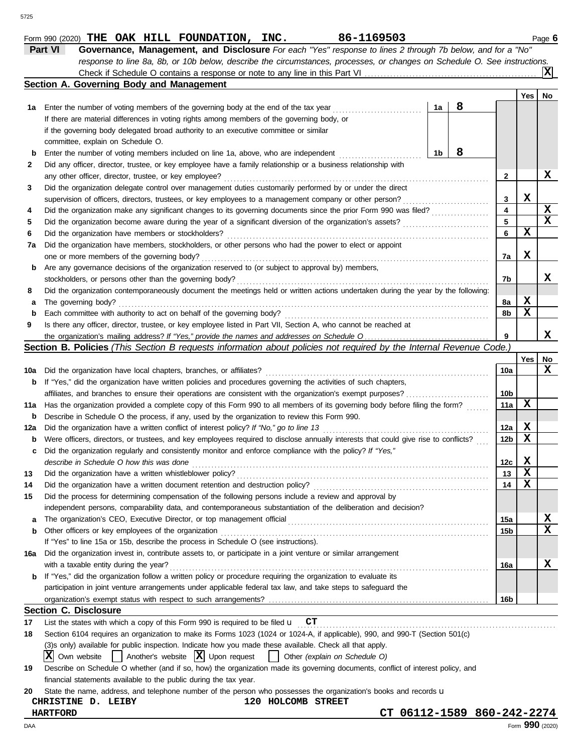Form 990 (2020) **THE OAK HILL FOUNDATION, INC.** **86-1169503** Page **6**

## Part VI Governance, Management, and Disclosure

*For each "Yes" response to lines 2 through 7b below, and for a "No" response to line 8a, 8b, or 10b below, describe the circumstances, processes, or changes on Schedule O. See instructions.*

Check if Schedule O contains a response or note to any line in this Part VI .......... [X]

### Section A. Governing Body and Management

| | | | | Yes | No |
|---|---|---|---|---|---|
| **1a** | Enter the number of voting members of the governing body at the end of the tax year ..... **1a** **8**<br>If there are material differences in voting rights among members of the governing body, or if the governing body delegated broad authority to an executive committee or similar committee, explain on Schedule O. | | | | |
| **b** | Enter the number of voting members included on line 1a, above, who are independent ..... **1b** **8** | | | | |
| **2** | Did any officer, director, trustee, or key employee have a family relationship or a business relationship with any other officer, director, trustee, or key employee? | | **2** | | X |
| **3** | Did the organization delegate control over management duties customarily performed by or under the direct supervision of officers, directors, trustees, or key employees to a management company or other person? | | **3** | X | |
| **4** | Did the organization make any significant changes to its governing documents since the prior Form 990 was filed? | | **4** | | X |
| **5** | Did the organization become aware during the year of a significant diversion of the organization's assets? | | **5** | | X |
| **6** | Did the organization have members or stockholders? | | **6** | X | |
| **7a** | Did the organization have members, stockholders, or other persons who had the power to elect or appoint one or more members of the governing body? | | **7a** | X | |
| **b** | Are any governance decisions of the organization reserved to (or subject to approval by) members, stockholders, or persons other than the governing body? | | **7b** | | X |
| **8** | Did the organization contemporaneously document the meetings held or written actions undertaken during the year by the following: | | | | |
| **a** | The governing body? | | **8a** | X | |
| **b** | Each committee with authority to act on behalf of the governing body? | | **8b** | X | |
| **9** | Is there any officer, director, trustee, or key employee listed in Part VII, Section A, who cannot be reached at the organization's mailing address? *If "Yes," provide the names and addresses on Schedule O* | | **9** | | X |

### Section B. Policies *(This Section B requests information about policies not required by the Internal Revenue Code.)*

| | | | Yes | No |
|---|---|---|---|---|
| **10a** | Did the organization have local chapters, branches, or affiliates? | **10a** | | X |
| **b** | If "Yes," did the organization have written policies and procedures governing the activities of such chapters, affiliates, and branches to ensure their operations are consistent with the organization's exempt purposes? | **10b** | | |
| **11a** | Has the organization provided a complete copy of this Form 990 to all members of its governing body before filing the form? | **11a** | X | |
| **b** | Describe in Schedule O the process, if any, used by the organization to review this Form 990. | | | |
| **12a** | Did the organization have a written conflict of interest policy? *If "No," go to line 13* | **12a** | X | |
| **b** | Were officers, directors, or trustees, and key employees required to disclose annually interests that could give rise to conflicts? | **12b** | X | |
| **c** | Did the organization regularly and consistently monitor and enforce compliance with the policy? *If "Yes," describe in Schedule O how this was done* | **12c** | X | |
| **13** | Did the organization have a written whistleblower policy? | **13** | X | |
| **14** | Did the organization have a written document retention and destruction policy? | **14** | X | |
| **15** | Did the process for determining compensation of the following persons include a review and approval by independent persons, comparability data, and contemporaneous substantiation of the deliberation and decision? | | | |
| **a** | The organization's CEO, Executive Director, or top management official | **15a** | | X |
| **b** | Other officers or key employees of the organization | **15b** | | X |
| | If "Yes" to line 15a or 15b, describe the process in Schedule O (see instructions). | | | |
| **16a** | Did the organization invest in, contribute assets to, or participate in a joint venture or similar arrangement with a taxable entity during the year? | **16a** | | X |
| **b** | If "Yes," did the organization follow a written policy or procedure requiring the organization to evaluate its participation in joint venture arrangements under applicable federal tax law, and take steps to safeguard the organization's exempt status with respect to such arrangements? | **16b** | | |

### Section C. Disclosure

**17** List the states with which a copy of this Form 990 is required to be filed u **CT**

**18** Section 6104 requires an organization to make its Forms 1023 (1024 or 1024-A, if applicable), 990, and 990-T (Section 501(c)(3)s only) available for public inspection. Indicate how you made these available. Check all that apply.

[X] Own website [ ] Another's website [X] Upon request [ ] Other *(explain on Schedule O)*

**19** Describe on Schedule O whether (and if so, how) the organization made its governing documents, conflict of interest policy, and financial statements available to the public during the tax year.

**20** State the name, address, and telephone number of the person who possesses the organization's books and records u

**CHRISTINE D. LEIBY** **120 HOLCOMB STREET**
**HARTFORD** **CT 06112-1589 860-242-2274**

Form **990** (2020)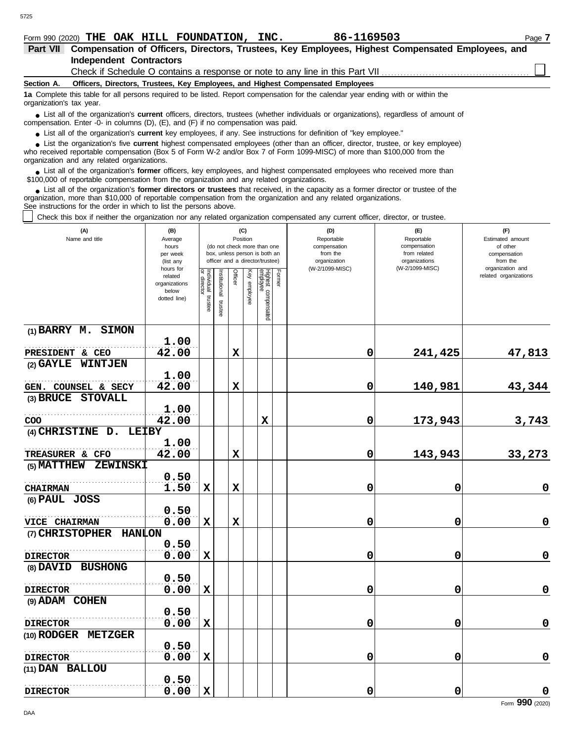Form 990 (2020) **THE OAK HILL FOUNDATION, INC.** **86-1169503**

**Part VII Compensation of Officers, Directors, Trustees, Key Employees, Highest Compensated Employees, and Independent Contractors**

Check if Schedule O contains a response or note to any line in this Part VII ☐

**Section A. Officers, Directors, Trustees, Key Employees, and Highest Compensated Employees**

**1a** Complete this table for all persons required to be listed. Report compensation for the calendar year ending with or within the organization's tax year.

- List all of the organization's **current** officers, directors, trustees (whether individuals or organizations), regardless of amount of compensation. Enter -0- in columns (D), (E), and (F) if no compensation was paid.
- List all of the organization's **current** key employees, if any. See instructions for definition of "key employee."
- List the organization's five **current** highest compensated employees (other than an officer, director, trustee, or key employee) who received reportable compensation (Box 5 of Form W-2 and/or Box 7 of Form 1099-MISC) of more than $100,000 from the organization and any related organizations.
- List all of the organization's **former** officers, key employees, and highest compensated employees who received more than $100,000 of reportable compensation from the organization and any related organizations.
- List all of the organization's **former directors or trustees** that received, in the capacity as a former director or trustee of the organization, more than $10,000 of reportable compensation from the organization and any related organizations.

See instructions for the order in which to list the persons above.

☐ Check this box if neither the organization nor any related organization compensated any current officer, director, or trustee.

| (A) Name and title | (B) Average hours per week (list any hours for related organizations below dotted line) | (C) Position: Individual trustee or director | Institutional trustee | Officer | Key employee | Highest compensated employee | Former | (D) Reportable compensation from the organization (W-2/1099-MISC) | (E) Reportable compensation from related organizations (W-2/1099-MISC) | (F) Estimated amount of other compensation from the organization and related organizations |
|---|---|---|---|---|---|---|---|---|---|---|
| (1) BARRY M. SIMON<br>PRESIDENT & CEO | 1.00<br>42.00 | | | X | | | | 0 | 241,425 | 47,813 |
| (2) GAYLE WINTJEN<br>GEN. COUNSEL & SECY | 1.00<br>42.00 | | | X | | | | 0 | 140,981 | 43,344 |
| (3) BRUCE STOVALL<br>COO | 1.00<br>42.00 | | | | | X | | 0 | 173,943 | 3,743 |
| (4) CHRISTINE D. LEIBY<br>TREASURER & CFO | 1.00<br>42.00 | | | X | | | | 0 | 143,943 | 33,273 |
| (5) MATTHEW ZEWINSKI<br>CHAIRMAN | 0.50<br>1.50 | X | | X | | | | 0 | 0 | 0 |
| (6) PAUL JOSS<br>VICE CHAIRMAN | 0.50<br>0.00 | X | | X | | | | 0 | 0 | 0 |
| (7) CHRISTOPHER HANLON<br>DIRECTOR | 0.50<br>0.00 | X | | | | | | 0 | 0 | 0 |
| (8) DAVID BUSHONG<br>DIRECTOR | 0.50<br>0.00 | X | | | | | | 0 | 0 | 0 |
| (9) ADAM COHEN<br>DIRECTOR | 0.50<br>0.00 | X | | | | | | 0 | 0 | 0 |
| (10) RODGER METZGER<br>DIRECTOR | 0.50<br>0.00 | X | | | | | | 0 | 0 | 0 |
| (11) DAN BALLOU<br>DIRECTOR | 0.50<br>0.00 | X | | | | | | 0 | 0 | 0 |

Form **990** (2020)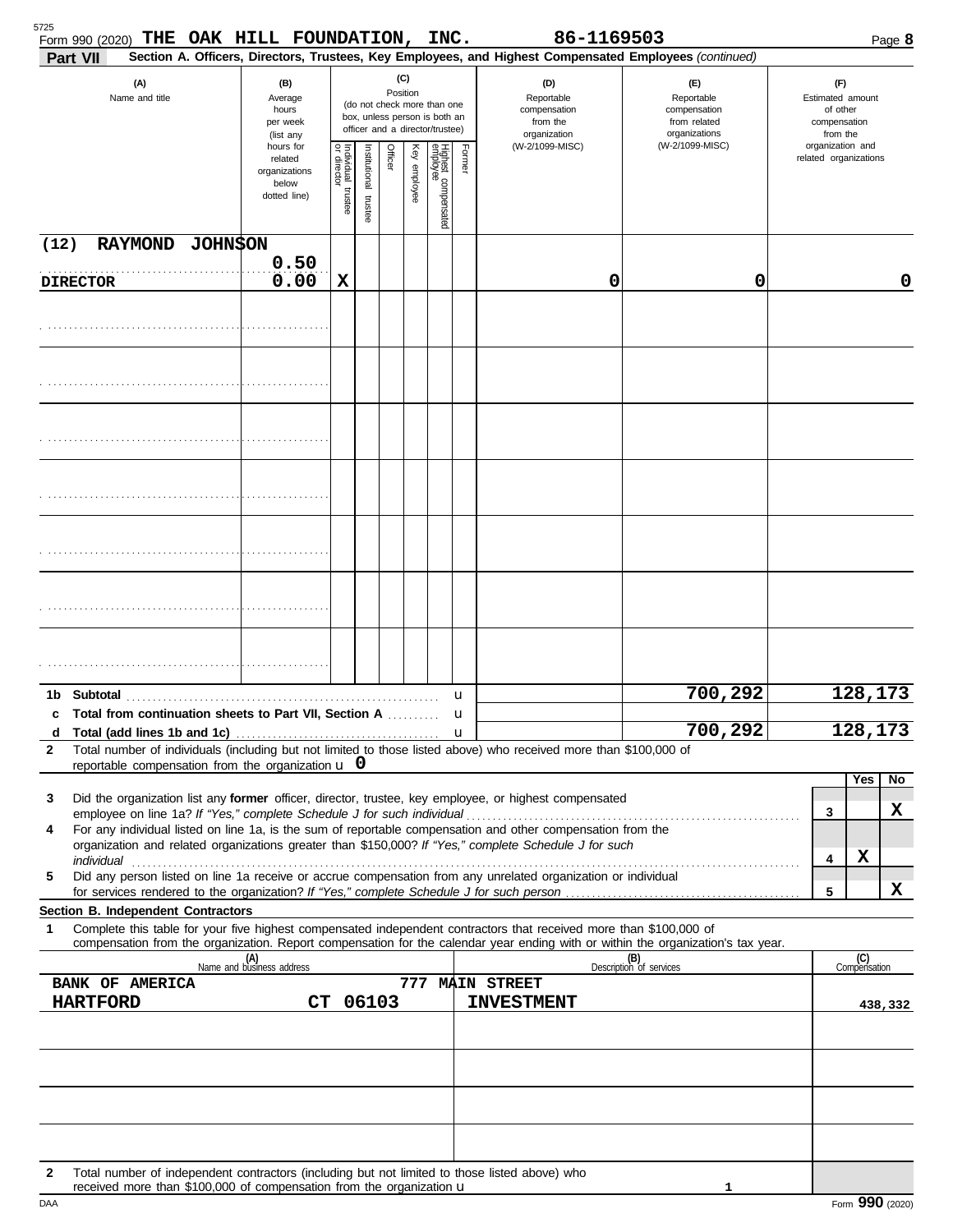Form 990 (2020) **THE OAK HILL FOUNDATION, INC.** **86-1169503** Page **8**

**Part VII** **Section A. Officers, Directors, Trustees, Key Employees, and Highest Compensated Employees** *(continued)*

| (A) Name and title | (B) Average hours per week (list any hours for related organizations below dotted line) | (C) Position: Individual trustee or director | Institutional trustee | Officer | Key employee | Highest compensated employee | Former | (D) Reportable compensation from the organization (W-2/1099-MISC) | (E) Reportable compensation from related organizations (W-2/1099-MISC) | (F) Estimated amount of other compensation from the organization and related organizations |
|---|---|---|---|---|---|---|---|---|---|---|
| (12) RAYMOND JOHNSON<br>DIRECTOR | 0.50<br>0.00 | X | | | | | | 0 | 0 | 0 |
| | | | | | | | | | | |
| | | | | | | | | | | |
| | | | | | | | | | | |
| | | | | | | | | | | |
| | | | | | | | | | | |
| | | | | | | | | | | |
| | | | | | | | | | | |

| | | (D) | (E) | (F) |
|---|---|---|---|---|
| 1b | Subtotal | | 700,292 | 128,173 |
| c | Total from continuation sheets to Part VII, Section A | | | |
| d | Total (add lines 1b and 1c) | | 700,292 | 128,173 |

**2** Total number of individuals (including but not limited to those listed above) who received more than $100,000 of reportable compensation from the organization u **0**

| | | | Yes | No |
|---|---|---|---|---|
| 3 | Did the organization list any **former** officer, director, trustee, key employee, or highest compensated employee on line 1a? *If "Yes," complete Schedule J for such individual* | 3 | | X |
| 4 | For any individual listed on line 1a, is the sum of reportable compensation and other compensation from the organization and related organizations greater than $150,000? *If "Yes," complete Schedule J for such individual* | 4 | X | |
| 5 | Did any person listed on line 1a receive or accrue compensation from any unrelated organization or individual for services rendered to the organization? *If "Yes," complete Schedule J for such person* | 5 | | X |

**Section B. Independent Contractors**

**1** Complete this table for your five highest compensated independent contractors that received more than $100,000 of compensation from the organization. Report compensation for the calendar year ending with or within the organization's tax year.

| (A) Name and business address | (B) Description of services | (C) Compensation |
|---|---|---|
| BANK OF AMERICA, 777 MAIN STREET, HARTFORD CT 06103 | INVESTMENT | 438,332 |
| | | |
| | | |
| | | |
| | | |

**2** Total number of independent contractors (including but not limited to those listed above) who received more than $100,000 of compensation from the organization u **1**

DAA Form **990** (2020)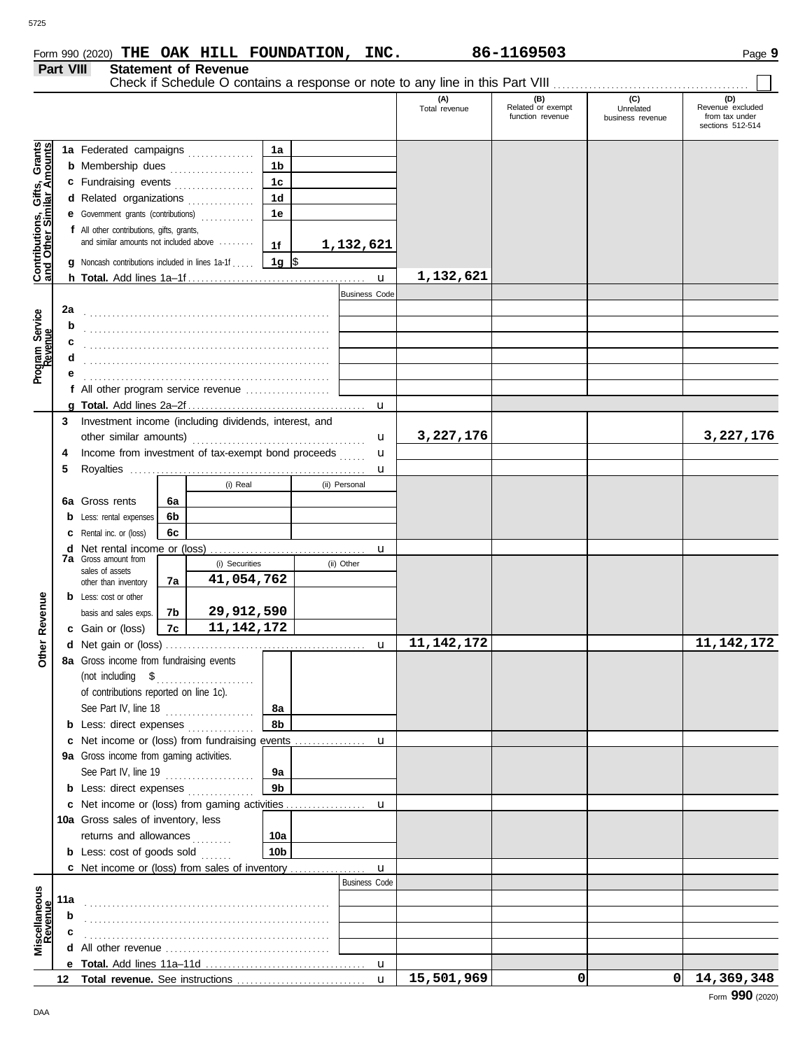Form 990 (2020) **THE OAK HILL FOUNDATION, INC.** **86-1169503**

## Part VIII Statement of Revenue

Check if Schedule O contains a response or note to any line in this Part VIII ☐

| | | | | (A) Total revenue | (B) Related or exempt function revenue | (C) Unrelated business revenue | (D) Revenue excluded from tax under sections 512-514 |
|---|---|---|---|---|---|---|---|
| **Contributions, Gifts, Grants and Other Similar Amounts** | **1a** Federated campaigns | 1a | | | | | |
| | **b** Membership dues | 1b | | | | | |
| | **c** Fundraising events | 1c | | | | | |
| | **d** Related organizations | 1d | | | | | |
| | **e** Government grants (contributions) | 1e | | | | | |
| | **f** All other contributions, gifts, grants, and similar amounts not included above | 1f | 1,132,621 | | | | |
| | **g** Noncash contributions included in lines 1a-1f | 1g | $ | | | | |
| | **h Total.** Add lines 1a–1f | | | 1,132,621 | | | |
| **Program Service Revenue** | | | Business Code | | | | |
| | **2a** | | | | | | |
| | **b** | | | | | | |
| | **c** | | | | | | |
| | **d** | | | | | | |
| | **e** | | | | | | |
| | **f** All other program service revenue | | | | | | |
| | **g Total.** Add lines 2a–2f | | | | | | |
| **Other Revenue** | **3** Investment income (including dividends, interest, and other similar amounts) | | | 3,227,176 | | | 3,227,176 |
| | **4** Income from investment of tax-exempt bond proceeds | | | | | | |
| | **5** Royalties | | | | | | |
| | | (i) Real | (ii) Personal | | | | |
| | **6a** Gross rents — 6a | | | | | | |
| | **b** Less: rental expenses — 6b | | | | | | |
| | **c** Rental inc. or (loss) — 6c | | | | | | |
| | **d** Net rental income or (loss) | | | | | | |
| | | (i) Securities | (ii) Other | | | | |
| | **7a** Gross amount from sales of assets other than inventory — 7a | 41,054,762 | | | | | |
| | **b** Less: cost or other basis and sales exps. — 7b | 29,912,590 | | | | | |
| | **c** Gain or (loss) — 7c | 11,142,172 | | | | | |
| | **d** Net gain or (loss) | | | 11,142,172 | | | 11,142,172 |
| | **8a** Gross income from fundraising events (not including $ of contributions reported on line 1c). See Part IV, line 18 | 8a | | | | | |
| | **b** Less: direct expenses | 8b | | | | | |
| | **c** Net income or (loss) from fundraising events | | | | | | |
| | **9a** Gross income from gaming activities. See Part IV, line 19 | 9a | | | | | |
| | **b** Less: direct expenses | 9b | | | | | |
| | **c** Net income or (loss) from gaming activities | | | | | | |
| | **10a** Gross sales of inventory, less returns and allowances | 10a | | | | | |
| | **b** Less: cost of goods sold | 10b | | | | | |
| | **c** Net income or (loss) from sales of inventory | | | | | | |
| **Miscellaneous Revenue** | | | Business Code | | | | |
| | **11a** | | | | | | |
| | **b** | | | | | | |
| | **c** | | | | | | |
| | **d** All other revenue | | | | | | |
| | **e Total.** Add lines 11a–11d | | | | | | |
| | **12 Total revenue.** See instructions | | | 15,501,969 | 0 | 0 | 14,369,348 |

Form **990** (2020)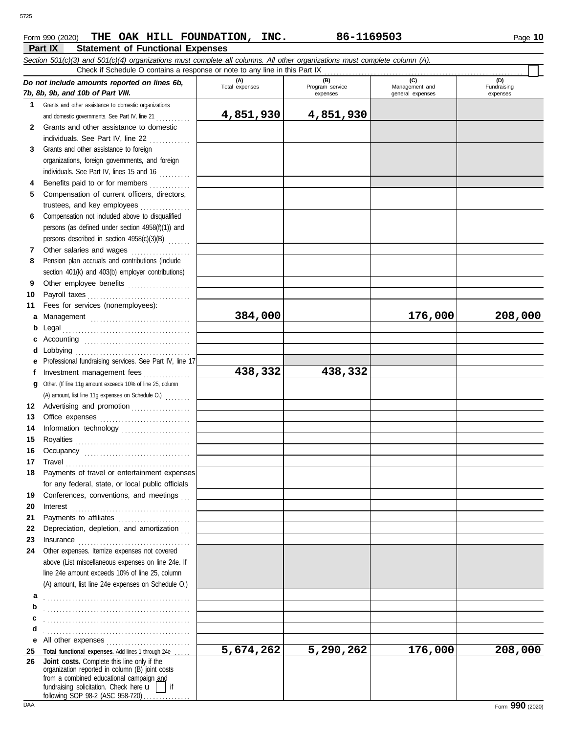Form 990 (2020) **THE OAK HILL FOUNDATION, INC.** **86-1169503**

## Part IX Statement of Functional Expenses

*Section 501(c)(3) and 501(c)(4) organizations must complete all columns. All other organizations must complete column (A).*

Check if Schedule O contains a response or note to any line in this Part IX

| *Do not include amounts reported on lines 6b, 7b, 8b, 9b, and 10b of Part VIII.* | (A) Total expenses | (B) Program service expenses | (C) Management and general expenses | (D) Fundraising expenses |
|---|---|---|---|---|
| **1** Grants and other assistance to domestic organizations and domestic governments. See Part IV, line 21 | **4,851,930** | **4,851,930** | | |
| **2** Grants and other assistance to domestic individuals. See Part IV, line 22 | | | | |
| **3** Grants and other assistance to foreign organizations, foreign governments, and foreign individuals. See Part IV, lines 15 and 16 | | | | |
| **4** Benefits paid to or for members | | | | |
| **5** Compensation of current officers, directors, trustees, and key employees | | | | |
| **6** Compensation not included above to disqualified persons (as defined under section 4958(f)(1)) and persons described in section 4958(c)(3)(B) | | | | |
| **7** Other salaries and wages | | | | |
| **8** Pension plan accruals and contributions (include section 401(k) and 403(b) employer contributions) | | | | |
| **9** Other employee benefits | | | | |
| **10** Payroll taxes | | | | |
| **11** Fees for services (nonemployees): | | | | |
| **a** Management | **384,000** | | **176,000** | **208,000** |
| **b** Legal | | | | |
| **c** Accounting | | | | |
| **d** Lobbying | | | | |
| **e** Professional fundraising services. See Part IV, line 17 | | | | |
| **f** Investment management fees | **438,332** | **438,332** | | |
| **g** Other. (If line 11g amount exceeds 10% of line 25, column (A) amount, list line 11g expenses on Schedule O.) | | | | |
| **12** Advertising and promotion | | | | |
| **13** Office expenses | | | | |
| **14** Information technology | | | | |
| **15** Royalties | | | | |
| **16** Occupancy | | | | |
| **17** Travel | | | | |
| **18** Payments of travel or entertainment expenses for any federal, state, or local public officials | | | | |
| **19** Conferences, conventions, and meetings | | | | |
| **20** Interest | | | | |
| **21** Payments to affiliates | | | | |
| **22** Depreciation, depletion, and amortization | | | | |
| **23** Insurance | | | | |
| **24** Other expenses. Itemize expenses not covered above (List miscellaneous expenses on line 24e. If line 24e amount exceeds 10% of line 25, column (A) amount, list line 24e expenses on Schedule O.) | | | | |
| **a** | | | | |
| **b** | | | | |
| **c** | | | | |
| **d** | | | | |
| **e** All other expenses | | | | |
| **25** **Total functional expenses.** Add lines 1 through 24e | **5,674,262** | **5,290,262** | **176,000** | **208,000** |
| **26** **Joint costs.** Complete this line only if the organization reported in column (B) joint costs from a combined educational campaign and fundraising solicitation. Check here u ☐ if following SOP 98-2 (ASC 958-720) | | | | |

Form **990** (2020)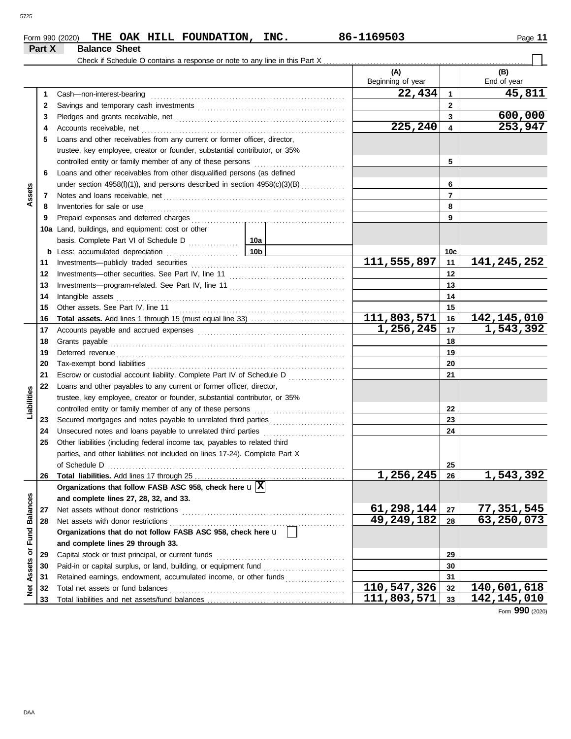Form 990 (2020) **THE OAK HILL FOUNDATION, INC.** **86-1169503**

## Part X Balance Sheet

Check if Schedule O contains a response or note to any line in this Part X ☐

| | | | (A) Beginning of year | | (B) End of year |
|---|---|---|---|---|---|
| **Assets** | 1 | Cash—non-interest-bearing | 22,434 | 1 | 45,811 |
| | 2 | Savings and temporary cash investments | | 2 | |
| | 3 | Pledges and grants receivable, net | | 3 | 600,000 |
| | 4 | Accounts receivable, net | 225,240 | 4 | 253,947 |
| | 5 | Loans and other receivables from any current or former officer, director, trustee, key employee, creator or founder, substantial contributor, or 35% controlled entity or family member of any of these persons | | 5 | |
| | 6 | Loans and other receivables from other disqualified persons (as defined under section 4958(f)(1)), and persons described in section 4958(c)(3)(B) | | 6 | |
| | 7 | Notes and loans receivable, net | | 7 | |
| | 8 | Inventories for sale or use | | 8 | |
| | 9 | Prepaid expenses and deferred charges | | 9 | |
| | 10a | Land, buildings, and equipment: cost or other basis. Complete Part VI of Schedule D 10a | | | |
| | b | Less: accumulated depreciation 10b | | 10c | |
| | 11 | Investments—publicly traded securities | 111,555,897 | 11 | 141,245,252 |
| | 12 | Investments—other securities. See Part IV, line 11 | | 12 | |
| | 13 | Investments—program-related. See Part IV, line 11 | | 13 | |
| | 14 | Intangible assets | | 14 | |
| | 15 | Other assets. See Part IV, line 11 | | 15 | |
| | 16 | **Total assets.** Add lines 1 through 15 (must equal line 33) | 111,803,571 | 16 | 142,145,010 |
| **Liabilities** | 17 | Accounts payable and accrued expenses | 1,256,245 | 17 | 1,543,392 |
| | 18 | Grants payable | | 18 | |
| | 19 | Deferred revenue | | 19 | |
| | 20 | Tax-exempt bond liabilities | | 20 | |
| | 21 | Escrow or custodial account liability. Complete Part IV of Schedule D | | 21 | |
| | 22 | Loans and other payables to any current or former officer, director, trustee, key employee, creator or founder, substantial contributor, or 35% controlled entity or family member of any of these persons | | 22 | |
| | 23 | Secured mortgages and notes payable to unrelated third parties | | 23 | |
| | 24 | Unsecured notes and loans payable to unrelated third parties | | 24 | |
| | 25 | Other liabilities (including federal income tax, payables to related third parties, and other liabilities not included on lines 17-24). Complete Part X of Schedule D | | 25 | |
| | 26 | **Total liabilities.** Add lines 17 through 25 | 1,256,245 | 26 | 1,543,392 |
| **Net Assets or Fund Balances** | | **Organizations that follow FASB ASC 958, check here** ☒ **and complete lines 27, 28, 32, and 33.** | | | |
| | 27 | Net assets without donor restrictions | 61,298,144 | 27 | 77,351,545 |
| | 28 | Net assets with donor restrictions | 49,249,182 | 28 | 63,250,073 |
| | | **Organizations that do not follow FASB ASC 958, check here** ☐ **and complete lines 29 through 33.** | | | |
| | 29 | Capital stock or trust principal, or current funds | | 29 | |
| | 30 | Paid-in or capital surplus, or land, building, or equipment fund | | 30 | |
| | 31 | Retained earnings, endowment, accumulated income, or other funds | | 31 | |
| | 32 | Total net assets or fund balances | 110,547,326 | 32 | 140,601,618 |
| | 33 | Total liabilities and net assets/fund balances | 111,803,571 | 33 | 142,145,010 |

Form **990** (2020)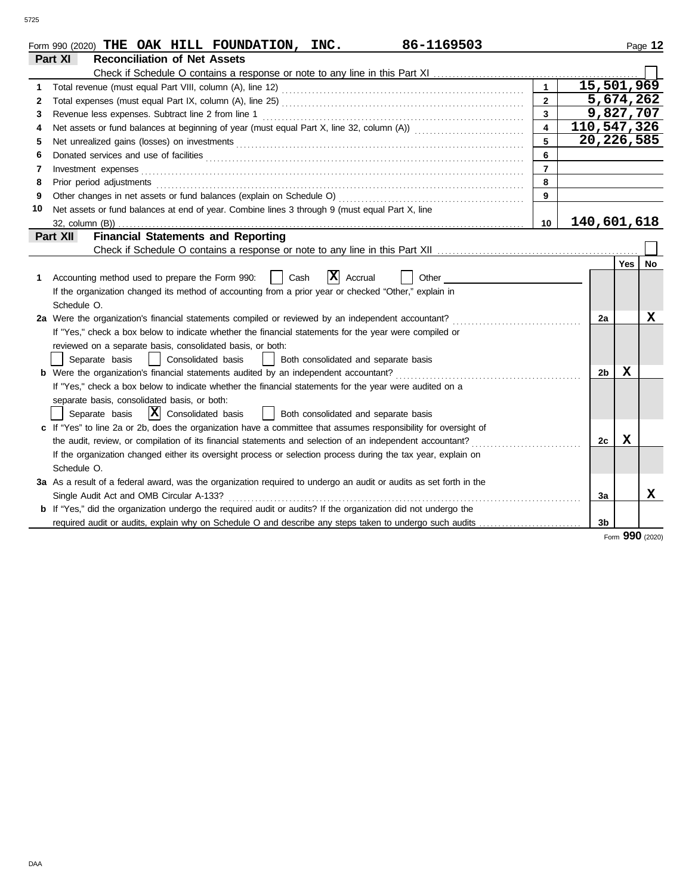Form 990 (2020) **THE OAK HILL FOUNDATION, INC.** 86-1169503 Page **12**

## Part XI Reconciliation of Net Assets

Check if Schedule O contains a response or note to any line in this Part XI ☐

| | | | |
|---|---|---|---|
| 1 | Total revenue (must equal Part VIII, column (A), line 12) | 1 | 15,501,969 |
| 2 | Total expenses (must equal Part IX, column (A), line 25) | 2 | 5,674,262 |
| 3 | Revenue less expenses. Subtract line 2 from line 1 | 3 | 9,827,707 |
| 4 | Net assets or fund balances at beginning of year (must equal Part X, line 32, column (A)) | 4 | 110,547,326 |
| 5 | Net unrealized gains (losses) on investments | 5 | 20,226,585 |
| 6 | Donated services and use of facilities | 6 | |
| 7 | Investment expenses | 7 | |
| 8 | Prior period adjustments | 8 | |
| 9 | Other changes in net assets or fund balances (explain on Schedule O) | 9 | |
| 10 | Net assets or fund balances at end of year. Combine lines 3 through 9 (must equal Part X, line 32, column (B)) | 10 | 140,601,618 |

## Part XII Financial Statements and Reporting

Check if Schedule O contains a response or note to any line in this Part XII ☐

| | | | Yes | No |
|---|---|---|---|---|
| 1 | Accounting method used to prepare the Form 990: ☐ Cash ☒ Accrual ☐ Other | | | |
| | If the organization changed its method of accounting from a prior year or checked "Other," explain in Schedule O. | | | |
| 2a | Were the organization's financial statements compiled or reviewed by an independent accountant? | 2a | | X |
| | If "Yes," check a box below to indicate whether the financial statements for the year were compiled or reviewed on a separate basis, consolidated basis, or both: ☐ Separate basis ☐ Consolidated basis ☐ Both consolidated and separate basis | | | |
| b | Were the organization's financial statements audited by an independent accountant? | 2b | X | |
| | If "Yes," check a box below to indicate whether the financial statements for the year were audited on a separate basis, consolidated basis, or both: ☐ Separate basis ☒ Consolidated basis ☐ Both consolidated and separate basis | | | |
| c | If "Yes" to line 2a or 2b, does the organization have a committee that assumes responsibility for oversight of the audit, review, or compilation of its financial statements and selection of an independent accountant? | 2c | X | |
| | If the organization changed either its oversight process or selection process during the tax year, explain on Schedule O. | | | |
| 3a | As a result of a federal award, was the organization required to undergo an audit or audits as set forth in the Single Audit Act and OMB Circular A-133? | 3a | | X |
| b | If "Yes," did the organization undergo the required audit or audits? If the organization did not undergo the required audit or audits, explain why on Schedule O and describe any steps taken to undergo such audits | 3b | | |

Form **990** (2020)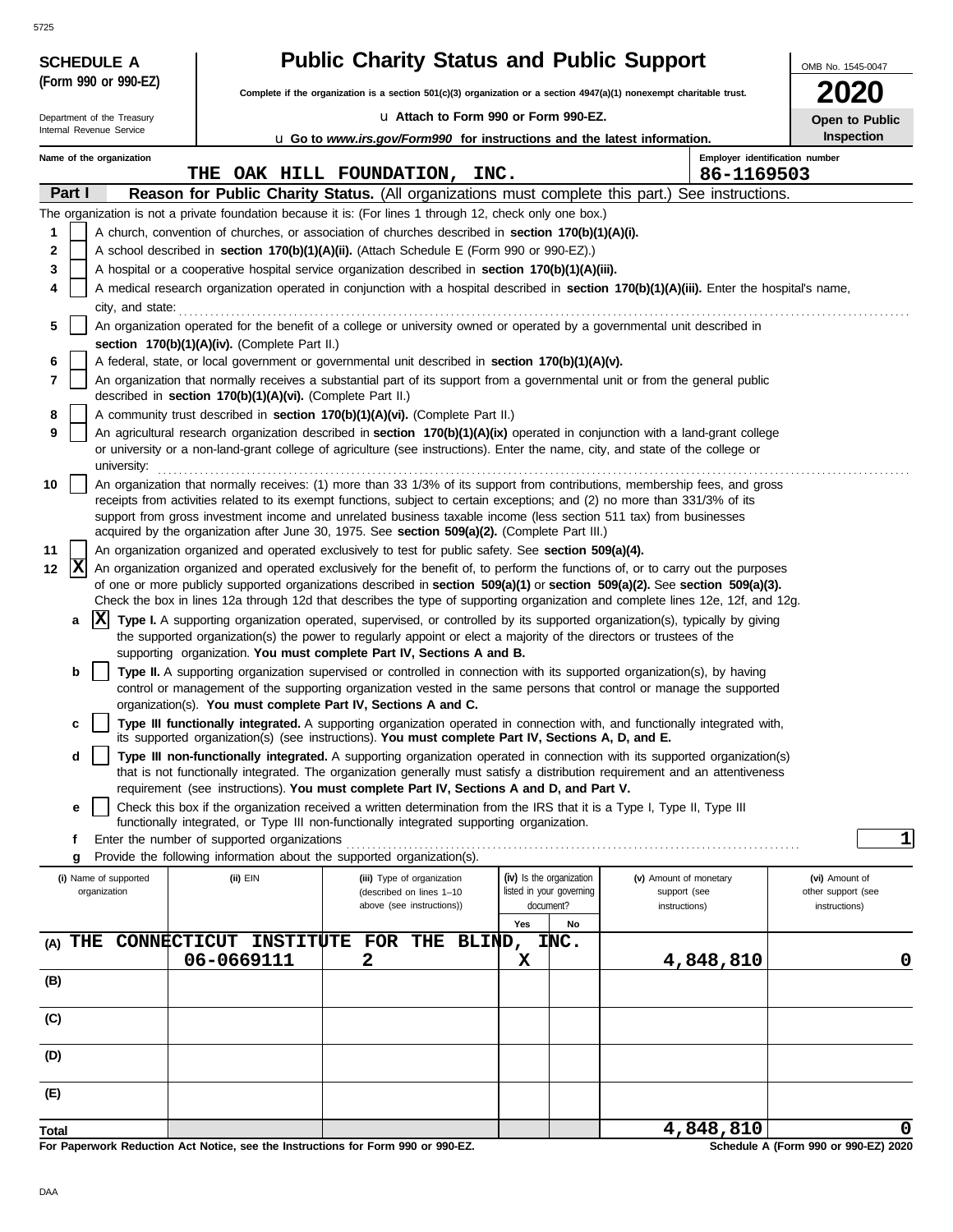**SCHEDULE A (Form 990 or 990-EZ)**

Department of the Treasury
Internal Revenue Service

# Public Charity Status and Public Support

**Complete if the organization is a section 501(c)(3) organization or a section 4947(a)(1) nonexempt charitable trust.**

u Attach to Form 990 or Form 990-EZ.

u Go to *www.irs.gov/Form990* for instructions and the latest information.

OMB No. 1545-0047

**2020**

**Open to Public Inspection**

**Name of the organization:** THE OAK HILL FOUNDATION, INC.

**Employer identification number:** 86-1169503

## Part I — Reason for Public Charity Status. (All organizations must complete this part.) See instructions.

The organization is not a private foundation because it is: (For lines 1 through 12, check only one box.)

1. [ ] A church, convention of churches, or association of churches described in **section 170(b)(1)(A)(i).**
2. [ ] A school described in **section 170(b)(1)(A)(ii).** (Attach Schedule E (Form 990 or 990-EZ).)
3. [ ] A hospital or a cooperative hospital service organization described in **section 170(b)(1)(A)(iii).**
4. [ ] A medical research organization operated in conjunction with a hospital described in **section 170(b)(1)(A)(iii).** Enter the hospital's name, city, and state:
5. [ ] An organization operated for the benefit of a college or university owned or operated by a governmental unit described in **section 170(b)(1)(A)(iv).** (Complete Part II.)
6. [ ] A federal, state, or local government or governmental unit described in **section 170(b)(1)(A)(v).**
7. [ ] An organization that normally receives a substantial part of its support from a governmental unit or from the general public described in **section 170(b)(1)(A)(vi).** (Complete Part II.)
8. [ ] A community trust described in **section 170(b)(1)(A)(vi).** (Complete Part II.)
9. [ ] An agricultural research organization described in **section 170(b)(1)(A)(ix)** operated in conjunction with a land-grant college or university or a non-land-grant college of agriculture (see instructions). Enter the name, city, and state of the college or university:
10. [ ] An organization that normally receives: (1) more than 33 1/3% of its support from contributions, membership fees, and gross receipts from activities related to its exempt functions, subject to certain exceptions; and (2) no more than 331/3% of its support from gross investment income and unrelated business taxable income (less section 511 tax) from businesses acquired by the organization after June 30, 1975. See **section 509(a)(2).** (Complete Part III.)
11. [ ] An organization organized and operated exclusively to test for public safety. See **section 509(a)(4).**
12. [X] An organization organized and operated exclusively for the benefit of, to perform the functions of, or to carry out the purposes of one or more publicly supported organizations described in **section 509(a)(1)** or **section 509(a)(2).** See **section 509(a)(3).** Check the box in lines 12a through 12d that describes the type of supporting organization and complete lines 12e, 12f, and 12g.
   - **a** [X] **Type I.** A supporting organization operated, supervised, or controlled by its supported organization(s), typically by giving the supported organization(s) the power to regularly appoint or elect a majority of the directors or trustees of the supporting organization. **You must complete Part IV, Sections A and B.**
   - **b** [ ] **Type II.** A supporting organization supervised or controlled in connection with its supported organization(s), by having control or management of the supporting organization vested in the same persons that control or manage the supported organization(s). **You must complete Part IV, Sections A and C.**
   - **c** [ ] **Type III functionally integrated.** A supporting organization operated in connection with, and functionally integrated with, its supported organization(s) (see instructions). **You must complete Part IV, Sections A, D, and E.**
   - **d** [ ] **Type III non-functionally integrated.** A supporting organization operated in connection with its supported organization(s) that is not functionally integrated. The organization generally must satisfy a distribution requirement and an attentiveness requirement (see instructions). **You must complete Part IV, Sections A and D, and Part V.**
   - **e** [ ] Check this box if the organization received a written determination from the IRS that it is a Type I, Type II, Type III functionally integrated, or Type III non-functionally integrated supporting organization.
   - **f** Enter the number of supported organizations: **1**
   - **g** Provide the following information about the supported organization(s).

| (i) Name of supported organization | (ii) EIN | (iii) Type of organization (described on lines 1–10 above (see instructions)) | (iv) Is the organization listed in your governing document? Yes | No | (v) Amount of monetary support (see instructions) | (vi) Amount of other support (see instructions) |
|---|---|---|---|---|---|---|
| (A) THE CONNECTICUT INSTITUTE FOR THE BLIND, INC. | 06-0669111 | 2 | X | | 4,848,810 | 0 |
| (B) | | | | | | |
| (C) | | | | | | |
| (D) | | | | | | |
| (E) | | | | | | |
| **Total** | | | | | 4,848,810 | 0 |

**For Paperwork Reduction Act Notice, see the Instructions for Form 990 or 990-EZ.** **Schedule A (Form 990 or 990-EZ) 2020**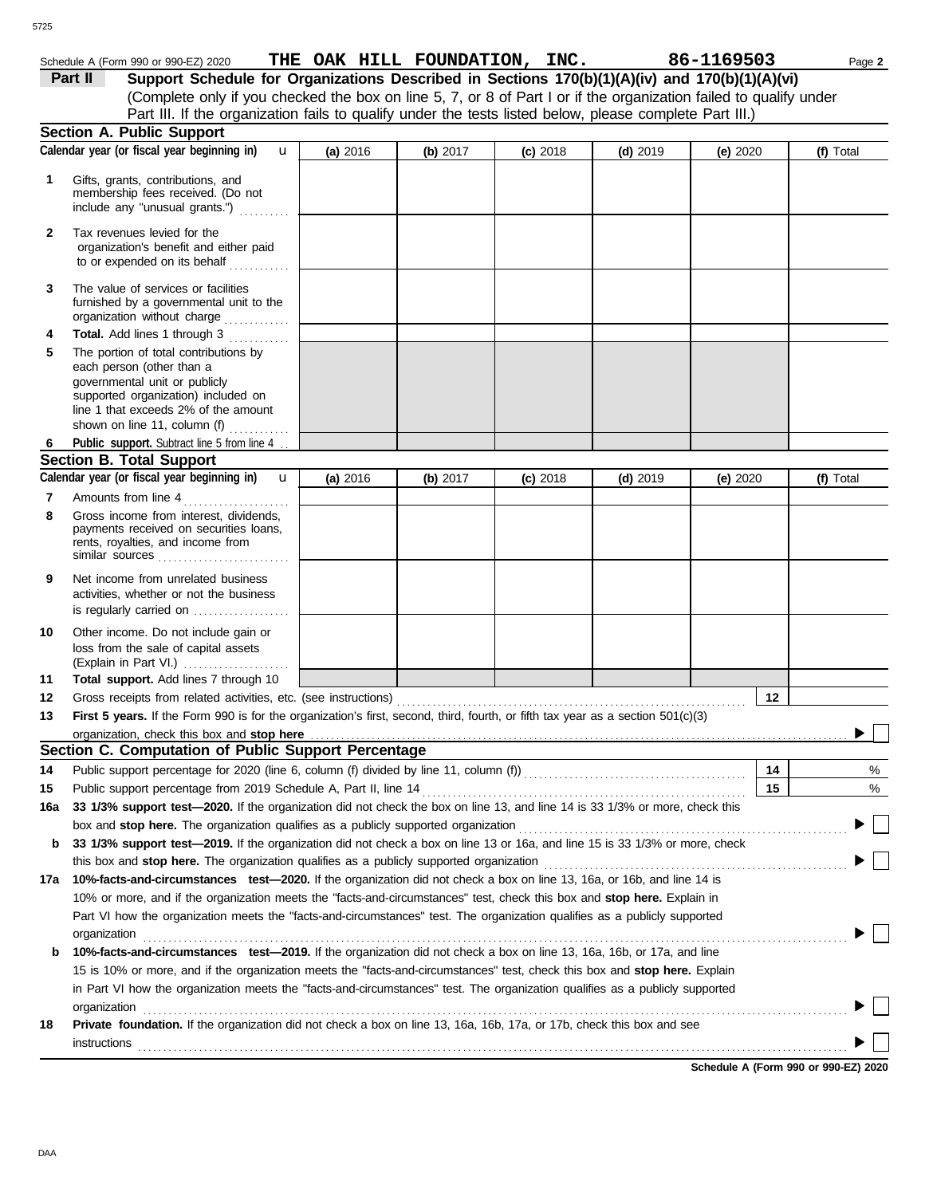Schedule A (Form 990 or 990-EZ) 2020 **THE OAK HILL FOUNDATION, INC.** **86-1169503** Page **2**

## Part II Support Schedule for Organizations Described in Sections 170(b)(1)(A)(iv) and 170(b)(1)(A)(vi)

(Complete only if you checked the box on line 5, 7, or 8 of Part I or if the organization failed to qualify under Part III. If the organization fails to qualify under the tests listed below, please complete Part III.)

### Section A. Public Support

| | Calendar year (or fiscal year beginning in) u | (a) 2016 | (b) 2017 | (c) 2018 | (d) 2019 | (e) 2020 | (f) Total |
|---|---|---|---|---|---|---|---|
| 1 | Gifts, grants, contributions, and membership fees received. (Do not include any "unusual grants.") | | | | | | |
| 2 | Tax revenues levied for the organization's benefit and either paid to or expended on its behalf | | | | | | |
| 3 | The value of services or facilities furnished by a governmental unit to the organization without charge | | | | | | |
| 4 | **Total.** Add lines 1 through 3 | | | | | | |
| 5 | The portion of total contributions by each person (other than a governmental unit or publicly supported organization) included on line 1 that exceeds 2% of the amount shown on line 11, column (f) | | | | | | |
| 6 | **Public support.** Subtract line 5 from line 4 | | | | | | |

### Section B. Total Support

| | Calendar year (or fiscal year beginning in) u | (a) 2016 | (b) 2017 | (c) 2018 | (d) 2019 | (e) 2020 | (f) Total |
|---|---|---|---|---|---|---|---|
| 7 | Amounts from line 4 | | | | | | |
| 8 | Gross income from interest, dividends, payments received on securities loans, rents, royalties, and income from similar sources | | | | | | |
| 9 | Net income from unrelated business activities, whether or not the business is regularly carried on | | | | | | |
| 10 | Other income. Do not include gain or loss from the sale of capital assets (Explain in Part VI.) | | | | | | |
| 11 | **Total support.** Add lines 7 through 10 | | | | | | |

**12** Gross receipts from related activities, etc. (see instructions) **12**

**13** **First 5 years.** If the Form 990 is for the organization's first, second, third, fourth, or fifth tax year as a section 501(c)(3) organization, check this box and **stop here** ▶ ☐

### Section C. Computation of Public Support Percentage

**14** Public support percentage for 2020 (line 6, column (f) divided by line 11, column (f)) **14** %

**15** Public support percentage from 2019 Schedule A, Part II, line 14 **15** %

**16a** **33 1/3% support test—2020.** If the organization did not check the box on line 13, and line 14 is 33 1/3% or more, check this box and **stop here.** The organization qualifies as a publicly supported organization ▶ ☐

**b** **33 1/3% support test—2019.** If the organization did not check a box on line 13 or 16a, and line 15 is 33 1/3% or more, check this box and **stop here.** The organization qualifies as a publicly supported organization ▶ ☐

**17a** **10%-facts-and-circumstances test—2020.** If the organization did not check a box on line 13, 16a, or 16b, and line 14 is 10% or more, and if the organization meets the "facts-and-circumstances" test, check this box and **stop here.** Explain in Part VI how the organization meets the "facts-and-circumstances" test. The organization qualifies as a publicly supported organization ▶ ☐

**b** **10%-facts-and-circumstances test—2019.** If the organization did not check a box on line 13, 16a, 16b, or 17a, and line 15 is 10% or more, and if the organization meets the "facts-and-circumstances" test, check this box and **stop here.** Explain in Part VI how the organization meets the "facts-and-circumstances" test. The organization qualifies as a publicly supported organization ▶ ☐

**18** **Private foundation.** If the organization did not check a box on line 13, 16a, 16b, 17a, or 17b, check this box and see instructions ▶ ☐

**Schedule A (Form 990 or 990-EZ) 2020**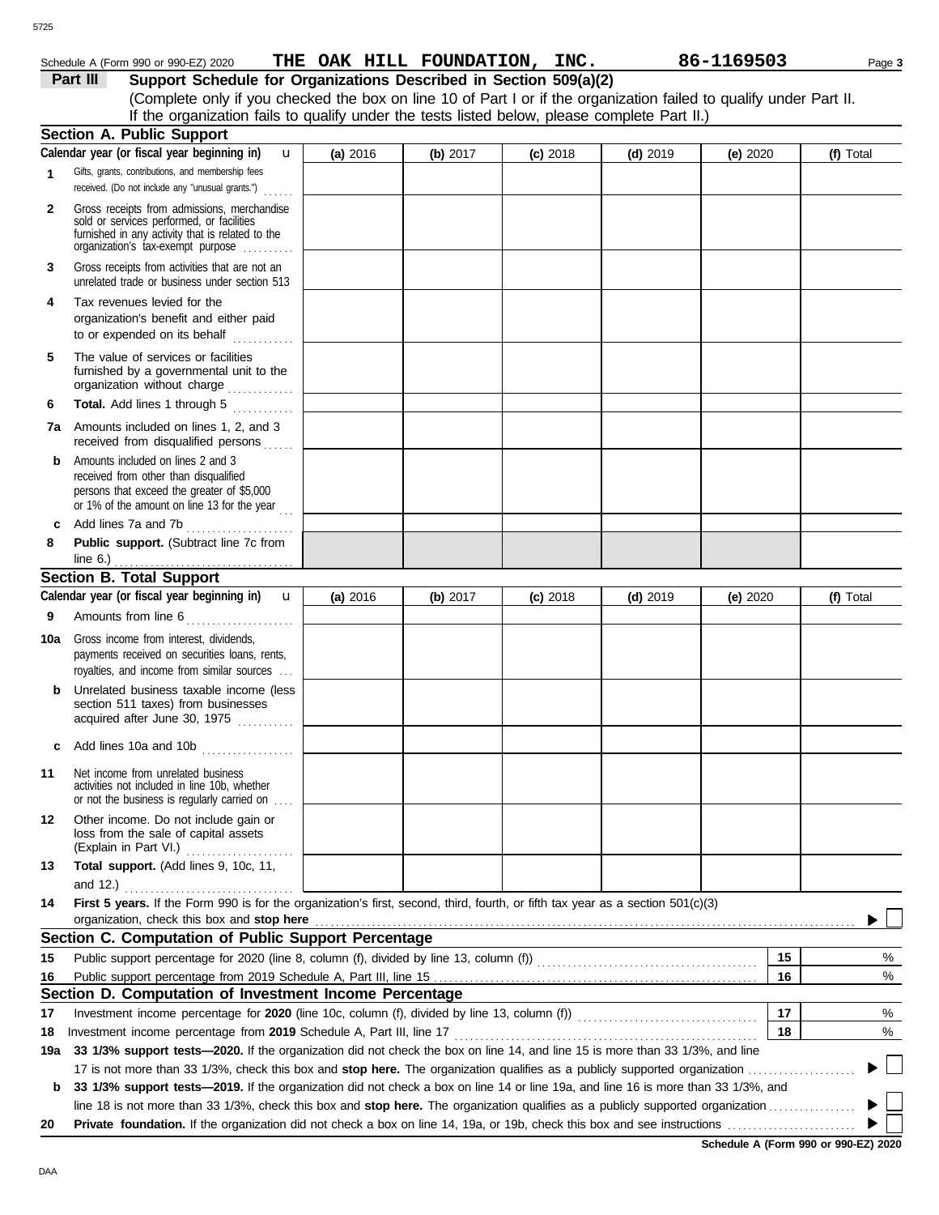Schedule A (Form 990 or 990-EZ) 2020 **THE OAK HILL FOUNDATION, INC.** **86-1169503**

## Part III Support Schedule for Organizations Described in Section 509(a)(2)

(Complete only if you checked the box on line 10 of Part I or if the organization failed to qualify under Part II. If the organization fails to qualify under the tests listed below, please complete Part II.)

### Section A. Public Support

| Calendar year (or fiscal year beginning in) | (a) 2016 | (b) 2017 | (c) 2018 | (d) 2019 | (e) 2020 | (f) Total |
|---|---|---|---|---|---|---|
| 1 Gifts, grants, contributions, and membership fees received. (Do not include any "unusual grants.") | | | | | | |
| 2 Gross receipts from admissions, merchandise sold or services performed, or facilities furnished in any activity that is related to the organization's tax-exempt purpose | | | | | | |
| 3 Gross receipts from activities that are not an unrelated trade or business under section 513 | | | | | | |
| 4 Tax revenues levied for the organization's benefit and either paid to or expended on its behalf | | | | | | |
| 5 The value of services or facilities furnished by a governmental unit to the organization without charge | | | | | | |
| 6 **Total.** Add lines 1 through 5 | | | | | | |
| 7a Amounts included on lines 1, 2, and 3 received from disqualified persons | | | | | | |
| b Amounts included on lines 2 and 3 received from other than disqualified persons that exceed the greater of $5,000 or 1% of the amount on line 13 for the year | | | | | | |
| c Add lines 7a and 7b | | | | | | |
| 8 **Public support.** (Subtract line 7c from line 6.) | | | | | | |

### Section B. Total Support

| Calendar year (or fiscal year beginning in) | (a) 2016 | (b) 2017 | (c) 2018 | (d) 2019 | (e) 2020 | (f) Total |
|---|---|---|---|---|---|---|
| 9 Amounts from line 6 | | | | | | |
| 10a Gross income from interest, dividends, payments received on securities loans, rents, royalties, and income from similar sources | | | | | | |
| b Unrelated business taxable income (less section 511 taxes) from businesses acquired after June 30, 1975 | | | | | | |
| c Add lines 10a and 10b | | | | | | |
| 11 Net income from unrelated business activities not included in line 10b, whether or not the business is regularly carried on | | | | | | |
| 12 Other income. Do not include gain or loss from the sale of capital assets (Explain in Part VI.) | | | | | | |
| 13 **Total support.** (Add lines 9, 10c, 11, and 12.) | | | | | | |

14 **First 5 years.** If the Form 990 is for the organization's first, second, third, fourth, or fifth tax year as a section 501(c)(3) organization, check this box and **stop here** ▶ ☐

### Section C. Computation of Public Support Percentage

| | | | |
|---|---|---|---|
| 15 | Public support percentage for 2020 (line 8, column (f), divided by line 13, column (f)) | 15 | % |
| 16 | Public support percentage from 2019 Schedule A, Part III, line 15 | 16 | % |

### Section D. Computation of Investment Income Percentage

| | | | |
|---|---|---|---|
| 17 | Investment income percentage for **2020** (line 10c, column (f), divided by line 13, column (f)) | 17 | % |
| 18 | Investment income percentage from **2019** Schedule A, Part III, line 17 | 18 | % |

19a **33 1/3% support tests—2020.** If the organization did not check the box on line 14, and line 15 is more than 33 1/3%, and line 17 is not more than 33 1/3%, check this box and **stop here.** The organization qualifies as a publicly supported organization ▶ ☐

b **33 1/3% support tests—2019.** If the organization did not check a box on line 14 or line 19a, and line 16 is more than 33 1/3%, and line 18 is not more than 33 1/3%, check this box and **stop here.** The organization qualifies as a publicly supported organization ▶ ☐

20 **Private foundation.** If the organization did not check a box on line 14, 19a, or 19b, check this box and see instructions ▶ ☐

**Schedule A (Form 990 or 990-EZ) 2020**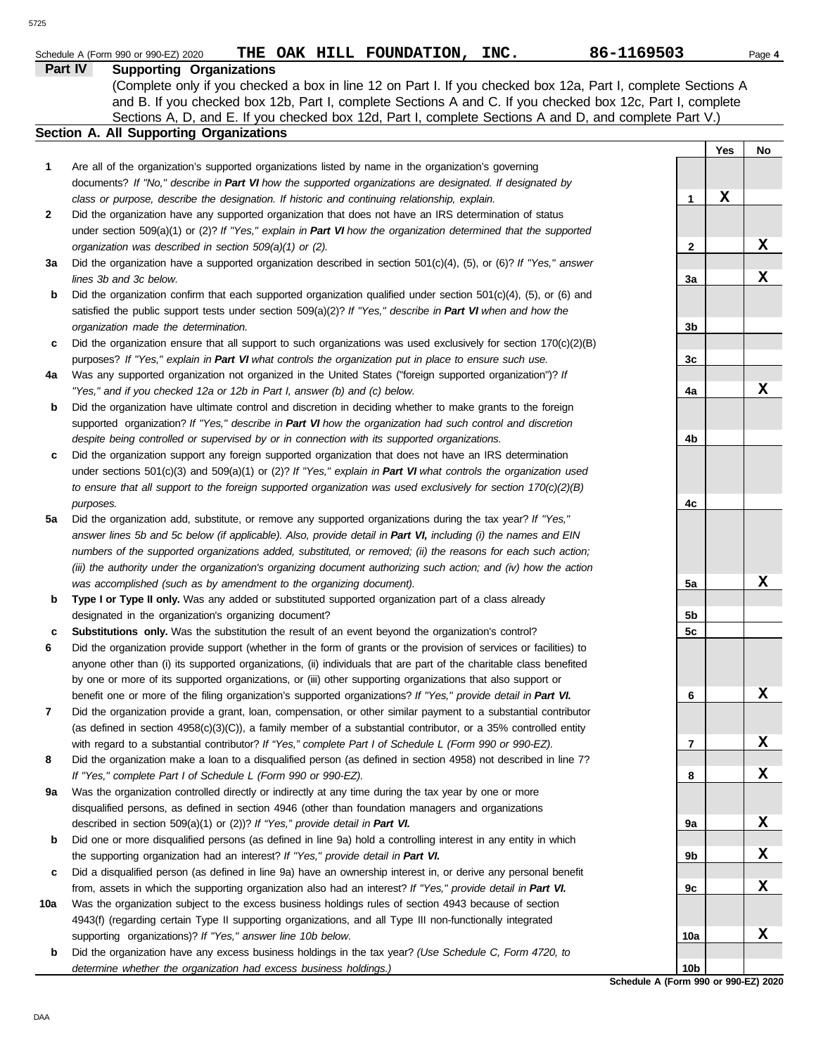Schedule A (Form 990 or 990-EZ) 2020 **THE OAK HILL FOUNDATION, INC.** **86-1169503** Page **4**

## Part IV Supporting Organizations

(Complete only if you checked a box in line 12 on Part I. If you checked box 12a, Part I, complete Sections A and B. If you checked box 12b, Part I, complete Sections A and C. If you checked box 12c, Part I, complete Sections A, D, and E. If you checked box 12d, Part I, complete Sections A and D, and complete Part V.)

### Section A. All Supporting Organizations

| | | | Yes | No |
|---|---|---|---|---|
| **1** | Are all of the organization's supported organizations listed by name in the organization's governing documents? *If "No," describe in **Part VI** how the supported organizations are designated. If designated by class or purpose, describe the designation. If historic and continuing relationship, explain.* | 1 | X | |
| **2** | Did the organization have any supported organization that does not have an IRS determination of status under section 509(a)(1) or (2)? *If "Yes," explain in **Part VI** how the organization determined that the supported organization was described in section 509(a)(1) or (2).* | 2 | | X |
| **3a** | Did the organization have a supported organization described in section 501(c)(4), (5), or (6)? *If "Yes," answer lines 3b and 3c below.* | 3a | | X |
| **b** | Did the organization confirm that each supported organization qualified under section 501(c)(4), (5), or (6) and satisfied the public support tests under section 509(a)(2)? *If "Yes," describe in **Part VI** when and how the organization made the determination.* | 3b | | |
| **c** | Did the organization ensure that all support to such organizations was used exclusively for section 170(c)(2)(B) purposes? *If "Yes," explain in **Part VI** what controls the organization put in place to ensure such use.* | 3c | | |
| **4a** | Was any supported organization not organized in the United States ("foreign supported organization")? *If "Yes," and if you checked 12a or 12b in Part I, answer (b) and (c) below.* | 4a | | X |
| **b** | Did the organization have ultimate control and discretion in deciding whether to make grants to the foreign supported organization? *If "Yes," describe in **Part VI** how the organization had such control and discretion despite being controlled or supervised by or in connection with its supported organizations.* | 4b | | |
| **c** | Did the organization support any foreign supported organization that does not have an IRS determination under sections 501(c)(3) and 509(a)(1) or (2)? *If "Yes," explain in **Part VI** what controls the organization used to ensure that all support to the foreign supported organization was used exclusively for section 170(c)(2)(B) purposes.* | 4c | | |
| **5a** | Did the organization add, substitute, or remove any supported organizations during the tax year? *If "Yes," answer lines 5b and 5c below (if applicable). Also, provide detail in **Part VI,** including (i) the names and EIN numbers of the supported organizations added, substituted, or removed; (ii) the reasons for each such action; (iii) the authority under the organization's organizing document authorizing such action; and (iv) how the action was accomplished (such as by amendment to the organizing document).* | 5a | | X |
| **b** | **Type I or Type II only.** Was any added or substituted supported organization part of a class already designated in the organization's organizing document? | 5b | | |
| **c** | **Substitutions only.** Was the substitution the result of an event beyond the organization's control? | 5c | | |
| **6** | Did the organization provide support (whether in the form of grants or the provision of services or facilities) to anyone other than (i) its supported organizations, (ii) individuals that are part of the charitable class benefited by one or more of its supported organizations, or (iii) other supporting organizations that also support or benefit one or more of the filing organization's supported organizations? *If "Yes," provide detail in **Part VI.*** | 6 | | X |
| **7** | Did the organization provide a grant, loan, compensation, or other similar payment to a substantial contributor (as defined in section 4958(c)(3)(C)), a family member of a substantial contributor, or a 35% controlled entity with regard to a substantial contributor? *If "Yes," complete Part I of Schedule L (Form 990 or 990-EZ).* | 7 | | X |
| **8** | Did the organization make a loan to a disqualified person (as defined in section 4958) not described in line 7? *If "Yes," complete Part I of Schedule L (Form 990 or 990-EZ).* | 8 | | X |
| **9a** | Was the organization controlled directly or indirectly at any time during the tax year by one or more disqualified persons, as defined in section 4946 (other than foundation managers and organizations described in section 509(a)(1) or (2))? *If "Yes," provide detail in **Part VI.*** | 9a | | X |
| **b** | Did one or more disqualified persons (as defined in line 9a) hold a controlling interest in any entity in which the supporting organization had an interest? *If "Yes," provide detail in **Part VI.*** | 9b | | X |
| **c** | Did a disqualified person (as defined in line 9a) have an ownership interest in, or derive any personal benefit from, assets in which the supporting organization also had an interest? *If "Yes," provide detail in **Part VI.*** | 9c | | X |
| **10a** | Was the organization subject to the excess business holdings rules of section 4943 because of section 4943(f) (regarding certain Type II supporting organizations, and all Type III non-functionally integrated supporting organizations)? *If "Yes," answer line 10b below.* | 10a | | X |
| **b** | Did the organization have any excess business holdings in the tax year? *(Use Schedule C, Form 4720, to determine whether the organization had excess business holdings.)* | 10b | | |

**Schedule A (Form 990 or 990-EZ) 2020**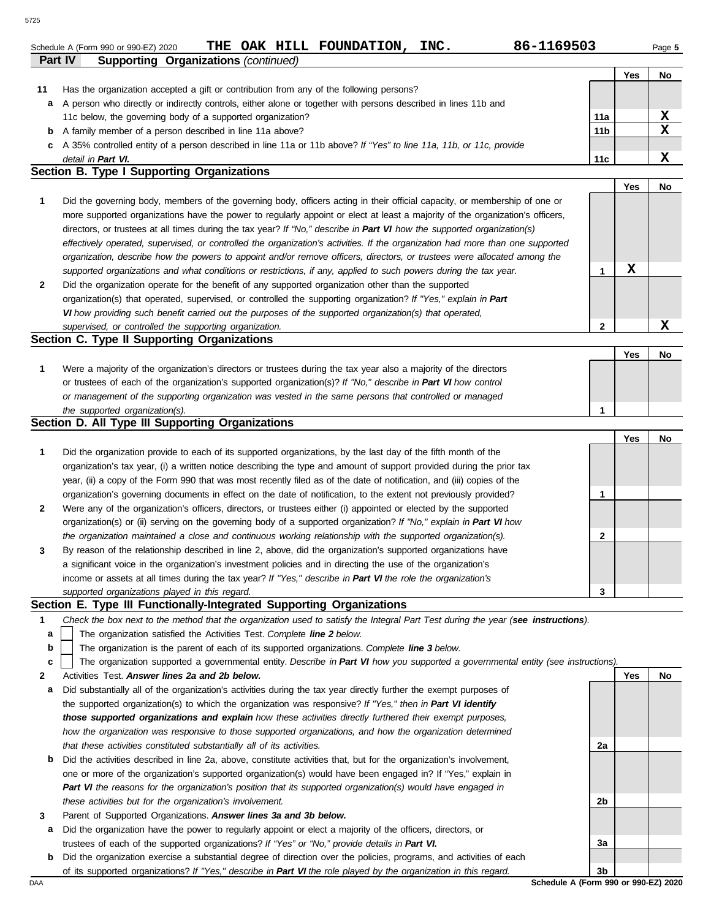Schedule A (Form 990 or 990-EZ) 2020 **THE OAK HILL FOUNDATION, INC.** **86-1169503** Page **5**

## Part IV Supporting Organizations *(continued)*

| | | | Yes | No |
|---|---|---|---|---|
| **11** | Has the organization accepted a gift or contribution from any of the following persons? | | | |
| **a** | A person who directly or indirectly controls, either alone or together with persons described in lines 11b and 11c below, the governing body of a supported organization? | **11a** | | X |
| **b** | A family member of a person described in line 11a above? | **11b** | | X |
| **c** | A 35% controlled entity of a person described in line 11a or 11b above? *If "Yes" to line 11a, 11b, or 11c, provide detail in **Part VI.*** | **11c** | | X |

### Section B. Type I Supporting Organizations

| | | | Yes | No |
|---|---|---|---|---|
| **1** | Did the governing body, members of the governing body, officers acting in their official capacity, or membership of one or more supported organizations have the power to regularly appoint or elect at least a majority of the organization's officers, directors, or trustees at all times during the tax year? *If "No," describe in **Part VI** how the supported organization(s) effectively operated, supervised, or controlled the organization's activities. If the organization had more than one supported organization, describe how the powers to appoint and/or remove officers, directors, or trustees were allocated among the supported organizations and what conditions or restrictions, if any, applied to such powers during the tax year.* | **1** | X | |
| **2** | Did the organization operate for the benefit of any supported organization other than the supported organization(s) that operated, supervised, or controlled the supporting organization? *If "Yes," explain in **Part VI** how providing such benefit carried out the purposes of the supported organization(s) that operated, supervised, or controlled the supporting organization.* | **2** | | X |

### Section C. Type II Supporting Organizations

| | | | Yes | No |
|---|---|---|---|---|
| **1** | Were a majority of the organization's directors or trustees during the tax year also a majority of the directors or trustees of each of the organization's supported organization(s)? *If "No," describe in **Part VI** how control or management of the supporting organization was vested in the same persons that controlled or managed the supported organization(s).* | **1** | | |

### Section D. All Type III Supporting Organizations

| | | | Yes | No |
|---|---|---|---|---|
| **1** | Did the organization provide to each of its supported organizations, by the last day of the fifth month of the organization's tax year, (i) a written notice describing the type and amount of support provided during the prior tax year, (ii) a copy of the Form 990 that was most recently filed as of the date of notification, and (iii) copies of the organization's governing documents in effect on the date of notification, to the extent not previously provided? | **1** | | |
| **2** | Were any of the organization's officers, directors, or trustees either (i) appointed or elected by the supported organization(s) or (ii) serving on the governing body of a supported organization? *If "No," explain in **Part VI** how the organization maintained a close and continuous working relationship with the supported organization(s).* | **2** | | |
| **3** | By reason of the relationship described in line 2, above, did the organization's supported organizations have a significant voice in the organization's investment policies and in directing the use of the organization's income or assets at all times during the tax year? *If "Yes," describe in **Part VI** the role the organization's supported organizations played in this regard.* | **3** | | |

### Section E. Type III Functionally-Integrated Supporting Organizations

**1** *Check the box next to the method that the organization used to satisfy the Integral Part Test during the year (**see instructions**).*

- **a** ☐ The organization satisfied the Activities Test. *Complete **line 2** below.*
- **b** ☐ The organization is the parent of each of its supported organizations. *Complete **line 3** below.*
- **c** ☐ The organization supported a governmental entity. *Describe in **Part VI** how you supported a governmental entity (see instructions).*

| | | | Yes | No |
|---|---|---|---|---|
| **2** | Activities Test. ***Answer lines 2a and 2b below.*** | | | |
| **a** | Did substantially all of the organization's activities during the tax year directly further the exempt purposes of the supported organization(s) to which the organization was responsive? *If "Yes," then in **Part VI identify those supported organizations and explain** how these activities directly furthered their exempt purposes, how the organization was responsive to those supported organizations, and how the organization determined that these activities constituted substantially all of its activities.* | **2a** | | |
| **b** | Did the activities described in line 2a, above, constitute activities that, but for the organization's involvement, one or more of the organization's supported organization(s) would have been engaged in? If "Yes," explain in ***Part VI** the reasons for the organization's position that its supported organization(s) would have engaged in these activities but for the organization's involvement.* | **2b** | | |
| **3** | Parent of Supported Organizations. ***Answer lines 3a and 3b below.*** | | | |
| **a** | Did the organization have the power to regularly appoint or elect a majority of the officers, directors, or trustees of each of the supported organizations? *If "Yes" or "No," provide details in **Part VI.*** | **3a** | | |
| **b** | Did the organization exercise a substantial degree of direction over the policies, programs, and activities of each of its supported organizations? *If "Yes," describe in **Part VI** the role played by the organization in this regard.* | **3b** | | |

**Schedule A (Form 990 or 990-EZ) 2020**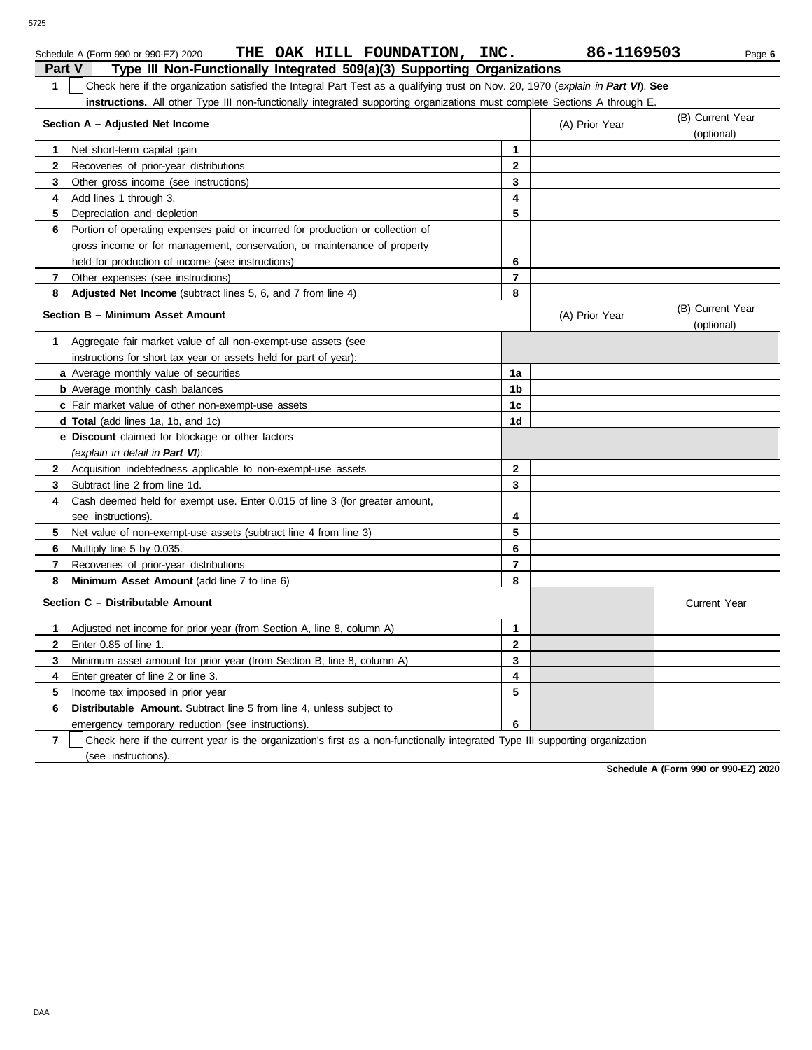Schedule A (Form 990 or 990-EZ) 2020 **THE OAK HILL FOUNDATION, INC.** **86-1169503** Page **6**

## Part V Type III Non-Functionally Integrated 509(a)(3) Supporting Organizations

**1** ☐ Check here if the organization satisfied the Integral Part Test as a qualifying trust on Nov. 20, 1970 (*explain in **Part VI***). **See instructions.** All other Type III non-functionally integrated supporting organizations must complete Sections A through E.

| **Section A – Adjusted Net Income** | | (A) Prior Year | (B) Current Year (optional) |
|---|---|---|---|
| **1** Net short-term capital gain | **1** | | |
| **2** Recoveries of prior-year distributions | **2** | | |
| **3** Other gross income (see instructions) | **3** | | |
| **4** Add lines 1 through 3. | **4** | | |
| **5** Depreciation and depletion | **5** | | |
| **6** Portion of operating expenses paid or incurred for production or collection of gross income or for management, conservation, or maintenance of property held for production of income (see instructions) | **6** | | |
| **7** Other expenses (see instructions) | **7** | | |
| **8** **Adjusted Net Income** (subtract lines 5, 6, and 7 from line 4) | **8** | | |

| **Section B – Minimum Asset Amount** | | (A) Prior Year | (B) Current Year (optional) |
|---|---|---|---|
| **1** Aggregate fair market value of all non-exempt-use assets (see instructions for short tax year or assets held for part of year): | | | |
| ***a*** Average monthly value of securities | **1a** | | |
| ***b*** Average monthly cash balances | **1b** | | |
| ***c*** Fair market value of other non-exempt-use assets | **1c** | | |
| ***d*** **Total** (add lines 1a, 1b, and 1c) | **1d** | | |
| ***e*** **Discount** claimed for blockage or other factors (*explain in detail in **Part VI***): | | | |
| **2** Acquisition indebtedness applicable to non-exempt-use assets | **2** | | |
| **3** Subtract line 2 from line 1d. | **3** | | |
| **4** Cash deemed held for exempt use. Enter 0.015 of line 3 (for greater amount, see instructions). | **4** | | |
| **5** Net value of non-exempt-use assets (subtract line 4 from line 3) | **5** | | |
| **6** Multiply line 5 by 0.035. | **6** | | |
| **7** Recoveries of prior-year distributions | **7** | | |
| **8** **Minimum Asset Amount** (add line 7 to line 6) | **8** | | |

| **Section C – Distributable Amount** | | | Current Year |
|---|---|---|---|
| **1** Adjusted net income for prior year (from Section A, line 8, column A) | **1** | | |
| **2** Enter 0.85 of line 1. | **2** | | |
| **3** Minimum asset amount for prior year (from Section B, line 8, column A) | **3** | | |
| **4** Enter greater of line 2 or line 3. | **4** | | |
| **5** Income tax imposed in prior year | **5** | | |
| **6** **Distributable Amount.** Subtract line 5 from line 4, unless subject to emergency temporary reduction (see instructions). | **6** | | |

**7** ☐ Check here if the current year is the organization's first as a non-functionally integrated Type III supporting organization (see instructions).

**Schedule A (Form 990 or 990-EZ) 2020**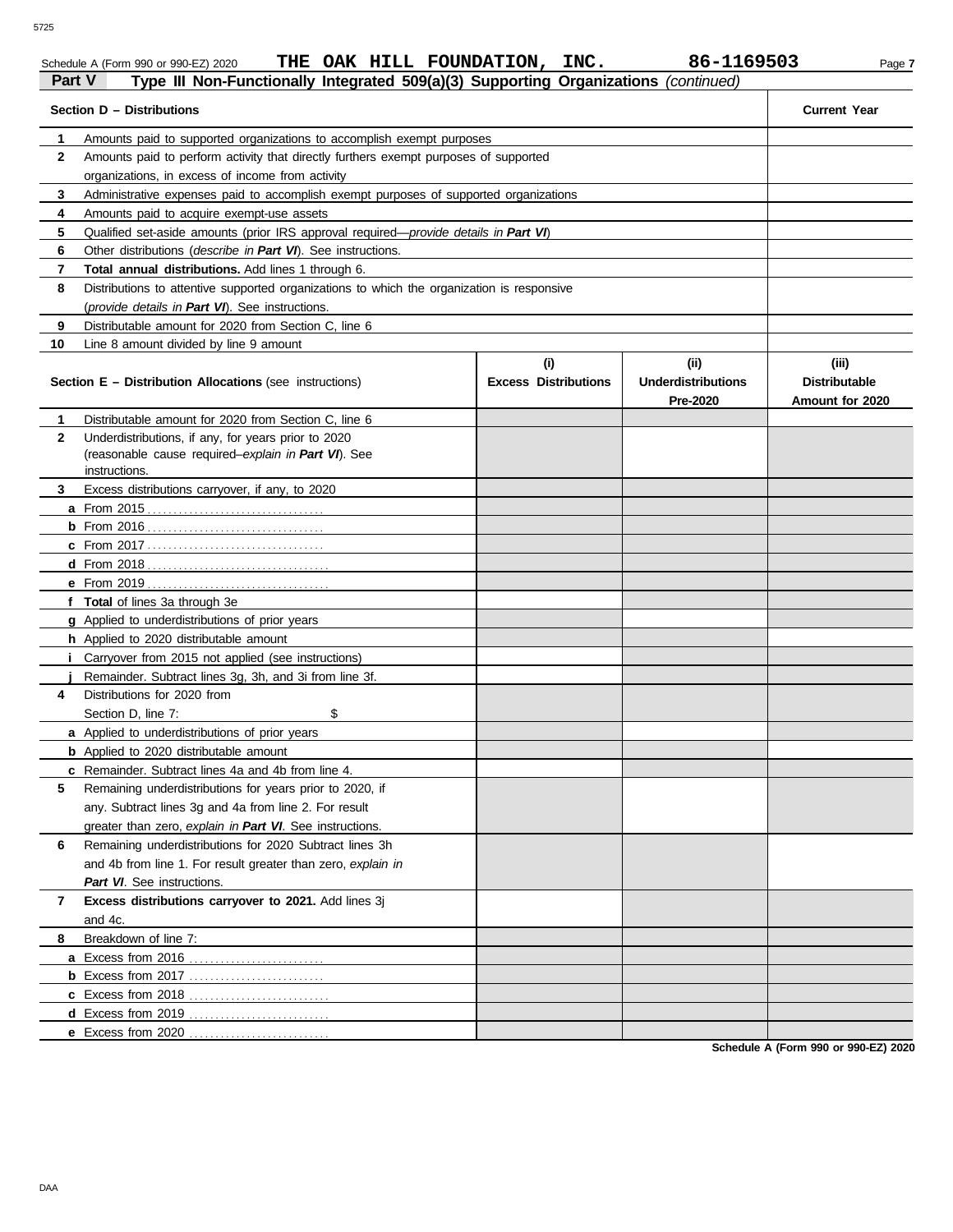Schedule A (Form 990 or 990-EZ) 2020 **THE OAK HILL FOUNDATION, INC.** **86-1169503**

## Part V Type III Non-Functionally Integrated 509(a)(3) Supporting Organizations *(continued)*

| Section D – Distributions | Current Year |
|---|---|
| **1** Amounts paid to supported organizations to accomplish exempt purposes | |
| **2** Amounts paid to perform activity that directly furthers exempt purposes of supported organizations, in excess of income from activity | |
| **3** Administrative expenses paid to accomplish exempt purposes of supported organizations | |
| **4** Amounts paid to acquire exempt-use assets | |
| **5** Qualified set-aside amounts (prior IRS approval required—*provide details in **Part VI***) | |
| **6** Other distributions (*describe in **Part VI***). See instructions. | |
| **7** **Total annual distributions.** Add lines 1 through 6. | |
| **8** Distributions to attentive supported organizations to which the organization is responsive (*provide details in **Part VI***). See instructions. | |
| **9** Distributable amount for 2020 from Section C, line 6 | |
| **10** Line 8 amount divided by line 9 amount | |

| **Section E – Distribution Allocations** (see instructions) | (i) Excess Distributions | (ii) Underdistributions Pre-2020 | (iii) Distributable Amount for 2020 |
|---|---|---|---|
| **1** Distributable amount for 2020 from Section C, line 6 | | | |
| **2** Underdistributions, if any, for years prior to 2020 (reasonable cause required–*explain in **Part VI***). See instructions. | | | |
| **3** Excess distributions carryover, if any, to 2020 | | | |
| **a** From 2015 | | | |
| **b** From 2016 | | | |
| **c** From 2017 | | | |
| **d** From 2018 | | | |
| **e** From 2019 | | | |
| **f** **Total** of lines 3a through 3e | | | |
| **g** Applied to underdistributions of prior years | | | |
| **h** Applied to 2020 distributable amount | | | |
| **i** Carryover from 2015 not applied (see instructions) | | | |
| **j** Remainder. Subtract lines 3g, 3h, and 3i from line 3f. | | | |
| **4** Distributions for 2020 from Section D, line 7: $ | | | |
| **a** Applied to underdistributions of prior years | | | |
| **b** Applied to 2020 distributable amount | | | |
| **c** Remainder. Subtract lines 4a and 4b from line 4. | | | |
| **5** Remaining underdistributions for years prior to 2020, if any. Subtract lines 3g and 4a from line 2. For result greater than zero, *explain in **Part VI***. See instructions. | | | |
| **6** Remaining underdistributions for 2020 Subtract lines 3h and 4b from line 1. For result greater than zero, *explain in **Part VI***. See instructions. | | | |
| **7** **Excess distributions carryover to 2021.** Add lines 3j and 4c. | | | |
| **8** Breakdown of line 7: | | | |
| **a** Excess from 2016 | | | |
| **b** Excess from 2017 | | | |
| **c** Excess from 2018 | | | |
| **d** Excess from 2019 | | | |
| **e** Excess from 2020 | | | |

**Schedule A (Form 990 or 990-EZ) 2020**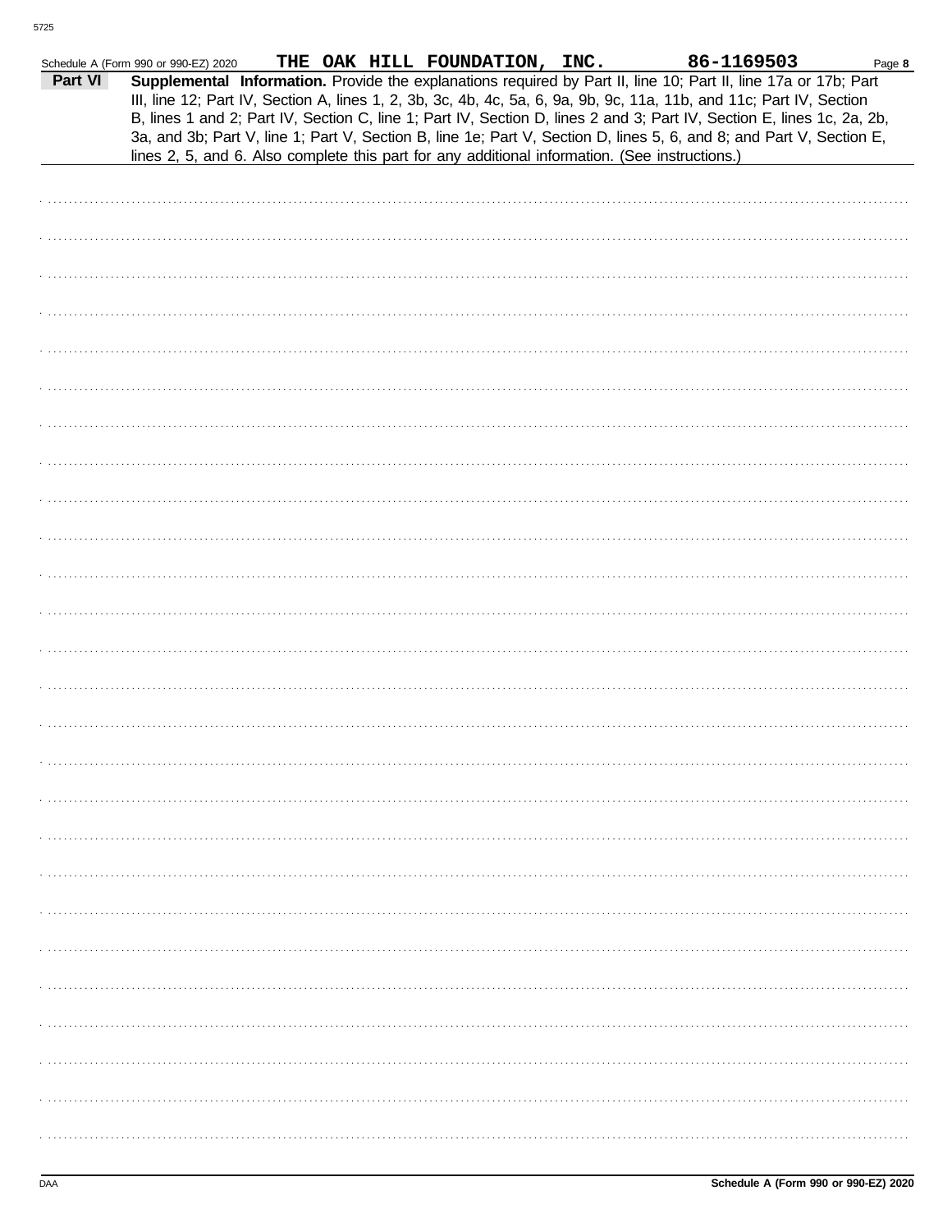Schedule A (Form 990 or 990-EZ) 2020 **THE OAK HILL FOUNDATION, INC.** **86-1169503** Page **8**

**Part VI** **Supplemental Information.** Provide the explanations required by Part II, line 10; Part II, line 17a or 17b; Part III, line 12; Part IV, Section A, lines 1, 2, 3b, 3c, 4b, 4c, 5a, 6, 9a, 9b, 9c, 11a, 11b, and 11c; Part IV, Section B, lines 1 and 2; Part IV, Section C, line 1; Part IV, Section D, lines 2 and 3; Part IV, Section E, lines 1c, 2a, 2b, 3a, and 3b; Part V, line 1; Part V, Section B, line 1e; Part V, Section D, lines 5, 6, and 8; and Part V, Section E, lines 2, 5, and 6. Also complete this part for any additional information. (See instructions.)

**Schedule A (Form 990 or 990-EZ) 2020**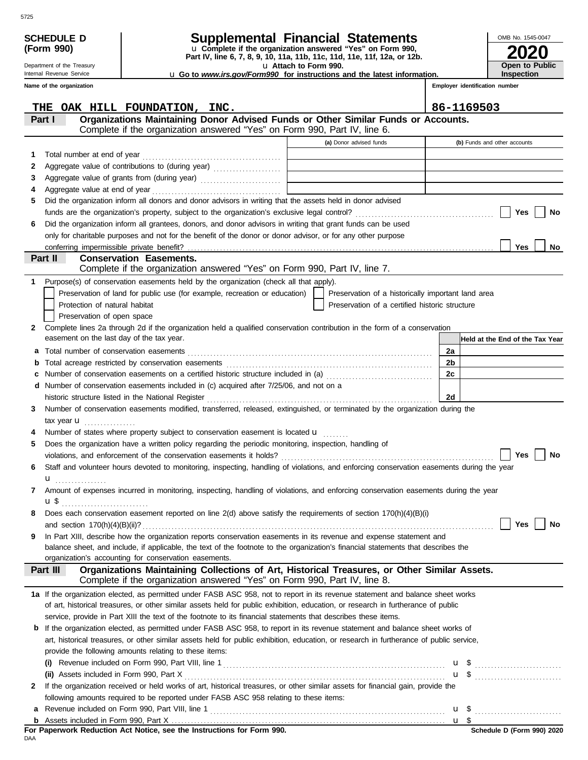**SCHEDULE D (Form 990)**

Department of the Treasury
Internal Revenue Service

# Supplemental Financial Statements

u Complete if the organization answered "Yes" on Form 990, Part IV, line 6, 7, 8, 9, 10, 11a, 11b, 11c, 11d, 11e, 11f, 12a, or 12b.
u Attach to Form 990.
u Go to *www.irs.gov/Form990* for instructions and the latest information.

OMB No. 1545-0047

**2020**

**Open to Public Inspection**

**Name of the organization**
THE OAK HILL FOUNDATION, INC.

**Employer identification number**
86-1169503

## Part I — Organizations Maintaining Donor Advised Funds or Other Similar Funds or Accounts.

Complete if the organization answered "Yes" on Form 990, Part IV, line 6.

| | | (a) Donor advised funds | (b) Funds and other accounts |
|---|---|---|---|
| 1 | Total number at end of year | | |
| 2 | Aggregate value of contributions to (during year) | | |
| 3 | Aggregate value of grants from (during year) | | |
| 4 | Aggregate value at end of year | | |

5 Did the organization inform all donors and donor advisors in writing that the assets held in donor advised funds are the organization's property, subject to the organization's exclusive legal control? ☐ Yes ☐ No

6 Did the organization inform all grantees, donors, and donor advisors in writing that grant funds can be used only for charitable purposes and not for the benefit of the donor or donor advisor, or for any other purpose conferring impermissible private benefit? ☐ Yes ☐ No

## Part II — Conservation Easements.

Complete if the organization answered "Yes" on Form 990, Part IV, line 7.

1 Purpose(s) of conservation easements held by the organization (check all that apply).

- ☐ Preservation of land for public use (for example, recreation or education)
- ☐ Protection of natural habitat
- ☐ Preservation of open space
- ☐ Preservation of a historically important land area
- ☐ Preservation of a certified historic structure

2 Complete lines 2a through 2d if the organization held a qualified conservation contribution in the form of a conservation easement on the last day of the tax year.

| | | | Held at the End of the Tax Year |
|---|---|---|---|
| a | Total number of conservation easements | 2a | |
| b | Total acreage restricted by conservation easements | 2b | |
| c | Number of conservation easements on a certified historic structure included in (a) | 2c | |
| d | Number of conservation easements included in (c) acquired after 7/25/06, and not on a historic structure listed in the National Register | 2d | |

3 Number of conservation easements modified, transferred, released, extinguished, or terminated by the organization during the tax year u

4 Number of states where property subject to conservation easement is located u

5 Does the organization have a written policy regarding the periodic monitoring, inspection, handling of violations, and enforcement of the conservation easements it holds? ☐ Yes ☐ No

6 Staff and volunteer hours devoted to monitoring, inspecting, handling of violations, and enforcing conservation easements during the year u

7 Amount of expenses incurred in monitoring, inspecting, handling of violations, and enforcing conservation easements during the year u $

8 Does each conservation easement reported on line 2(d) above satisfy the requirements of section 170(h)(4)(B)(i) and section 170(h)(4)(B)(ii)? ☐ Yes ☐ No

9 In Part XIII, describe how the organization reports conservation easements in its revenue and expense statement and balance sheet, and include, if applicable, the text of the footnote to the organization's financial statements that describes the organization's accounting for conservation easements.

## Part III — Organizations Maintaining Collections of Art, Historical Treasures, or Other Similar Assets.

Complete if the organization answered "Yes" on Form 990, Part IV, line 8.

1a If the organization elected, as permitted under FASB ASC 958, not to report in its revenue statement and balance sheet works of art, historical treasures, or other similar assets held for public exhibition, education, or research in furtherance of public service, provide in Part XIII the text of the footnote to its financial statements that describes these items.

b If the organization elected, as permitted under FASB ASC 958, to report in its revenue statement and balance sheet works of art, historical treasures, or other similar assets held for public exhibition, education, or research in furtherance of public service, provide the following amounts relating to these items:

(i) Revenue included on Form 990, Part VIII, line 1 u $

(ii) Assets included in Form 990, Part X u $

2 If the organization received or held works of art, historical treasures, or other similar assets for financial gain, provide the following amounts required to be reported under FASB ASC 958 relating to these items:

a Revenue included on Form 990, Part VIII, line 1 u $

b Assets included in Form 990, Part X u $

**For Paperwork Reduction Act Notice, see the Instructions for Form 990.**

DAA

**Schedule D (Form 990) 2020**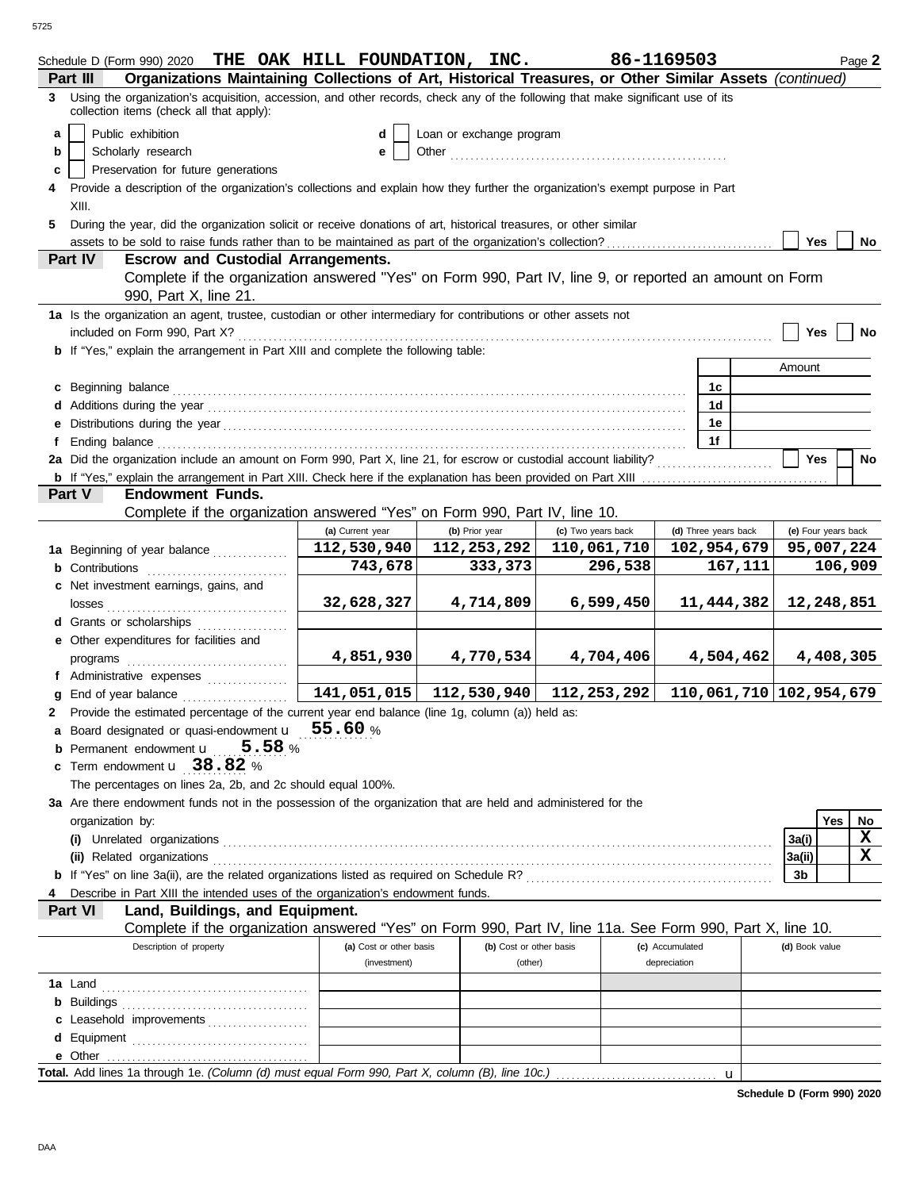Schedule D (Form 990) 2020 **THE OAK HILL FOUNDATION, INC.** **86-1169503** Page **2**

**Part III** **Organizations Maintaining Collections of Art, Historical Treasures, or Other Similar Assets** *(continued)*

**3** Using the organization's acquisition, accession, and other records, check any of the following that make significant use of its collection items (check all that apply):

**a** ☐ Public exhibition **d** ☐ Loan or exchange program

**b** ☐ Scholarly research **e** ☐ Other

**c** ☐ Preservation for future generations

**4** Provide a description of the organization's collections and explain how they further the organization's exempt purpose in Part XIII.

**5** During the year, did the organization solicit or receive donations of art, historical treasures, or other similar assets to be sold to raise funds rather than to be maintained as part of the organization's collection? ☐ Yes ☐ No

**Part IV** **Escrow and Custodial Arrangements.**
Complete if the organization answered "Yes" on Form 990, Part IV, line 9, or reported an amount on Form 990, Part X, line 21.

**1a** Is the organization an agent, trustee, custodian or other intermediary for contributions or other assets not included on Form 990, Part X? ☐ Yes ☐ No

**b** If "Yes," explain the arrangement in Part XIII and complete the following table:

| | | Amount |
|---|---|---|
| **c** Beginning balance | 1c | |
| **d** Additions during the year | 1d | |
| **e** Distributions during the year | 1e | |
| **f** Ending balance | 1f | |

**2a** Did the organization include an amount on Form 990, Part X, line 21, for escrow or custodial account liability? ☐ Yes ☐ No

**b** If "Yes," explain the arrangement in Part XIII. Check here if the explanation has been provided on Part XIII ☐

**Part V** **Endowment Funds.**
Complete if the organization answered "Yes" on Form 990, Part IV, line 10.

| | (a) Current year | (b) Prior year | (c) Two years back | (d) Three years back | (e) Four years back |
|---|---|---|---|---|---|
| **1a** Beginning of year balance | 112,530,940 | 112,253,292 | 110,061,710 | 102,954,679 | 95,007,224 |
| **b** Contributions | 743,678 | 333,373 | 296,538 | 167,111 | 106,909 |
| **c** Net investment earnings, gains, and losses | 32,628,327 | 4,714,809 | 6,599,450 | 11,444,382 | 12,248,851 |
| **d** Grants or scholarships | | | | | |
| **e** Other expenditures for facilities and programs | 4,851,930 | 4,770,534 | 4,704,406 | 4,504,462 | 4,408,305 |
| **f** Administrative expenses | | | | | |
| **g** End of year balance | 141,051,015 | 112,530,940 | 112,253,292 | 110,061,710 | 102,954,679 |

**2** Provide the estimated percentage of the current year end balance (line 1g, column (a)) held as:

**a** Board designated or quasi-endowment u **55.60** %

**b** Permanent endowment u **5.58** %

**c** Term endowment u **38.82** %

The percentages on lines 2a, 2b, and 2c should equal 100%.

**3a** Are there endowment funds not in the possession of the organization that are held and administered for the organization by:

| | | Yes | No |
|---|---|---|---|
| **(i)** Unrelated organizations | 3a(i) | | X |
| **(ii)** Related organizations | 3a(ii) | | X |
| **b** If "Yes" on line 3a(ii), are the related organizations listed as required on Schedule R? | 3b | | |

**4** Describe in Part XIII the intended uses of the organization's endowment funds.

**Part VI** **Land, Buildings, and Equipment.**
Complete if the organization answered "Yes" on Form 990, Part IV, line 11a. See Form 990, Part X, line 10.

| Description of property | (a) Cost or other basis (investment) | (b) Cost or other basis (other) | (c) Accumulated depreciation | (d) Book value |
|---|---|---|---|---|
| **1a** Land | | | | |
| **b** Buildings | | | | |
| **c** Leasehold improvements | | | | |
| **d** Equipment | | | | |
| **e** Other | | | | |

**Total.** Add lines 1a through 1e. *(Column (d) must equal Form 990, Part X, column (B), line 10c.)* u

**Schedule D (Form 990) 2020**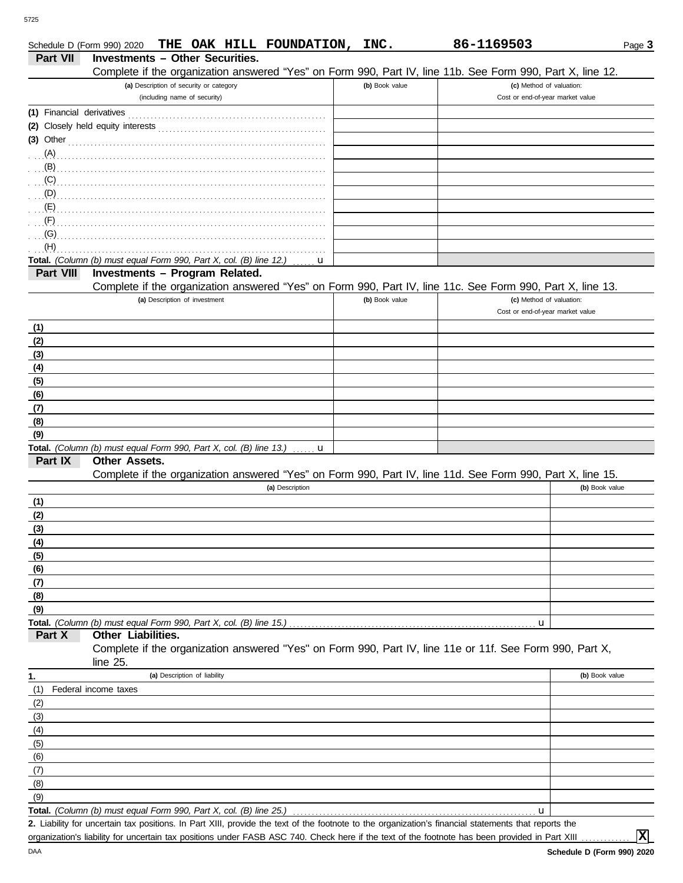Schedule D (Form 990) 2020 **THE OAK HILL FOUNDATION, INC.** **86-1169503** Page **3**

## Part VII Investments – Other Securities.

Complete if the organization answered "Yes" on Form 990, Part IV, line 11b. See Form 990, Part X, line 12.

| (a) Description of security or category (including name of security) | (b) Book value | (c) Method of valuation: Cost or end-of-year market value |
|---|---|---|
| (1) Financial derivatives | | |
| (2) Closely held equity interests | | |
| (3) Other | | |
| (A) | | |
| (B) | | |
| (C) | | |
| (D) | | |
| (E) | | |
| (F) | | |
| (G) | | |
| (H) | | |
| **Total.** *(Column (b) must equal Form 990, Part X, col. (B) line 12.)* u | | |

## Part VIII Investments – Program Related.

Complete if the organization answered "Yes" on Form 990, Part IV, line 11c. See Form 990, Part X, line 13.

| (a) Description of investment | (b) Book value | (c) Method of valuation: Cost or end-of-year market value |
|---|---|---|
| (1) | | |
| (2) | | |
| (3) | | |
| (4) | | |
| (5) | | |
| (6) | | |
| (7) | | |
| (8) | | |
| (9) | | |
| **Total.** *(Column (b) must equal Form 990, Part X, col. (B) line 13.)* u | | |

## Part IX Other Assets.

Complete if the organization answered "Yes" on Form 990, Part IV, line 11d. See Form 990, Part X, line 15.

| (a) Description | (b) Book value |
|---|---|
| (1) | |
| (2) | |
| (3) | |
| (4) | |
| (5) | |
| (6) | |
| (7) | |
| (8) | |
| (9) | |
| **Total.** *(Column (b) must equal Form 990, Part X, col. (B) line 15.)* u | |

## Part X Other Liabilities.

Complete if the organization answered "Yes" on Form 990, Part IV, line 11e or 11f. See Form 990, Part X, line 25.

| 1. (a) Description of liability | (b) Book value |
|---|---|
| (1) Federal income taxes | |
| (2) | |
| (3) | |
| (4) | |
| (5) | |
| (6) | |
| (7) | |
| (8) | |
| (9) | |
| **Total.** *(Column (b) must equal Form 990, Part X, col. (B) line 25.)* u | |

**2.** Liability for uncertain tax positions. In Part XIII, provide the text of the footnote to the organization's financial statements that reports the organization's liability for uncertain tax positions under FASB ASC 740. Check here if the text of the footnote has been provided in Part XIII . . . . . . . . . . . . **X**

**Schedule D (Form 990) 2020**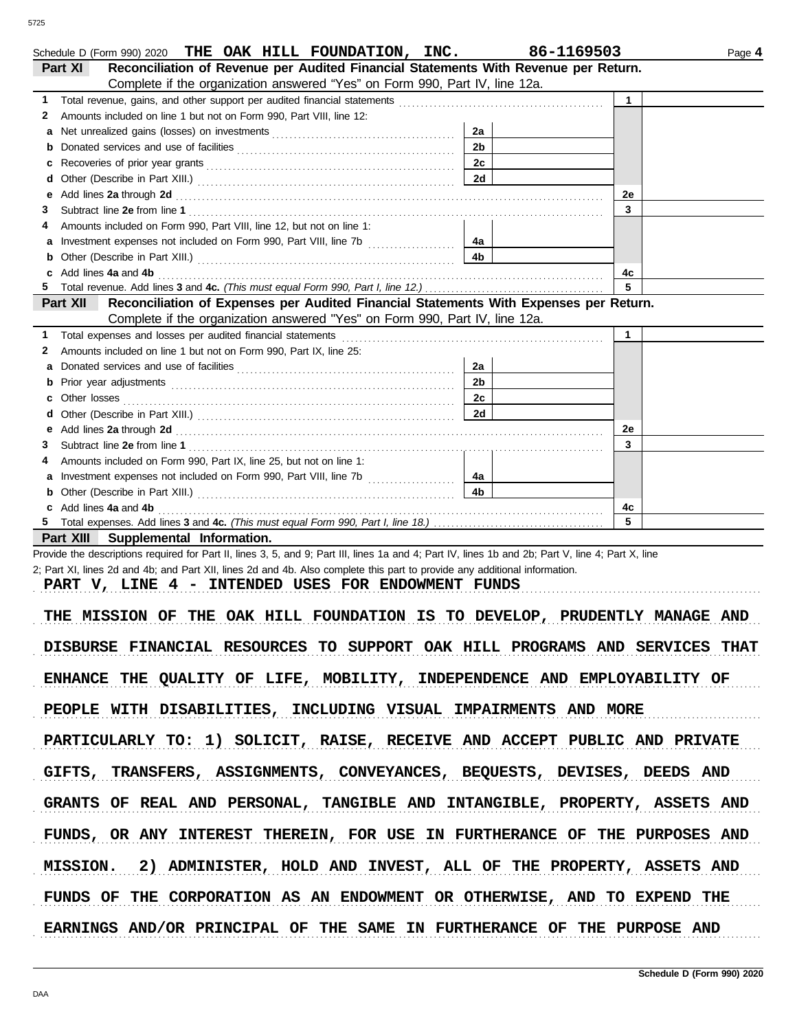Schedule D (Form 990) 2020 **THE OAK HILL FOUNDATION, INC.** **86-1169503** Page **4**

**Part XI** **Reconciliation of Revenue per Audited Financial Statements With Revenue per Return.**
Complete if the organization answered "Yes" on Form 990, Part IV, line 12a.

| | | | | | |
|---|---|---|---|---|---|
| **1** | Total revenue, gains, and other support per audited financial statements | | | 1 | |
| **2** | Amounts included on line 1 but not on Form 990, Part VIII, line 12: | | | | |
| **a** | Net unrealized gains (losses) on investments | 2a | | | |
| **b** | Donated services and use of facilities | 2b | | | |
| **c** | Recoveries of prior year grants | 2c | | | |
| **d** | Other (Describe in Part XIII.) | 2d | | | |
| **e** | Add lines **2a** through **2d** | | | 2e | |
| **3** | Subtract line **2e** from line **1** | | | 3 | |
| **4** | Amounts included on Form 990, Part VIII, line 12, but not on line 1: | | | | |
| **a** | Investment expenses not included on Form 990, Part VIII, line 7b | 4a | | | |
| **b** | Other (Describe in Part XIII.) | 4b | | | |
| **c** | Add lines **4a** and **4b** | | | 4c | |
| **5** | Total revenue. Add lines **3** and **4c.** *(This must equal Form 990, Part I, line 12.)* | | | 5 | |

**Part XII** **Reconciliation of Expenses per Audited Financial Statements With Expenses per Return.**
Complete if the organization answered "Yes" on Form 990, Part IV, line 12a.

| | | | | | |
|---|---|---|---|---|---|
| **1** | Total expenses and losses per audited financial statements | | | 1 | |
| **2** | Amounts included on line 1 but not on Form 990, Part IX, line 25: | | | | |
| **a** | Donated services and use of facilities | 2a | | | |
| **b** | Prior year adjustments | 2b | | | |
| **c** | Other losses | 2c | | | |
| **d** | Other (Describe in Part XIII.) | 2d | | | |
| **e** | Add lines **2a** through **2d** | | | 2e | |
| **3** | Subtract line **2e** from line **1** | | | 3 | |
| **4** | Amounts included on Form 990, Part IX, line 25, but not on line 1: | | | | |
| **a** | Investment expenses not included on Form 990, Part VIII, line 7b | 4a | | | |
| **b** | Other (Describe in Part XIII.) | 4b | | | |
| **c** | Add lines **4a** and **4b** | | | 4c | |
| **5** | Total expenses. Add lines **3** and **4c.** *(This must equal Form 990, Part I, line 18.)* | | | 5 | |

**Part XIII** **Supplemental Information.**

Provide the descriptions required for Part II, lines 3, 5, and 9; Part III, lines 1a and 4; Part IV, lines 1b and 2b; Part V, line 4; Part X, line 2; Part XI, lines 2d and 4b; and Part XII, lines 2d and 4b. Also complete this part to provide any additional information.

PART V, LINE 4 - INTENDED USES FOR ENDOWMENT FUNDS

THE MISSION OF THE OAK HILL FOUNDATION IS TO DEVELOP, PRUDENTLY MANAGE AND DISBURSE FINANCIAL RESOURCES TO SUPPORT OAK HILL PROGRAMS AND SERVICES THAT ENHANCE THE QUALITY OF LIFE, MOBILITY, INDEPENDENCE AND EMPLOYABILITY OF PEOPLE WITH DISABILITIES, INCLUDING VISUAL IMPAIRMENTS AND MORE PARTICULARLY TO: 1) SOLICIT, RAISE, RECEIVE AND ACCEPT PUBLIC AND PRIVATE GIFTS, TRANSFERS, ASSIGNMENTS, CONVEYANCES, BEQUESTS, DEVISES, DEEDS AND GRANTS OF REAL AND PERSONAL, TANGIBLE AND INTANGIBLE, PROPERTY, ASSETS AND FUNDS, OR ANY INTEREST THEREIN, FOR USE IN FURTHERANCE OF THE PURPOSES AND MISSION. 2) ADMINISTER, HOLD AND INVEST, ALL OF THE PROPERTY, ASSETS AND FUNDS OF THE CORPORATION AS AN ENDOWMENT OR OTHERWISE, AND TO EXPEND THE EARNINGS AND/OR PRINCIPAL OF THE SAME IN FURTHERANCE OF THE PURPOSE AND

Schedule D (Form 990) 2020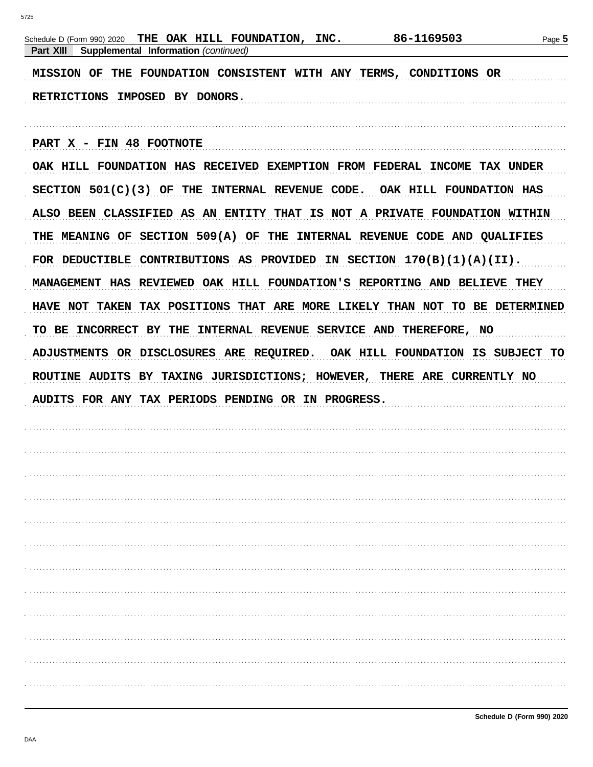Schedule D (Form 990) 2020 **THE OAK HILL FOUNDATION, INC.** **86-1169503**

**Part XIII Supplemental Information** *(continued)*

MISSION OF THE FOUNDATION CONSISTENT WITH ANY TERMS, CONDITIONS OR RETRICTIONS IMPOSED BY DONORS.

PART X - FIN 48 FOOTNOTE

OAK HILL FOUNDATION HAS RECEIVED EXEMPTION FROM FEDERAL INCOME TAX UNDER SECTION 501(C)(3) OF THE INTERNAL REVENUE CODE. OAK HILL FOUNDATION HAS ALSO BEEN CLASSIFIED AS AN ENTITY THAT IS NOT A PRIVATE FOUNDATION WITHIN THE MEANING OF SECTION 509(A) OF THE INTERNAL REVENUE CODE AND QUALIFIES FOR DEDUCTIBLE CONTRIBUTIONS AS PROVIDED IN SECTION 170(B)(1)(A)(II). MANAGEMENT HAS REVIEWED OAK HILL FOUNDATION'S REPORTING AND BELIEVE THEY HAVE NOT TAKEN TAX POSITIONS THAT ARE MORE LIKELY THAN NOT TO BE DETERMINED TO BE INCORRECT BY THE INTERNAL REVENUE SERVICE AND THEREFORE, NO ADJUSTMENTS OR DISCLOSURES ARE REQUIRED. OAK HILL FOUNDATION IS SUBJECT TO ROUTINE AUDITS BY TAXING JURISDICTIONS; HOWEVER, THERE ARE CURRENTLY NO AUDITS FOR ANY TAX PERIODS PENDING OR IN PROGRESS.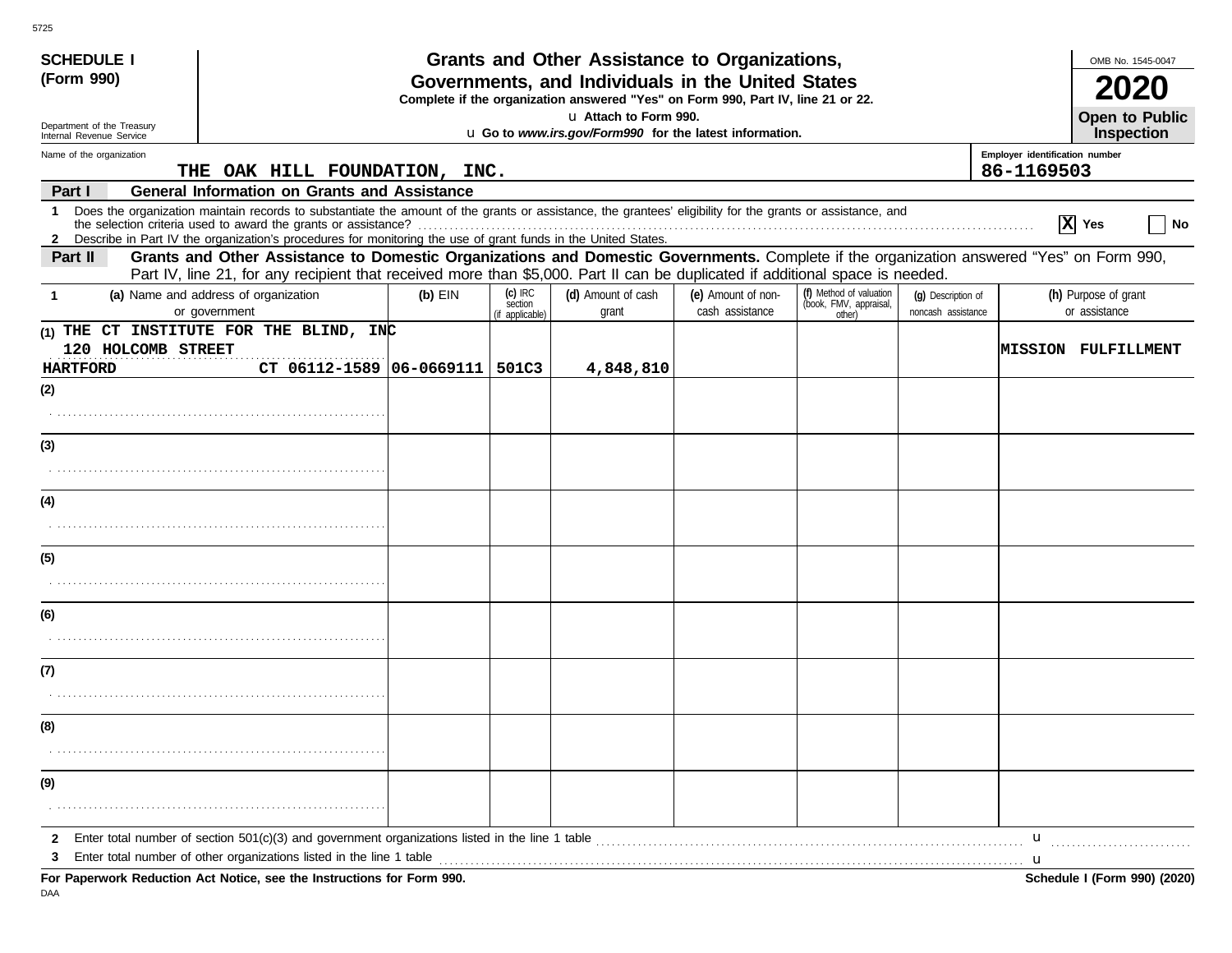5725

**SCHEDULE I**
**(Form 990)**

Department of the Treasury
Internal Revenue Service

# Grants and Other Assistance to Organizations, Governments, and Individuals in the United States

**Complete if the organization answered "Yes" on Form 990, Part IV, line 21 or 22.**
u **Attach to Form 990.**
u **Go to *www.irs.gov/Form990* for the latest information.**

OMB No. 1545-0047
**2020**
**Open to Public Inspection**

Name of the organization: **THE OAK HILL FOUNDATION, INC.**
Employer identification number: **86-1169503**

**Part I — General Information on Grants and Assistance**

1 Does the organization maintain records to substantiate the amount of the grants or assistance, the grantees' eligibility for the grants or assistance, and the selection criteria used to award the grants or assistance? .......... **X** Yes ☐ No

2 Describe in Part IV the organization's procedures for monitoring the use of grant funds in the United States.

**Part II — Grants and Other Assistance to Domestic Organizations and Domestic Governments.** Complete if the organization answered "Yes" on Form 990, Part IV, line 21, for any recipient that received more than $5,000. Part II can be duplicated if additional space is needed.

| 1 (a) Name and address of organization or government | (b) EIN | (c) IRC section (if applicable) | (d) Amount of cash grant | (e) Amount of non-cash assistance | (f) Method of valuation (book, FMV, appraisal, other) | (g) Description of noncash assistance | (h) Purpose of grant or assistance |
|---|---|---|---|---|---|---|---|
| (1) THE CT INSTITUTE FOR THE BLIND, INC 120 HOLCOMB STREET HARTFORD CT 06112-1589 | 06-0669111 | 501C3 | 4,848,810 | | | | MISSION FULFILLMENT |
| (2) | | | | | | | |
| (3) | | | | | | | |
| (4) | | | | | | | |
| (5) | | | | | | | |
| (6) | | | | | | | |
| (7) | | | | | | | |
| (8) | | | | | | | |
| (9) | | | | | | | |

2 Enter total number of section 501(c)(3) and government organizations listed in the line 1 table .......... u

3 Enter total number of other organizations listed in the line 1 table .......... u

**For Paperwork Reduction Act Notice, see the Instructions for Form 990.** **Schedule I (Form 990) (2020)**

DAA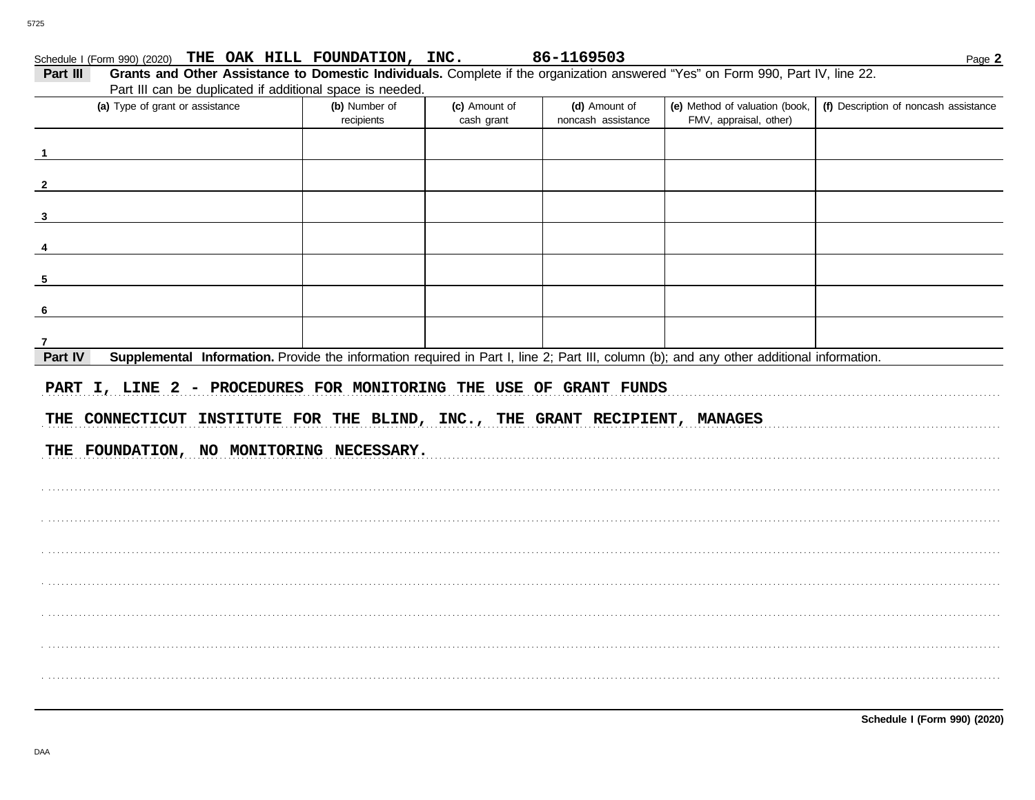Schedule I (Form 990) (2020) THE OAK HILL FOUNDATION, INC. 86-1169503 Page 2

**Part III** **Grants and Other Assistance to Domestic Individuals.** Complete if the organization answered "Yes" on Form 990, Part IV, line 22. Part III can be duplicated if additional space is needed.

| (a) Type of grant or assistance | (b) Number of recipients | (c) Amount of cash grant | (d) Amount of noncash assistance | (e) Method of valuation (book, FMV, appraisal, other) | (f) Description of noncash assistance |
|---|---|---|---|---|---|
| 1 | | | | | |
| 2 | | | | | |
| 3 | | | | | |
| 4 | | | | | |
| 5 | | | | | |
| 6 | | | | | |
| 7 | | | | | |

**Part IV** **Supplemental Information.** Provide the information required in Part I, line 2; Part III, column (b); and any other additional information.

PART I, LINE 2 - PROCEDURES FOR MONITORING THE USE OF GRANT FUNDS

THE CONNECTICUT INSTITUTE FOR THE BLIND, INC., THE GRANT RECIPIENT, MANAGES

THE FOUNDATION, NO MONITORING NECESSARY.

**Schedule I (Form 990) (2020)**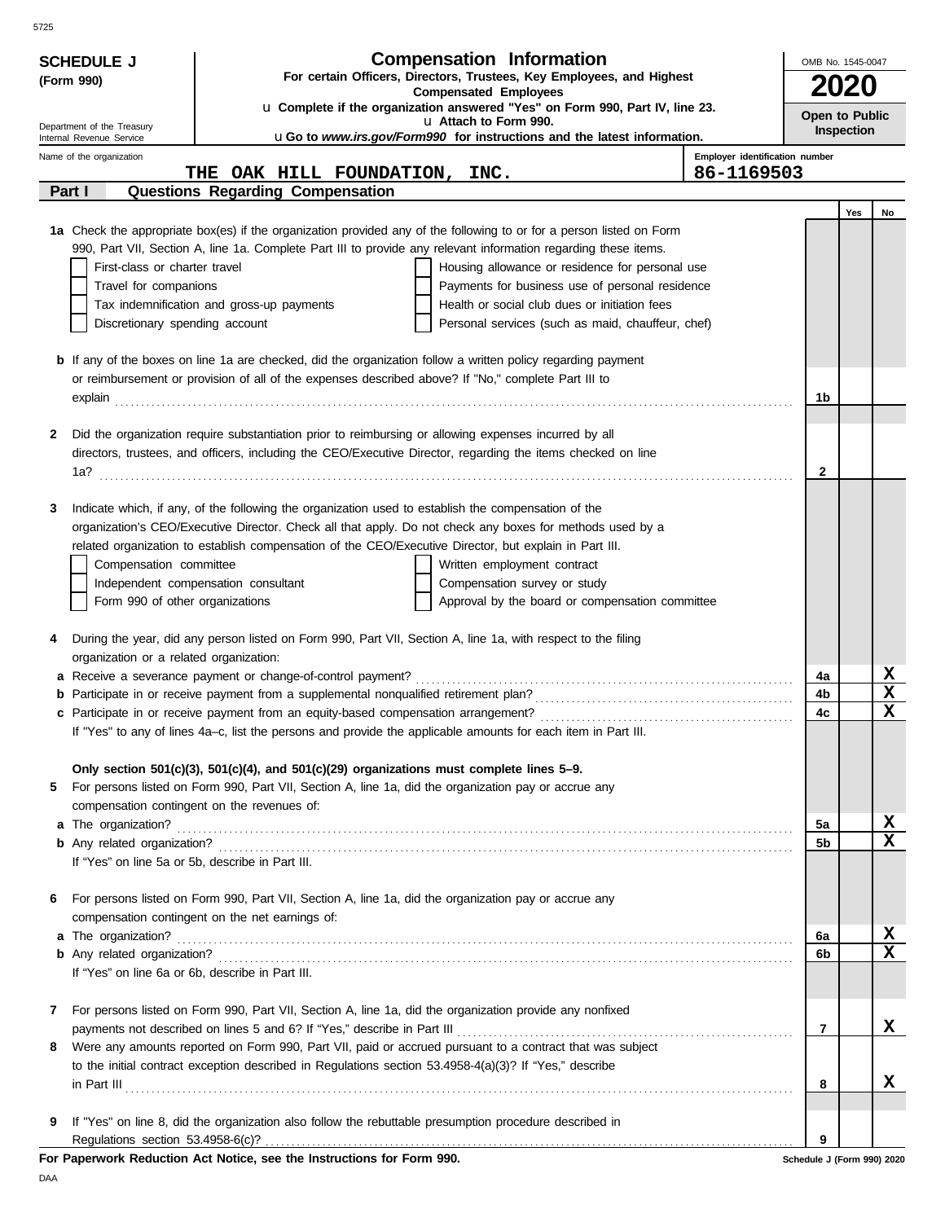# SCHEDULE J (Form 990)

## Compensation Information

**For certain Officers, Directors, Trustees, Key Employees, and Highest Compensated Employees**

u Complete if the organization answered "Yes" on Form 990, Part IV, line 23.
u Attach to Form 990.
u Go to *www.irs.gov/Form990* for instructions and the latest information.

OMB No. 1545-0047

**2020**

**Open to Public Inspection**

Department of the Treasury
Internal Revenue Service

Name of the organization: **THE OAK HILL FOUNDATION, INC.**

Employer identification number: **86-1169503**

### Part I — Questions Regarding Compensation

| | | | Yes | No |
|---|---|---|---|---|
| **1a** | Check the appropriate box(es) if the organization provided any of the following to or for a person listed on Form 990, Part VII, Section A, line 1a. Complete Part III to provide any relevant information regarding these items.<br>☐ First-class or charter travel ☐ Housing allowance or residence for personal use<br>☐ Travel for companions ☐ Payments for business use of personal residence<br>☐ Tax indemnification and gross-up payments ☐ Health or social club dues or initiation fees<br>☐ Discretionary spending account ☐ Personal services (such as maid, chauffeur, chef) | | | |
| **b** | If any of the boxes on line 1a are checked, did the organization follow a written policy regarding payment or reimbursement or provision of all of the expenses described above? If "No," complete Part III to explain | 1b | | |
| **2** | Did the organization require substantiation prior to reimbursing or allowing expenses incurred by all directors, trustees, and officers, including the CEO/Executive Director, regarding the items checked on line 1a? | 2 | | |
| **3** | Indicate which, if any, of the following the organization used to establish the compensation of the organization's CEO/Executive Director. Check all that apply. Do not check any boxes for methods used by a related organization to establish compensation of the CEO/Executive Director, but explain in Part III.<br>☐ Compensation committee ☐ Written employment contract<br>☐ Independent compensation consultant ☐ Compensation survey or study<br>☐ Form 990 of other organizations ☐ Approval by the board or compensation committee | | | |
| **4** | During the year, did any person listed on Form 990, Part VII, Section A, line 1a, with respect to the filing organization or a related organization: | | | |
| **a** | Receive a severance payment or change-of-control payment? | 4a | | X |
| **b** | Participate in or receive payment from a supplemental nonqualified retirement plan? | 4b | | X |
| **c** | Participate in or receive payment from an equity-based compensation arrangement? | 4c | | X |
| | If "Yes" to any of lines 4a–c, list the persons and provide the applicable amounts for each item in Part III. | | | |
| | **Only section 501(c)(3), 501(c)(4), and 501(c)(29) organizations must complete lines 5–9.** | | | |
| **5** | For persons listed on Form 990, Part VII, Section A, line 1a, did the organization pay or accrue any compensation contingent on the revenues of: | | | |
| **a** | The organization? | 5a | | X |
| **b** | Any related organization? | 5b | | X |
| | If "Yes" on line 5a or 5b, describe in Part III. | | | |
| **6** | For persons listed on Form 990, Part VII, Section A, line 1a, did the organization pay or accrue any compensation contingent on the net earnings of: | | | |
| **a** | The organization? | 6a | | X |
| **b** | Any related organization? | 6b | | X |
| | If "Yes" on line 6a or 6b, describe in Part III. | | | |
| **7** | For persons listed on Form 990, Part VII, Section A, line 1a, did the organization provide any nonfixed payments not described on lines 5 and 6? If "Yes," describe in Part III | 7 | | X |
| **8** | Were any amounts reported on Form 990, Part VII, paid or accrued pursuant to a contract that was subject to the initial contract exception described in Regulations section 53.4958-4(a)(3)? If "Yes," describe in Part III | 8 | | X |
| **9** | If "Yes" on line 8, did the organization also follow the rebuttable presumption procedure described in Regulations section 53.4958-6(c)? | 9 | | |

**For Paperwork Reduction Act Notice, see the Instructions for Form 990.**

Schedule J (Form 990) 2020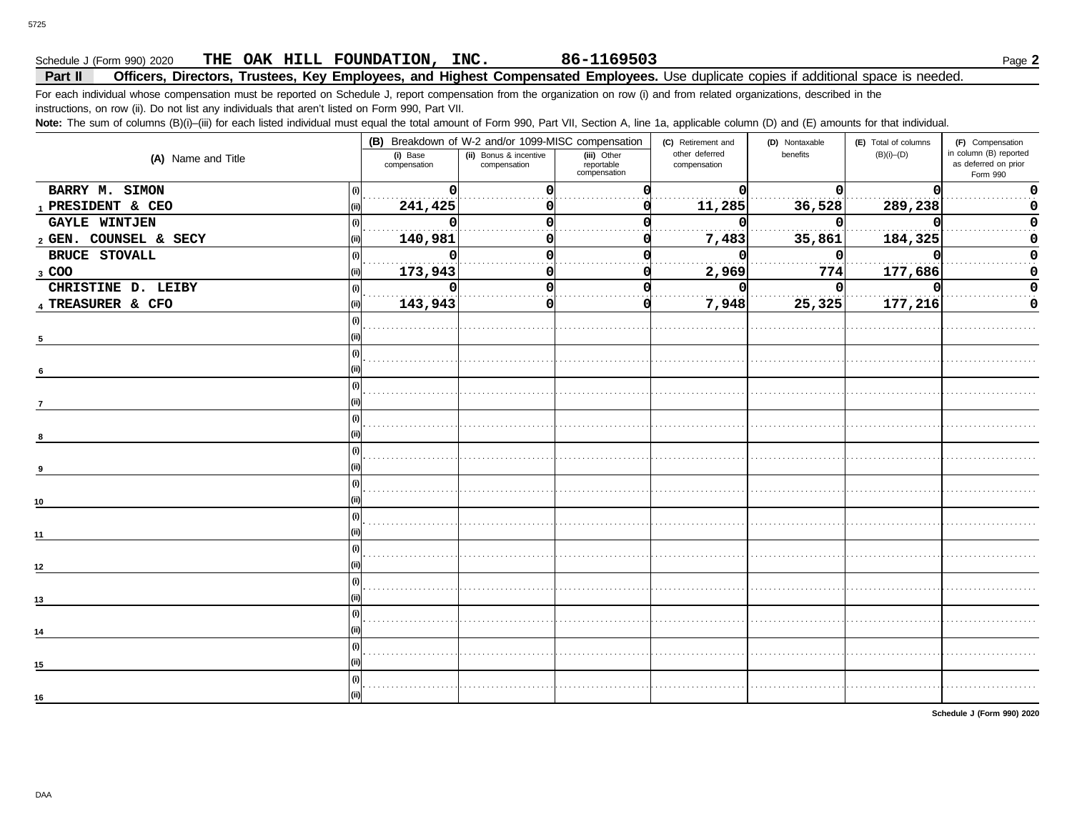Schedule J (Form 990) 2020 **THE OAK HILL FOUNDATION, INC.** **86-1169503**

**Part II** **Officers, Directors, Trustees, Key Employees, and Highest Compensated Employees.** Use duplicate copies if additional space is needed.

For each individual whose compensation must be reported on Schedule J, report compensation from the organization on row (i) and from related organizations, described in the instructions, on row (ii). Do not list any individuals that aren't listed on Form 990, Part VII.

**Note:** The sum of columns (B)(i)–(iii) for each listed individual must equal the total amount of Form 990, Part VII, Section A, line 1a, applicable column (D) and (E) amounts for that individual.

| (A) Name and Title | | (B) Breakdown of W-2 and/or 1099-MISC compensation | | | (C) Retirement and other deferred compensation | (D) Nontaxable benefits | (E) Total of columns (B)(i)–(D) | (F) Compensation in column (B) reported as deferred on prior Form 990 |
|---|---|---|---|---|---|---|---|---|
| | | (i) Base compensation | (ii) Bonus & incentive compensation | (iii) Other reportable compensation | | | | |
| 1 BARRY M. SIMON | (i) | 0 | 0 | 0 | 0 | 0 | 0 | 0 |
| PRESIDENT & CEO | (ii) | 241,425 | 0 | 0 | 11,285 | 36,528 | 289,238 | 0 |
| 2 GAYLE WINTJEN | (i) | 0 | 0 | 0 | 0 | 0 | 0 | 0 |
| GEN. COUNSEL & SECY | (ii) | 140,981 | 0 | 0 | 7,483 | 35,861 | 184,325 | 0 |
| 3 BRUCE STOVALL | (i) | 0 | 0 | 0 | 0 | 0 | 0 | 0 |
| COO | (ii) | 173,943 | 0 | 0 | 2,969 | 774 | 177,686 | 0 |
| 4 CHRISTINE D. LEIBY | (i) | 0 | 0 | 0 | 0 | 0 | 0 | 0 |
| TREASURER & CFO | (ii) | 143,943 | 0 | 0 | 7,948 | 25,325 | 177,216 | 0 |
| 5 | (i) | | | | | | | |
| | (ii) | | | | | | | |
| 6 | (i) | | | | | | | |
| | (ii) | | | | | | | |
| 7 | (i) | | | | | | | |
| | (ii) | | | | | | | |
| 8 | (i) | | | | | | | |
| | (ii) | | | | | | | |
| 9 | (i) | | | | | | | |
| | (ii) | | | | | | | |
| 10 | (i) | | | | | | | |
| | (ii) | | | | | | | |
| 11 | (i) | | | | | | | |
| | (ii) | | | | | | | |
| 12 | (i) | | | | | | | |
| | (ii) | | | | | | | |
| 13 | (i) | | | | | | | |
| | (ii) | | | | | | | |
| 14 | (i) | | | | | | | |
| | (ii) | | | | | | | |
| 15 | (i) | | | | | | | |
| | (ii) | | | | | | | |
| 16 | (i) | | | | | | | |
| | (ii) | | | | | | | |

**Schedule J (Form 990) 2020**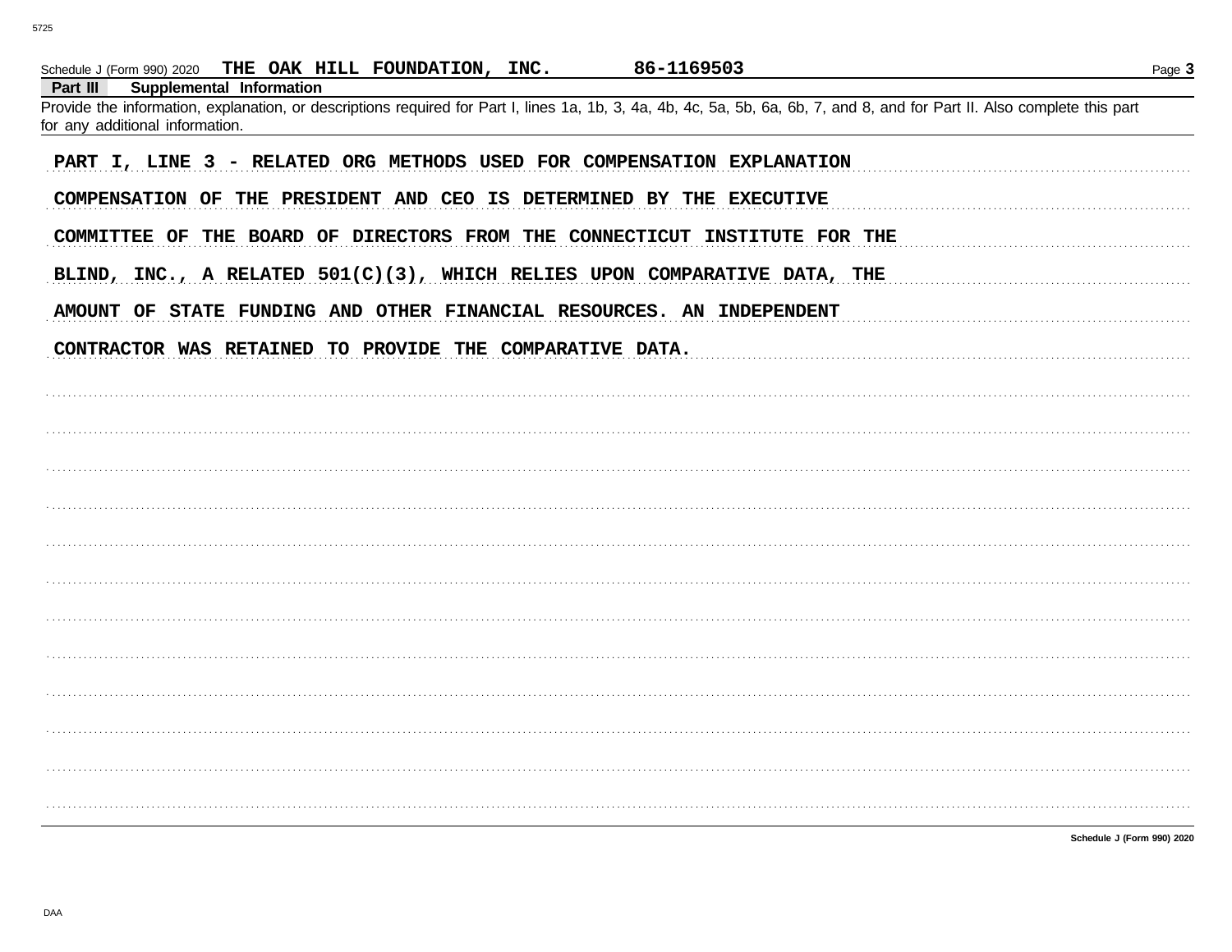Schedule J (Form 990) 2020 THE OAK HILL FOUNDATION, INC. 86-1169503

**Part III Supplemental Information**

Provide the information, explanation, or descriptions required for Part I, lines 1a, 1b, 3, 4a, 4b, 4c, 5a, 5b, 6a, 6b, 7, and 8, and for Part II. Also complete this part for any additional information.

PART I, LINE 3 - RELATED ORG METHODS USED FOR COMPENSATION EXPLANATION

COMPENSATION OF THE PRESIDENT AND CEO IS DETERMINED BY THE EXECUTIVE COMMITTEE OF THE BOARD OF DIRECTORS FROM THE CONNECTICUT INSTITUTE FOR THE BLIND, INC., A RELATED 501(C)(3), WHICH RELIES UPON COMPARATIVE DATA, THE AMOUNT OF STATE FUNDING AND OTHER FINANCIAL RESOURCES. AN INDEPENDENT CONTRACTOR WAS RETAINED TO PROVIDE THE COMPARATIVE DATA.

Schedule J (Form 990) 2020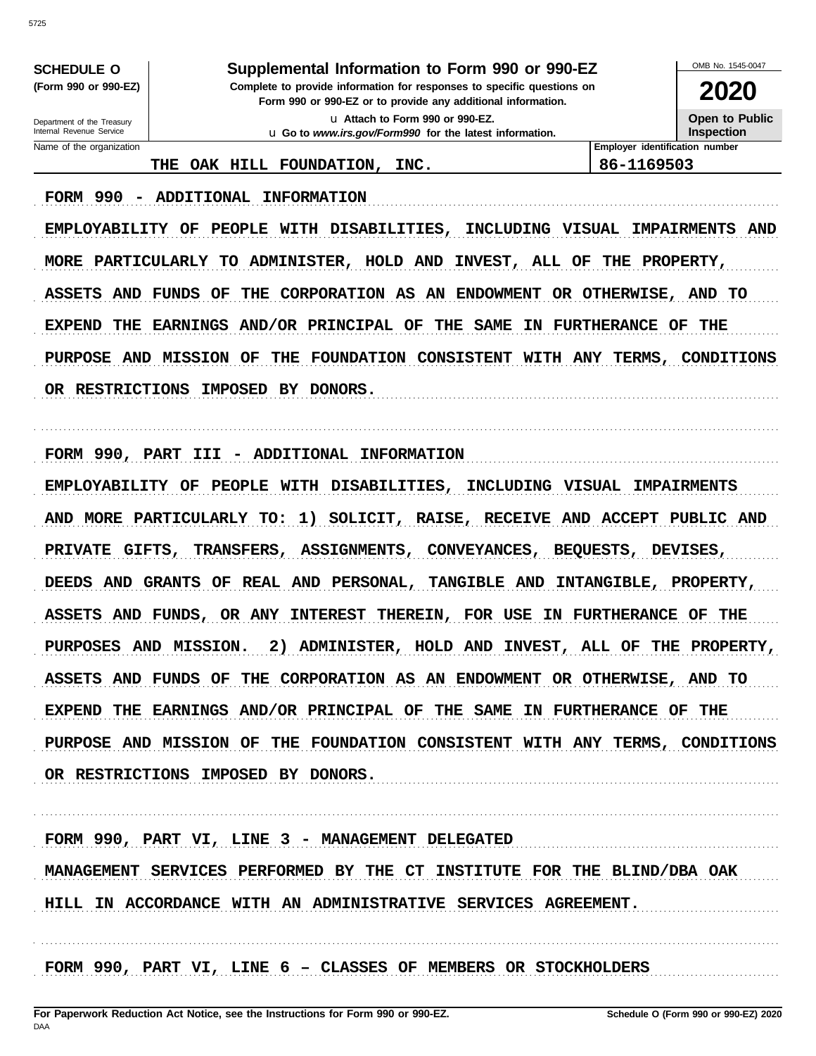**SCHEDULE O**
**(Form 990 or 990-EZ)**

Department of the Treasury
Internal Revenue Service

# Supplemental Information to Form 990 or 990-EZ

**Complete to provide information for responses to specific questions on Form 990 or 990-EZ or to provide any additional information.**

u Attach to Form 990 or 990-EZ.
u Go to *www.irs.gov/Form990* for the latest information.

OMB No. 1545-0047

**2020**

**Open to Public Inspection**

| Name of the organization | Employer identification number |
|---|---|
| THE OAK HILL FOUNDATION, INC. | 86-1169503 |

FORM 990 - ADDITIONAL INFORMATION

EMPLOYABILITY OF PEOPLE WITH DISABILITIES, INCLUDING VISUAL IMPAIRMENTS AND MORE PARTICULARLY TO ADMINISTER, HOLD AND INVEST, ALL OF THE PROPERTY, ASSETS AND FUNDS OF THE CORPORATION AS AN ENDOWMENT OR OTHERWISE, AND TO EXPEND THE EARNINGS AND/OR PRINCIPAL OF THE SAME IN FURTHERANCE OF THE PURPOSE AND MISSION OF THE FOUNDATION CONSISTENT WITH ANY TERMS, CONDITIONS OR RESTRICTIONS IMPOSED BY DONORS.

FORM 990, PART III - ADDITIONAL INFORMATION

EMPLOYABILITY OF PEOPLE WITH DISABILITIES, INCLUDING VISUAL IMPAIRMENTS AND MORE PARTICULARLY TO: 1) SOLICIT, RAISE, RECEIVE AND ACCEPT PUBLIC AND PRIVATE GIFTS, TRANSFERS, ASSIGNMENTS, CONVEYANCES, BEQUESTS, DEVISES, DEEDS AND GRANTS OF REAL AND PERSONAL, TANGIBLE AND INTANGIBLE, PROPERTY, ASSETS AND FUNDS, OR ANY INTEREST THEREIN, FOR USE IN FURTHERANCE OF THE PURPOSES AND MISSION. 2) ADMINISTER, HOLD AND INVEST, ALL OF THE PROPERTY, ASSETS AND FUNDS OF THE CORPORATION AS AN ENDOWMENT OR OTHERWISE, AND TO EXPEND THE EARNINGS AND/OR PRINCIPAL OF THE SAME IN FURTHERANCE OF THE PURPOSE AND MISSION OF THE FOUNDATION CONSISTENT WITH ANY TERMS, CONDITIONS OR RESTRICTIONS IMPOSED BY DONORS.

FORM 990, PART VI, LINE 3 - MANAGEMENT DELEGATED

MANAGEMENT SERVICES PERFORMED BY THE CT INSTITUTE FOR THE BLIND/DBA OAK HILL IN ACCORDANCE WITH AN ADMINISTRATIVE SERVICES AGREEMENT.

FORM 990, PART VI, LINE 6 – CLASSES OF MEMBERS OR STOCKHOLDERS

**For Paperwork Reduction Act Notice, see the Instructions for Form 990 or 990-EZ.** **Schedule O (Form 990 or 990-EZ) 2020**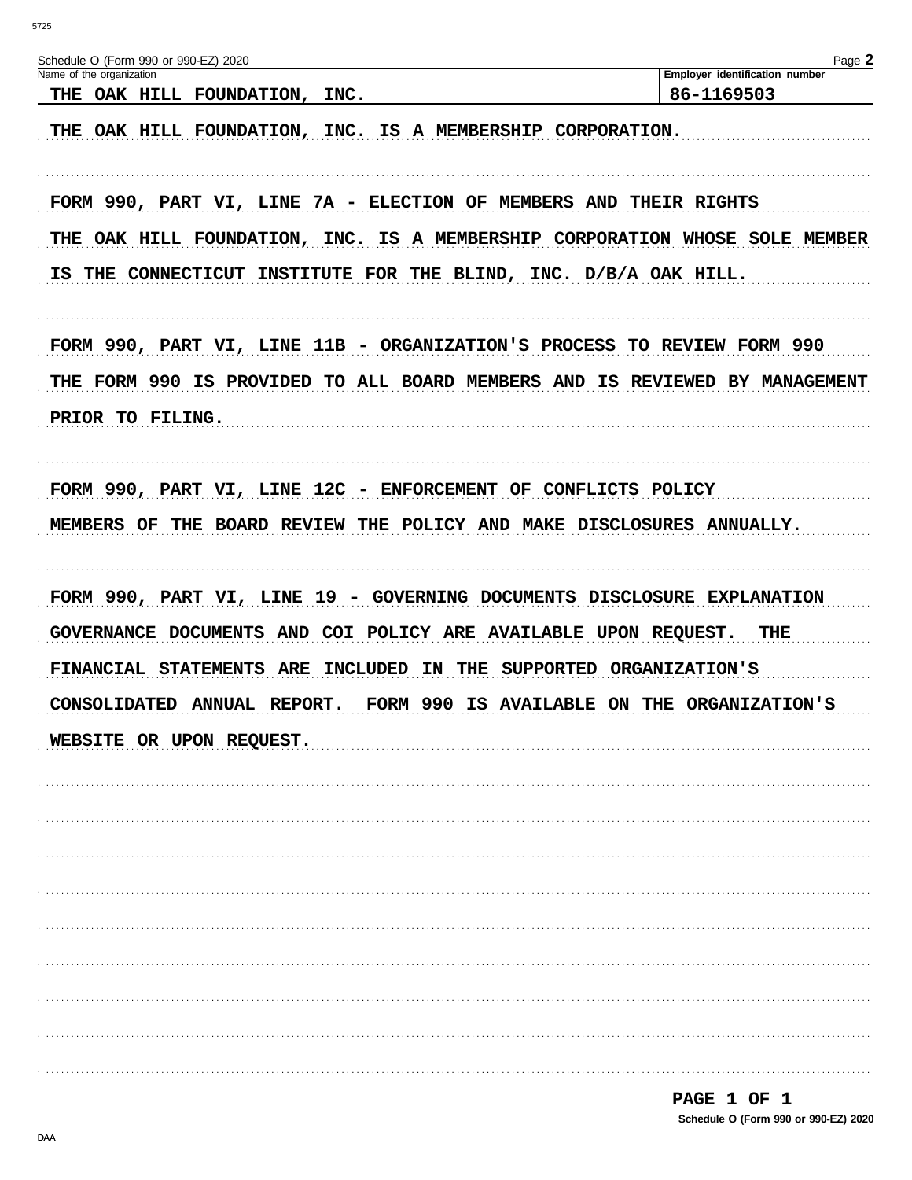Schedule O (Form 990 or 990-EZ) 2020

| Name of the organization | Employer identification number |
| --- | --- |
| THE OAK HILL FOUNDATION, INC. | 86-1169503 |

THE OAK HILL FOUNDATION, INC. IS A MEMBERSHIP CORPORATION.

FORM 990, PART VI, LINE 7A - ELECTION OF MEMBERS AND THEIR RIGHTS

THE OAK HILL FOUNDATION, INC. IS A MEMBERSHIP CORPORATION WHOSE SOLE MEMBER IS THE CONNECTICUT INSTITUTE FOR THE BLIND, INC. D/B/A OAK HILL.

FORM 990, PART VI, LINE 11B - ORGANIZATION'S PROCESS TO REVIEW FORM 990

THE FORM 990 IS PROVIDED TO ALL BOARD MEMBERS AND IS REVIEWED BY MANAGEMENT PRIOR TO FILING.

FORM 990, PART VI, LINE 12C - ENFORCEMENT OF CONFLICTS POLICY

MEMBERS OF THE BOARD REVIEW THE POLICY AND MAKE DISCLOSURES ANNUALLY.

FORM 990, PART VI, LINE 19 - GOVERNING DOCUMENTS DISCLOSURE EXPLANATION

GOVERNANCE DOCUMENTS AND COI POLICY ARE AVAILABLE UPON REQUEST. THE FINANCIAL STATEMENTS ARE INCLUDED IN THE SUPPORTED ORGANIZATION'S CONSOLIDATED ANNUAL REPORT. FORM 990 IS AVAILABLE ON THE ORGANIZATION'S WEBSITE OR UPON REQUEST.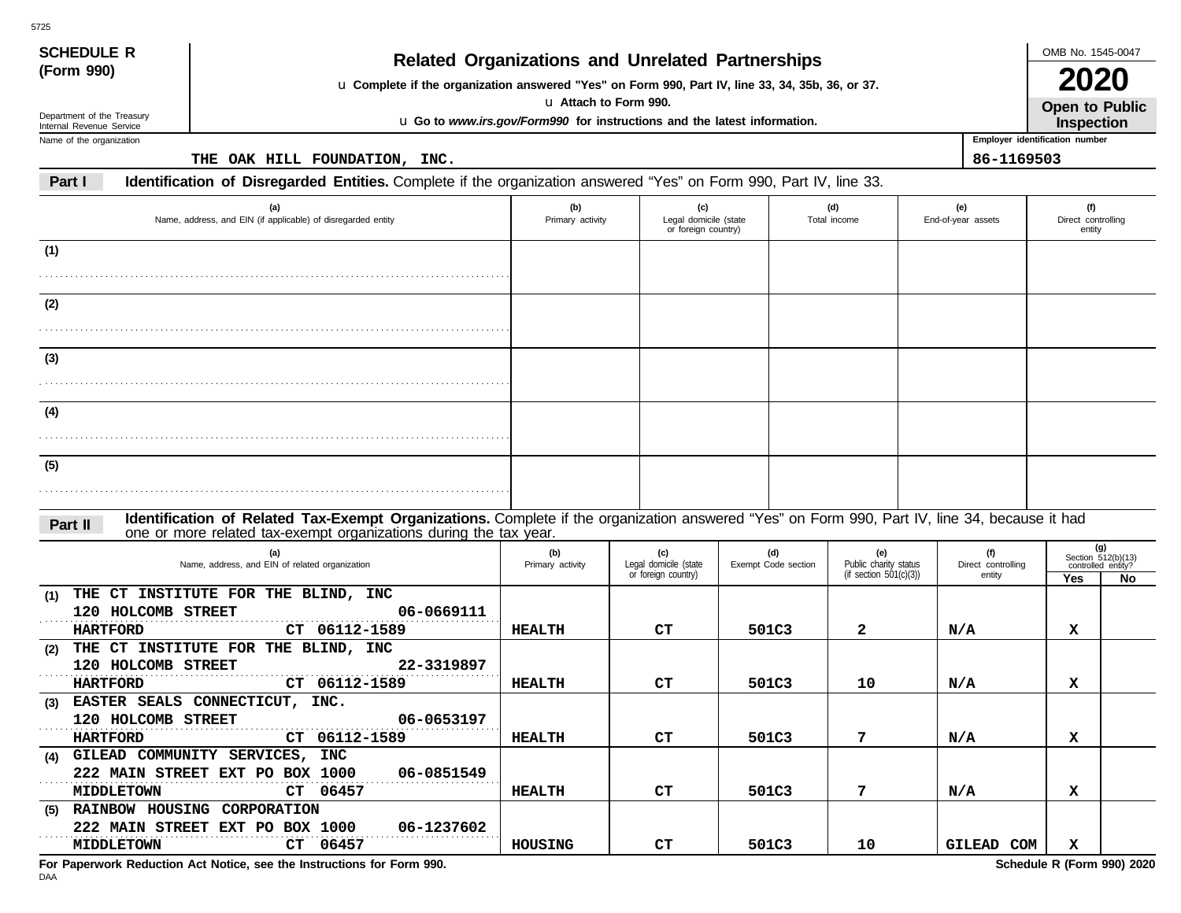5725

**SCHEDULE R (Form 990)**

Department of the Treasury
Internal Revenue Service

# Related Organizations and Unrelated Partnerships

u **Complete if the organization answered "Yes" on Form 990, Part IV, line 33, 34, 35b, 36, or 37.**

u **Attach to Form 990.**

u **Go to *www.irs.gov/Form990* for instructions and the latest information.**

OMB No. 1545-0047

**2020**

**Open to Public Inspection**

Name of the organization: THE OAK HILL FOUNDATION, INC.

Employer identification number: 86-1169503

## Part I — Identification of Disregarded Entities. Complete if the organization answered "Yes" on Form 990, Part IV, line 33.

| | (a) Name, address, and EIN (if applicable) of disregarded entity | (b) Primary activity | (c) Legal domicile (state or foreign country) | (d) Total income | (e) End-of-year assets | (f) Direct controlling entity |
|---|---|---|---|---|---|---|
| (1) | | | | | | |
| (2) | | | | | | |
| (3) | | | | | | |
| (4) | | | | | | |
| (5) | | | | | | |

## Part II — Identification of Related Tax-Exempt Organizations. Complete if the organization answered "Yes" on Form 990, Part IV, line 34, because it had one or more related tax-exempt organizations during the tax year.

| | (a) Name, address, and EIN of related organization | (b) Primary activity | (c) Legal domicile (state or foreign country) | (d) Exempt Code section | (e) Public charity status (if section 501(c)(3)) | (f) Direct controlling entity | (g) Section 512(b)(13) controlled entity? Yes | No |
|---|---|---|---|---|---|---|---|---|
| (1) | THE CT INSTITUTE FOR THE BLIND, INC 120 HOLCOMB STREET 06-0669111 HARTFORD CT 06112-1589 | HEALTH | CT | 501C3 | 2 | N/A | X | |
| (2) | THE CT INSTITUTE FOR THE BLIND, INC 120 HOLCOMB STREET 22-3319897 HARTFORD CT 06112-1589 | HEALTH | CT | 501C3 | 10 | N/A | X | |
| (3) | EASTER SEALS CONNECTICUT, INC. 120 HOLCOMB STREET 06-0653197 HARTFORD CT 06112-1589 | HEALTH | CT | 501C3 | 7 | N/A | X | |
| (4) | GILEAD COMMUNITY SERVICES, INC 222 MAIN STREET EXT PO BOX 1000 06-0851549 MIDDLETOWN CT 06457 | HEALTH | CT | 501C3 | 7 | N/A | X | |
| (5) | RAINBOW HOUSING CORPORATION 222 MAIN STREET EXT PO BOX 1000 06-1237602 MIDDLETOWN CT 06457 | HOUSING | CT | 501C3 | 10 | GILEAD COM | X | |

**For Paperwork Reduction Act Notice, see the Instructions for Form 990.**

**Schedule R (Form 990) 2020**

DAA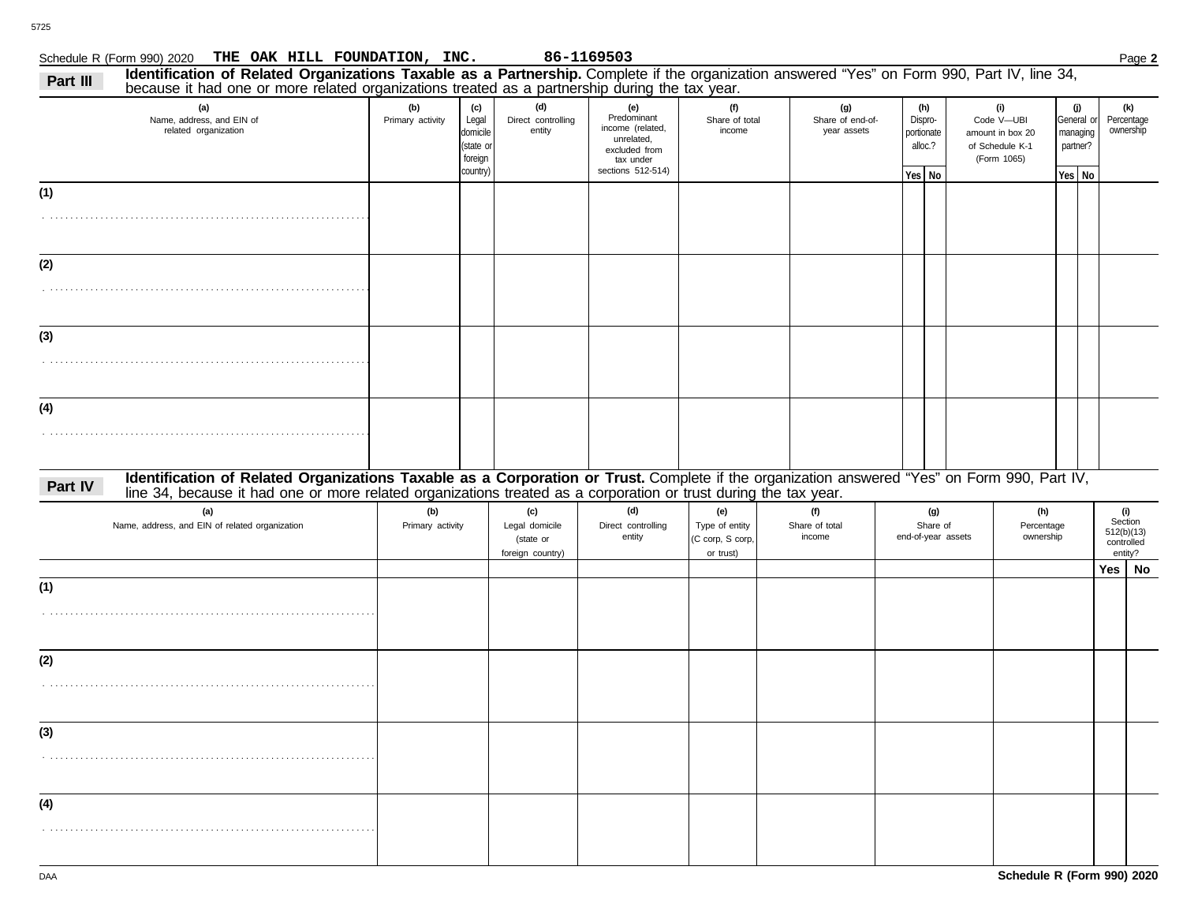Schedule R (Form 990) 2020 THE OAK HILL FOUNDATION, INC. 86-1169503 Page **2**

**Part III** **Identification of Related Organizations Taxable as a Partnership.** Complete if the organization answered "Yes" on Form 990, Part IV, line 34, because it had one or more related organizations treated as a partnership during the tax year.

| (a) Name, address, and EIN of related organization | (b) Primary activity | (c) Legal domicile (state or foreign country) | (d) Direct controlling entity | (e) Predominant income (related, unrelated, excluded from tax under sections 512-514) | (f) Share of total income | (g) Share of end-of-year assets | (h) Dispro-portionate alloc.? | | (i) Code V—UBI amount in box 20 of Schedule K-1 (Form 1065) | (j) General or managing partner? | | (k) Percentage ownership |
|---|---|---|---|---|---|---|---|---|---|---|---|---|
| | | | | | | | Yes | No | | Yes | No | |
| (1) | | | | | | | | | | | | |
| (2) | | | | | | | | | | | | |
| (3) | | | | | | | | | | | | |
| (4) | | | | | | | | | | | | |

**Part IV** **Identification of Related Organizations Taxable as a Corporation or Trust.** Complete if the organization answered "Yes" on Form 990, Part IV, line 34, because it had one or more related organizations treated as a corporation or trust during the tax year.

| (a) Name, address, and EIN of related organization | (b) Primary activity | (c) Legal domicile (state or foreign country) | (d) Direct controlling entity | (e) Type of entity (C corp, S corp, or trust) | (f) Share of total income | (g) Share of end-of-year assets | (h) Percentage ownership | (i) Section 512(b)(13) controlled entity? | |
|---|---|---|---|---|---|---|---|---|---|
| | | | | | | | | Yes | No |
| (1) | | | | | | | | | |
| (2) | | | | | | | | | |
| (3) | | | | | | | | | |
| (4) | | | | | | | | | |

Schedule R (Form 990) 2020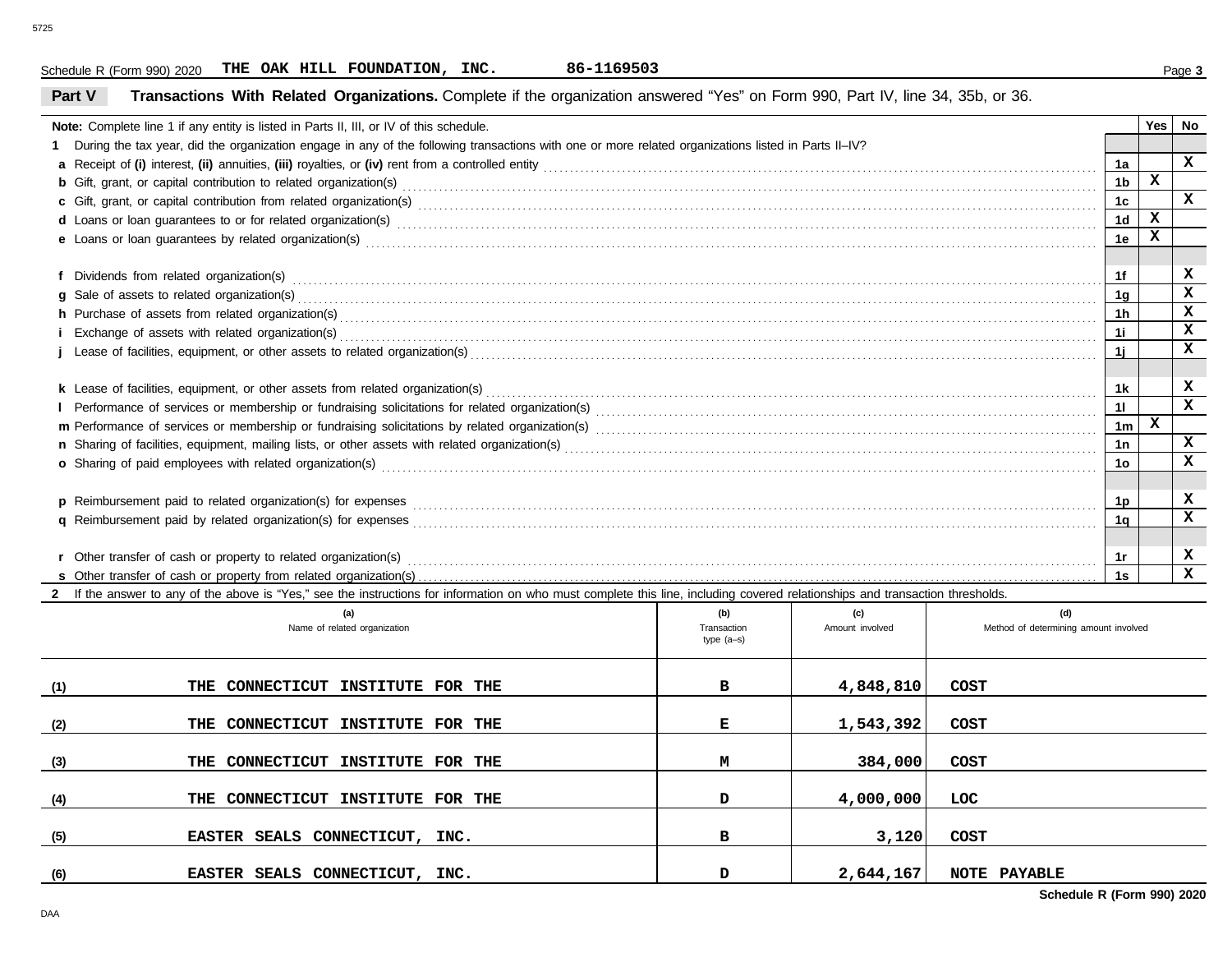Schedule R (Form 990) 2020 **THE OAK HILL FOUNDATION, INC.** **86-1169503** Page **3**

## Part V Transactions With Related Organizations.

Complete if the organization answered "Yes" on Form 990, Part IV, line 34, 35b, or 36.

| | | | Yes | No |
|---|---|---|---|---|
| **Note:** Complete line 1 if any entity is listed in Parts II, III, or IV of this schedule. | | | | |
| **1** | During the tax year, did the organization engage in any of the following transactions with one or more related organizations listed in Parts II–IV? | | | |
| **a** | Receipt of **(i)** interest, **(ii)** annuities, **(iii)** royalties, or **(iv)** rent from a controlled entity | 1a | | X |
| **b** | Gift, grant, or capital contribution to related organization(s) | 1b | X | |
| **c** | Gift, grant, or capital contribution from related organization(s) | 1c | | X |
| **d** | Loans or loan guarantees to or for related organization(s) | 1d | X | |
| **e** | Loans or loan guarantees by related organization(s) | 1e | X | |
| **f** | Dividends from related organization(s) | 1f | | X |
| **g** | Sale of assets to related organization(s) | 1g | | X |
| **h** | Purchase of assets from related organization(s) | 1h | | X |
| **i** | Exchange of assets with related organization(s) | 1i | | X |
| **j** | Lease of facilities, equipment, or other assets to related organization(s) | 1j | | X |
| **k** | Lease of facilities, equipment, or other assets from related organization(s) | 1k | | X |
| **l** | Performance of services or membership or fundraising solicitations for related organization(s) | 1l | | X |
| **m** | Performance of services or membership or fundraising solicitations by related organization(s) | 1m | X | |
| **n** | Sharing of facilities, equipment, mailing lists, or other assets with related organization(s) | 1n | | X |
| **o** | Sharing of paid employees with related organization(s) | 1o | | X |
| **p** | Reimbursement paid to related organization(s) for expenses | 1p | | X |
| **q** | Reimbursement paid by related organization(s) for expenses | 1q | | X |
| **r** | Other transfer of cash or property to related organization(s) | 1r | | X |
| **s** | Other transfer of cash or property from related organization(s) | 1s | | X |

**2** If the answer to any of the above is "Yes," see the instructions for information on who must complete this line, including covered relationships and transaction thresholds.

| | (a) Name of related organization | (b) Transaction type (a–s) | (c) Amount involved | (d) Method of determining amount involved |
|---|---|---|---|---|
| (1) | THE CONNECTICUT INSTITUTE FOR THE | B | 4,848,810 | COST |
| (2) | THE CONNECTICUT INSTITUTE FOR THE | E | 1,543,392 | COST |
| (3) | THE CONNECTICUT INSTITUTE FOR THE | M | 384,000 | COST |
| (4) | THE CONNECTICUT INSTITUTE FOR THE | D | 4,000,000 | LOC |
| (5) | EASTER SEALS CONNECTICUT, INC. | B | 3,120 | COST |
| (6) | EASTER SEALS CONNECTICUT, INC. | D | 2,644,167 | NOTE PAYABLE |

**Schedule R (Form 990) 2020**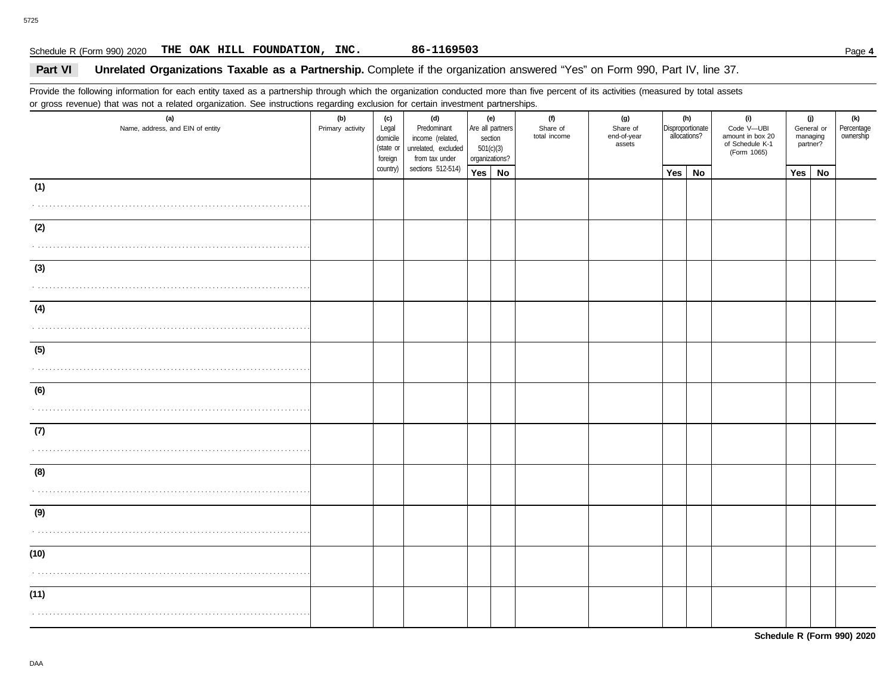Schedule R (Form 990) 2020 **THE OAK HILL FOUNDATION, INC.** **86-1169503**

## Part VI Unrelated Organizations Taxable as a Partnership. Complete if the organization answered "Yes" on Form 990, Part IV, line 37.

Provide the following information for each entity taxed as a partnership through which the organization conducted more than five percent of its activities (measured by total assets or gross revenue) that was not a related organization. See instructions regarding exclusion for certain investment partnerships.

| (a) Name, address, and EIN of entity | (b) Primary activity | (c) Legal domicile (state or foreign country) | (d) Predominant income (related, unrelated, excluded from tax under sections 512-514) | (e) Are all partners section 501(c)(3) organizations? | | (f) Share of total income | (g) Share of end-of-year assets | (h) Disproportionate allocations? | | (i) Code V—UBI amount in box 20 of Schedule K-1 (Form 1065) | (j) General or managing partner? | | (k) Percentage ownership |
|---|---|---|---|---|---|---|---|---|---|---|---|---|---|
| | | | | Yes | No | | | Yes | No | | Yes | No | |
| (1) | | | | | | | | | | | | | |
| (2) | | | | | | | | | | | | | |
| (3) | | | | | | | | | | | | | |
| (4) | | | | | | | | | | | | | |
| (5) | | | | | | | | | | | | | |
| (6) | | | | | | | | | | | | | |
| (7) | | | | | | | | | | | | | |
| (8) | | | | | | | | | | | | | |
| (9) | | | | | | | | | | | | | |
| (10) | | | | | | | | | | | | | |
| (11) | | | | | | | | | | | | | |

**Schedule R (Form 990) 2020**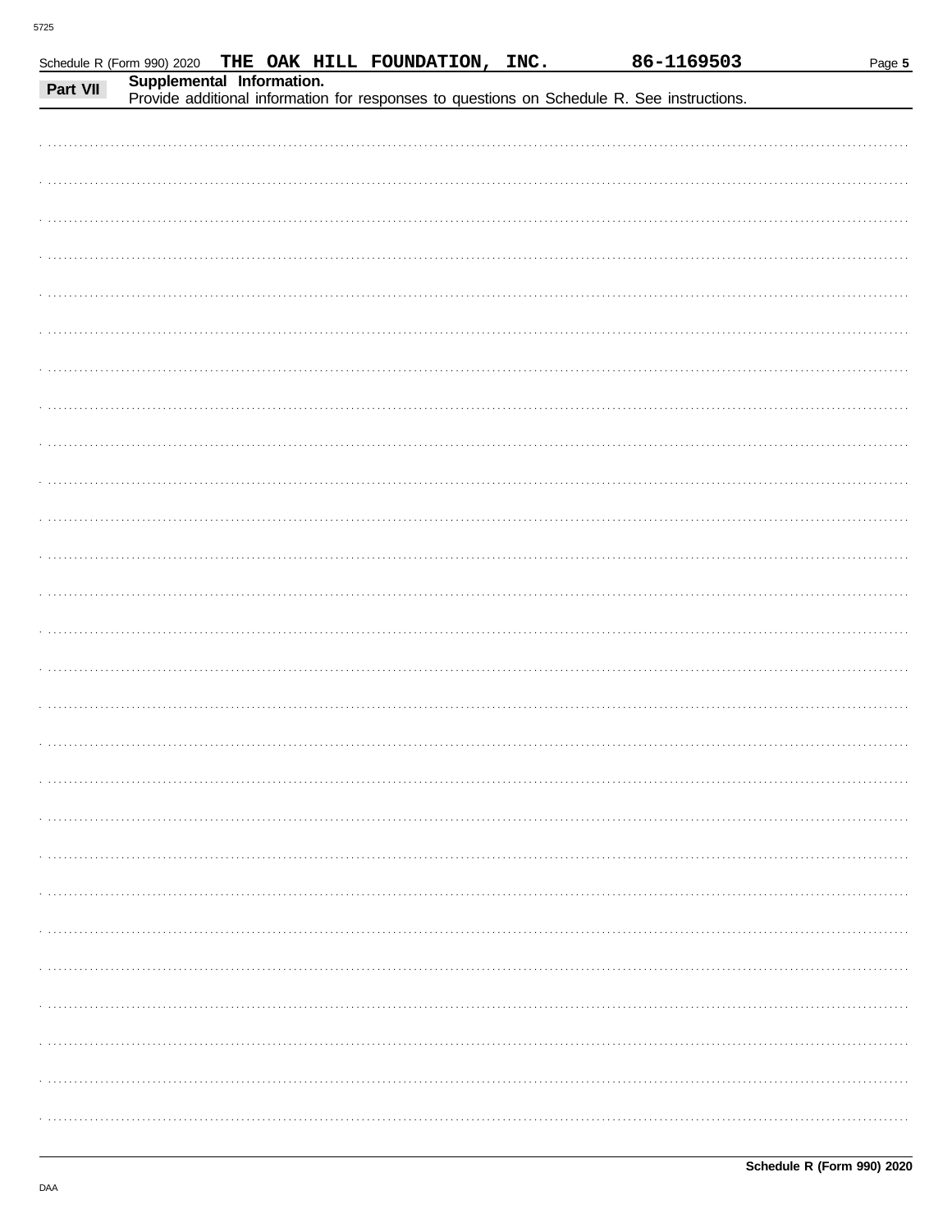Schedule R (Form 990) 2020 **THE OAK HILL FOUNDATION, INC.** **86-1169503**

**Part VII** **Supplemental Information.**
Provide additional information for responses to questions on Schedule R. See instructions.

**Schedule R (Form 990) 2020**